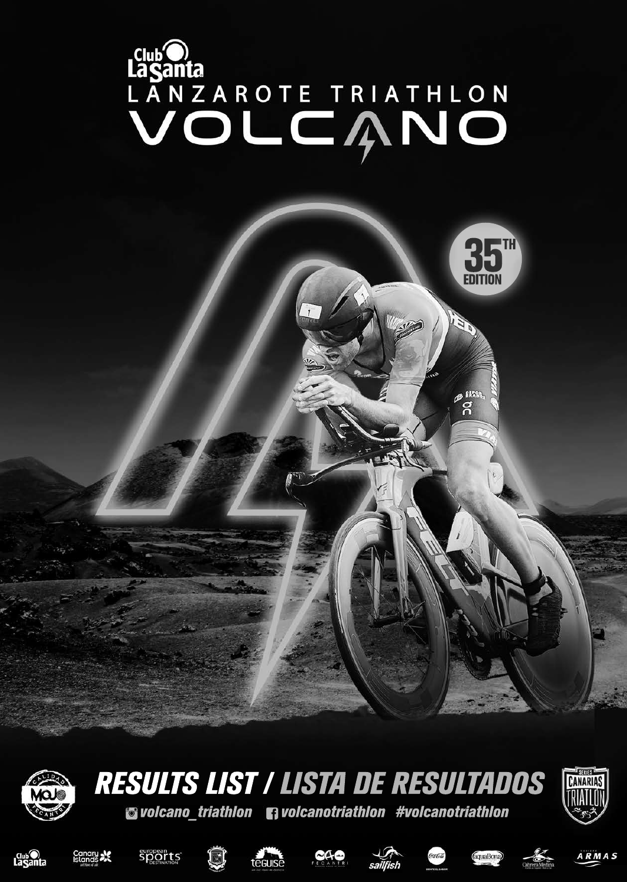Club La Santa

# LANZAROTE TRIATHLON VOLCANO

35TH EDITION

## RESULTS LIST / LISTA DE RESULTADOS

volcano_triathlon volcanotriathlon #volcanotriathlon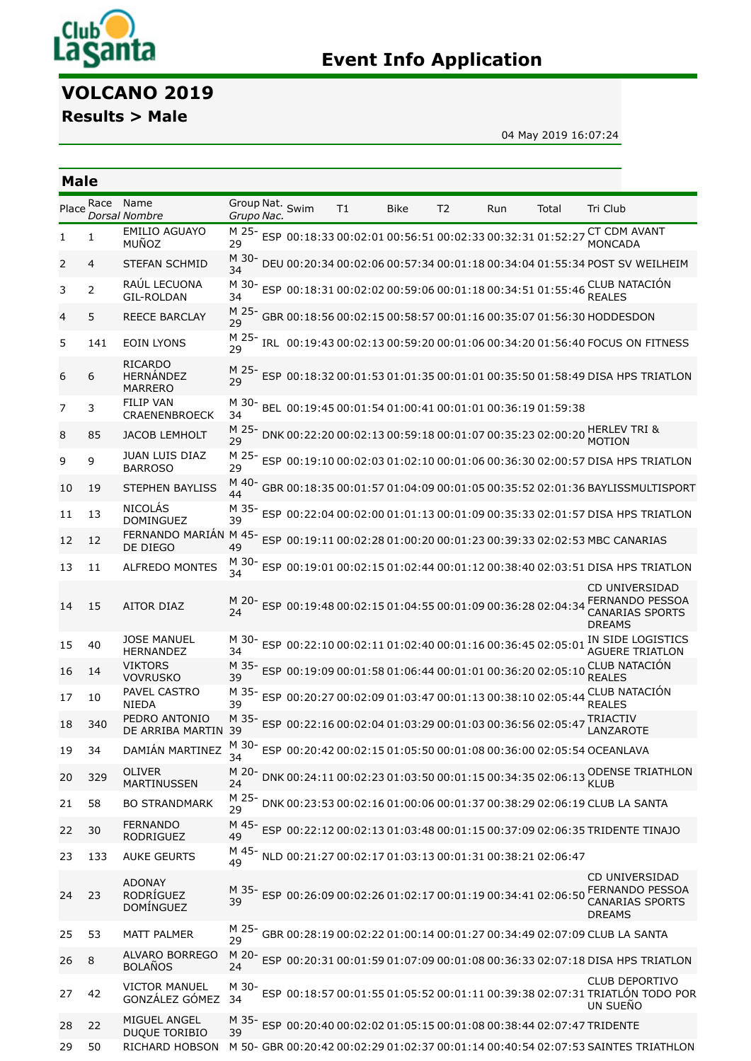# Event Info Application

## VOLCANO 2019

### Results > Male

04 May 2019 16:07:24

### Male

| Place | Race *Dorsal* | Name *Nombre* | Group *Grupo* | Nat. *Nac.* | Swim | T1 | Bike | T2 | Run | Total | Tri Club |
|---|---|---|---|---|---|---|---|---|---|---|---|
| 1 | 1 | EMILIO AGUAYO MUÑOZ | M 25-29 | ESP | 00:18:33 | 00:02:01 | 00:56:51 | 00:02:33 | 00:32:31 | 01:52:27 | CT CDM AVANT MONCADA |
| 2 | 4 | STEFAN SCHMID | M 30-34 | DEU | 00:20:34 | 00:02:06 | 00:57:34 | 00:01:18 | 00:34:04 | 01:55:34 | POST SV WEILHEIM |
| 3 | 2 | RAÚL LECUONA GIL-ROLDAN | M 30-34 | ESP | 00:18:31 | 00:02:02 | 00:59:06 | 00:01:18 | 00:34:51 | 01:55:46 | CLUB NATACIÓN REALES |
| 4 | 5 | REECE BARCLAY | M 25-29 | GBR | 00:18:56 | 00:02:15 | 00:58:57 | 00:01:16 | 00:35:07 | 01:56:30 | HODDESDON |
| 5 | 141 | EOIN LYONS | M 25-29 | IRL | 00:19:43 | 00:02:13 | 00:59:20 | 00:01:06 | 00:34:20 | 01:56:40 | FOCUS ON FITNESS |
| 6 | 6 | RICARDO HERNÁNDEZ MARRERO | M 25-29 | ESP | 00:18:32 | 00:01:53 | 01:01:35 | 00:01:01 | 00:35:50 | 01:58:49 | DISA HPS TRIATLON |
| 7 | 3 | FILIP VAN CRAENENBROECK | M 30-34 | BEL | 00:19:45 | 00:01:54 | 01:00:41 | 00:01:01 | 00:36:19 | 01:59:38 | |
| 8 | 85 | JACOB LEMHOLT | M 25-29 | DNK | 00:22:20 | 00:02:13 | 00:59:18 | 00:01:07 | 00:35:23 | 02:00:20 | HERLEV TRI & MOTION |
| 9 | 9 | JUAN LUIS DIAZ BARROSO | M 25-29 | ESP | 00:19:10 | 00:02:03 | 01:02:10 | 00:01:06 | 00:36:30 | 02:00:57 | DISA HPS TRIATLON |
| 10 | 19 | STEPHEN BAYLISS | M 40-44 | GBR | 00:18:35 | 00:01:57 | 01:04:09 | 00:01:05 | 00:35:52 | 02:01:36 | BAYLISSMULTISPORT |
| 11 | 13 | NICOLÁS DOMINGUEZ | M 35-39 | ESP | 00:22:04 | 00:02:00 | 01:01:13 | 00:01:09 | 00:35:33 | 02:01:57 | DISA HPS TRIATLON |
| 12 | 12 | FERNANDO MARIÁN DE DIEGO | M 45-49 | ESP | 00:19:11 | 00:02:28 | 01:00:20 | 00:01:23 | 00:39:33 | 02:02:53 | MBC CANARIAS |
| 13 | 11 | ALFREDO MONTES | M 30-34 | ESP | 00:19:01 | 00:02:15 | 01:02:44 | 00:01:12 | 00:38:40 | 02:03:51 | DISA HPS TRIATLON |
| 14 | 15 | AITOR DIAZ | M 20-24 | ESP | 00:19:48 | 00:02:15 | 01:04:55 | 00:01:09 | 00:36:28 | 02:04:34 | CD UNIVERSIDAD FERNANDO PESSOA CANARIAS SPORTS DREAMS |
| 15 | 40 | JOSE MANUEL HERNANDEZ | M 30-34 | ESP | 00:22:10 | 00:02:11 | 01:02:40 | 00:01:16 | 00:36:45 | 02:05:01 | IN SIDE LOGISTICS AGUERE TRIATLON |
| 16 | 14 | VIKTORS VOVRUSKO | M 35-39 | ESP | 00:19:09 | 00:01:58 | 01:06:44 | 00:01:01 | 00:36:20 | 02:05:10 | CLUB NATACIÓN REALES |
| 17 | 10 | PAVEL CASTRO NIEDA | M 35-39 | ESP | 00:20:27 | 00:02:09 | 01:03:47 | 00:01:13 | 00:38:10 | 02:05:44 | CLUB NATACIÓN REALES |
| 18 | 340 | PEDRO ANTONIO DE ARRIBA MARTIN | M 35-39 | ESP | 00:22:16 | 00:02:04 | 01:03:29 | 00:01:03 | 00:36:56 | 02:05:47 | TRIACTIV LANZAROTE |
| 19 | 34 | DAMIÁN MARTINEZ | M 30-34 | ESP | 00:20:42 | 00:02:15 | 01:05:50 | 00:01:08 | 00:36:00 | 02:05:54 | OCEANLAVA |
| 20 | 329 | OLIVER MARTINUSSEN | M 20-24 | DNK | 00:24:11 | 00:02:23 | 01:03:50 | 00:01:15 | 00:34:35 | 02:06:13 | ODENSE TRIATHLON KLUB |
| 21 | 58 | BO STRANDMARK | M 25-29 | DNK | 00:23:53 | 00:02:16 | 01:00:06 | 00:01:37 | 00:38:29 | 02:06:19 | CLUB LA SANTA |
| 22 | 30 | FERNANDO RODRIGUEZ | M 45-49 | ESP | 00:22:12 | 00:02:13 | 01:03:48 | 00:01:15 | 00:37:09 | 02:06:35 | TRIDENTE TINAJO |
| 23 | 133 | AUKE GEURTS | M 45-49 | NLD | 00:21:27 | 00:02:17 | 01:03:13 | 00:01:31 | 00:38:21 | 02:06:47 | |
| 24 | 23 | ADONAY RODRÍGUEZ DOMÍNGUEZ | M 35-39 | ESP | 00:26:09 | 00:02:26 | 01:02:17 | 00:01:19 | 00:34:41 | 02:06:50 | CD UNIVERSIDAD FERNANDO PESSOA CANARIAS SPORTS DREAMS |
| 25 | 53 | MATT PALMER | M 25-29 | GBR | 00:28:19 | 00:02:22 | 01:00:14 | 00:01:27 | 00:34:49 | 02:07:09 | CLUB LA SANTA |
| 26 | 8 | ALVARO BORREGO BOLAÑOS | M 20-24 | ESP | 00:20:31 | 00:01:59 | 01:07:09 | 00:01:08 | 00:36:33 | 02:07:18 | DISA HPS TRIATLON |
| 27 | 42 | VICTOR MANUEL GONZÁLEZ GÓMEZ | M 30-34 | ESP | 00:18:57 | 00:01:55 | 01:05:52 | 00:01:11 | 00:39:38 | 02:07:31 | CLUB DEPORTIVO TRIATLÓN TODO POR UN SUEÑO |
| 28 | 22 | MIGUEL ANGEL DUQUE TORIBIO | M 35-39 | ESP | 00:20:40 | 00:02:02 | 01:05:15 | 00:01:08 | 00:38:44 | 02:07:47 | TRIDENTE |
| 29 | 50 | RICHARD HOBSON | M 50- | GBR | 00:20:42 | 00:02:29 | 01:02:37 | 00:01:14 | 00:40:54 | 02:07:53 | SAINTES TRIATHLON |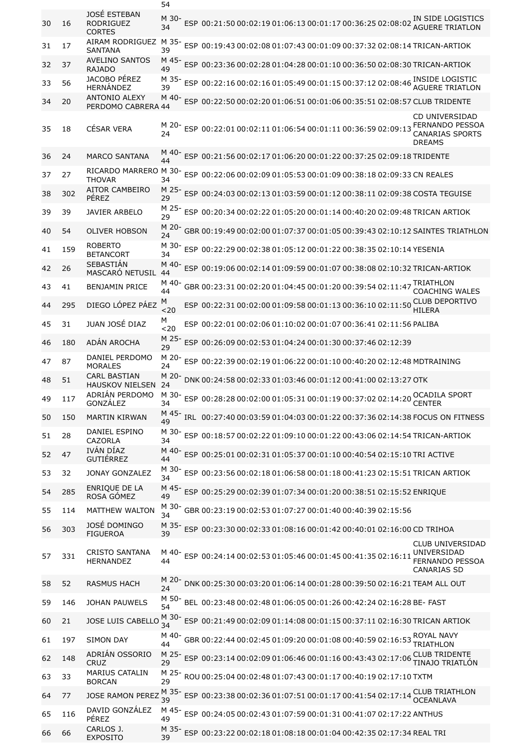| | | | 54 | | | | | | | | |
|---|---|---|---|---|---|---|---|---|---|---|---|
| 30 | 16 | JOSÉ ESTEBAN RODRIGUEZ CORTES | M 30-34 | ESP | 00:21:50 | 00:02:19 | 01:06:13 | 00:01:17 | 00:36:25 | 02:08:02 | IN SIDE LOGISTICS AGUERE TRIATLON |
| 31 | 17 | AIRAM RODRIGUEZ SANTANA | M 35-39 | ESP | 00:19:43 | 00:02:08 | 01:07:43 | 00:01:09 | 00:37:32 | 02:08:14 | TRICAN-ARTIOK |
| 32 | 37 | AVELINO SANTOS RAJADO | M 45-49 | ESP | 00:23:36 | 00:02:28 | 01:04:28 | 00:01:10 | 00:36:50 | 02:08:30 | TRICAN-ARTIOK |
| 33 | 56 | JACOBO PÉREZ HERNÁNDEZ | M 35-39 | ESP | 00:22:16 | 00:02:16 | 01:05:49 | 00:01:15 | 00:37:12 | 02:08:46 | INSIDE LOGISTIC AGUERE TRIATLON |
| 34 | 20 | ANTONIO ALEXY PERDOMO CABRERA | M 40-44 | ESP | 00:22:50 | 00:02:20 | 01:06:51 | 00:01:06 | 00:35:51 | 02:08:57 | CLUB TRIDENTE |
| 35 | 18 | CÉSAR VERA | M 20-24 | ESP | 00:22:01 | 00:02:11 | 01:06:54 | 00:01:11 | 00:36:59 | 02:09:13 | CD UNIVERSIDAD FERNANDO PESSOA CANARIAS SPORTS DREAMS |
| 36 | 24 | MARCO SANTANA | M 40-44 | ESP | 00:21:56 | 00:02:17 | 01:06:20 | 00:01:22 | 00:37:25 | 02:09:18 | TRIDENTE |
| 37 | 27 | RICARDO MARRERO THOVAR | M 30-34 | ESP | 00:22:06 | 00:02:09 | 01:05:53 | 00:01:09 | 00:38:18 | 02:09:33 | CN REALES |
| 38 | 302 | AITOR CAMBEIRO PÉREZ | M 25-29 | ESP | 00:24:03 | 00:02:13 | 01:03:59 | 00:01:12 | 00:38:11 | 02:09:38 | COSTA TEGUISE |
| 39 | 39 | JAVIER ARBELO | M 25-29 | ESP | 00:20:34 | 00:02:22 | 01:05:20 | 00:01:14 | 00:40:20 | 02:09:48 | TRICAN ARTIOK |
| 40 | 54 | OLIVER HOBSON | M 20-24 | GBR | 00:19:49 | 00:02:00 | 01:07:37 | 00:01:05 | 00:39:43 | 02:10:12 | SAINTES TRIATHLON |
| 41 | 159 | ROBERTO BETANCORT | M 30-34 | ESP | 00:22:29 | 00:02:38 | 01:05:12 | 00:01:22 | 00:38:35 | 02:10:14 | YESENIA |
| 42 | 26 | SEBASTIÁN MASCARÓ NETUSIL | M 40-44 | ESP | 00:19:06 | 00:02:14 | 01:09:59 | 00:01:07 | 00:38:08 | 02:10:32 | TRICAN-ARTIOK |
| 43 | 41 | BENJAMIN PRICE | M 40-44 | GBR | 00:23:31 | 00:02:20 | 01:04:45 | 00:01:20 | 00:39:54 | 02:11:47 | TRIATHLON COACHING WALES |
| 44 | 295 | DIEGO LÓPEZ PÁEZ | M <20 | ESP | 00:22:31 | 00:02:00 | 01:09:58 | 00:01:13 | 00:36:10 | 02:11:50 | CLUB DEPORTIVO HILERA |
| 45 | 31 | JUAN JOSÉ DIAZ | M <20 | ESP | 00:22:01 | 00:02:06 | 01:10:02 | 00:01:07 | 00:36:41 | 02:11:56 | PALIBA |
| 46 | 180 | ADÁN AROCHA | M 25-29 | ESP | 00:26:09 | 00:02:53 | 01:04:24 | 00:01:30 | 00:37:46 | 02:12:39 | |
| 47 | 87 | DANIEL PERDOMO MORALES | M 20-24 | ESP | 00:22:39 | 00:02:19 | 01:06:22 | 00:01:10 | 00:40:20 | 02:12:48 | MDTRAINING |
| 48 | 51 | CARL BASTIAN HAUSKOV NIELSEN | M 20-24 | DNK | 00:24:58 | 00:02:33 | 01:03:46 | 00:01:12 | 00:41:00 | 02:13:27 | OTK |
| 49 | 117 | ADRIÁN PERDOMO GONZÁLEZ | M 30-34 | ESP | 00:28:28 | 00:02:00 | 01:05:31 | 00:01:19 | 00:37:02 | 02:14:20 | OCADILA SPORT CENTER |
| 50 | 150 | MARTIN KIRWAN | M 45-49 | IRL | 00:27:40 | 00:03:59 | 01:04:03 | 00:01:22 | 00:37:36 | 02:14:38 | FOCUS ON FITNESS |
| 51 | 28 | DANIEL ESPINO CAZORLA | M 30-34 | ESP | 00:18:57 | 00:02:22 | 01:09:10 | 00:01:22 | 00:43:06 | 02:14:54 | TRICAN-ARTIOK |
| 52 | 47 | IVÁN DÍAZ GUTIÉRREZ | M 40-44 | ESP | 00:25:01 | 00:02:31 | 01:05:37 | 00:01:10 | 00:40:54 | 02:15:10 | TRI ACTIVE |
| 53 | 32 | JONAY GONZALEZ | M 30-34 | ESP | 00:23:56 | 00:02:18 | 01:06:58 | 00:01:18 | 00:41:23 | 02:15:51 | TRICAN ARTIOK |
| 54 | 285 | ENRIQUE DE LA ROSA GÓMEZ | M 45-49 | ESP | 00:25:29 | 00:02:39 | 01:07:34 | 00:01:20 | 00:38:51 | 02:15:52 | ENRIQUE |
| 55 | 114 | MATTHEW WALTON | M 30-34 | GBR | 00:23:19 | 00:02:53 | 01:07:27 | 00:01:40 | 00:40:39 | 02:15:56 | |
| 56 | 303 | JOSÉ DOMINGO FIGUEROA | M 35-39 | ESP | 00:23:30 | 00:02:33 | 01:08:16 | 00:01:42 | 00:40:01 | 02:16:00 | CD TRIHOA |
| 57 | 331 | CRISTO SANTANA HERNANDEZ | M 40-44 | ESP | 00:24:14 | 00:02:53 | 01:05:46 | 00:01:45 | 00:41:35 | 02:16:11 | CLUB UNIVERSIDAD UNIVERSIDAD FERNANDO PESSOA CANARIAS SD |
| 58 | 52 | RASMUS HACH | M 20-24 | DNK | 00:25:30 | 00:03:20 | 01:06:14 | 00:01:28 | 00:39:50 | 02:16:21 | TEAM ALL OUT |
| 59 | 146 | JOHAN PAUWELS | M 50-54 | BEL | 00:23:48 | 00:02:48 | 01:06:05 | 00:01:26 | 00:42:24 | 02:16:28 | BE- FAST |
| 60 | 21 | JOSE LUIS CABELLO | M 30-34 | ESP | 00:21:49 | 00:02:09 | 01:14:08 | 00:01:15 | 00:37:11 | 02:16:30 | TRICAN ARTIOK |
| 61 | 197 | SIMON DAY | M 40-44 | GBR | 00:22:44 | 00:02:45 | 01:09:20 | 00:01:08 | 00:40:59 | 02:16:53 | ROYAL NAVY TRIATHLON |
| 62 | 148 | ADRIÁN OSSORIO CRUZ | M 25-29 | ESP | 00:23:14 | 00:02:09 | 01:06:46 | 00:01:16 | 00:43:43 | 02:17:06 | CLUB TRIDENTE TINAJO TRIATLÓN |
| 63 | 33 | MARIUS CATALIN BORCAN | M 25-29 | ROU | 00:25:04 | 00:02:48 | 01:07:43 | 00:01:17 | 00:40:19 | 02:17:10 | TXTM |
| 64 | 77 | JOSE RAMON PEREZ | M 35-39 | ESP | 00:23:38 | 00:02:36 | 01:07:51 | 00:01:17 | 00:41:54 | 02:17:14 | CLUB TRIATHLON OCEANLAVA |
| 65 | 116 | DAVID GONZÁLEZ PÉREZ | M 45-49 | ESP | 00:24:05 | 00:02:43 | 01:07:59 | 00:01:31 | 00:41:07 | 02:17:22 | ANTHUS |
| 66 | 66 | CARLOS J. EXPOSITO | M 35-39 | ESP | 00:23:22 | 00:02:18 | 01:08:18 | 00:01:04 | 00:42:35 | 02:17:34 | REAL TRI |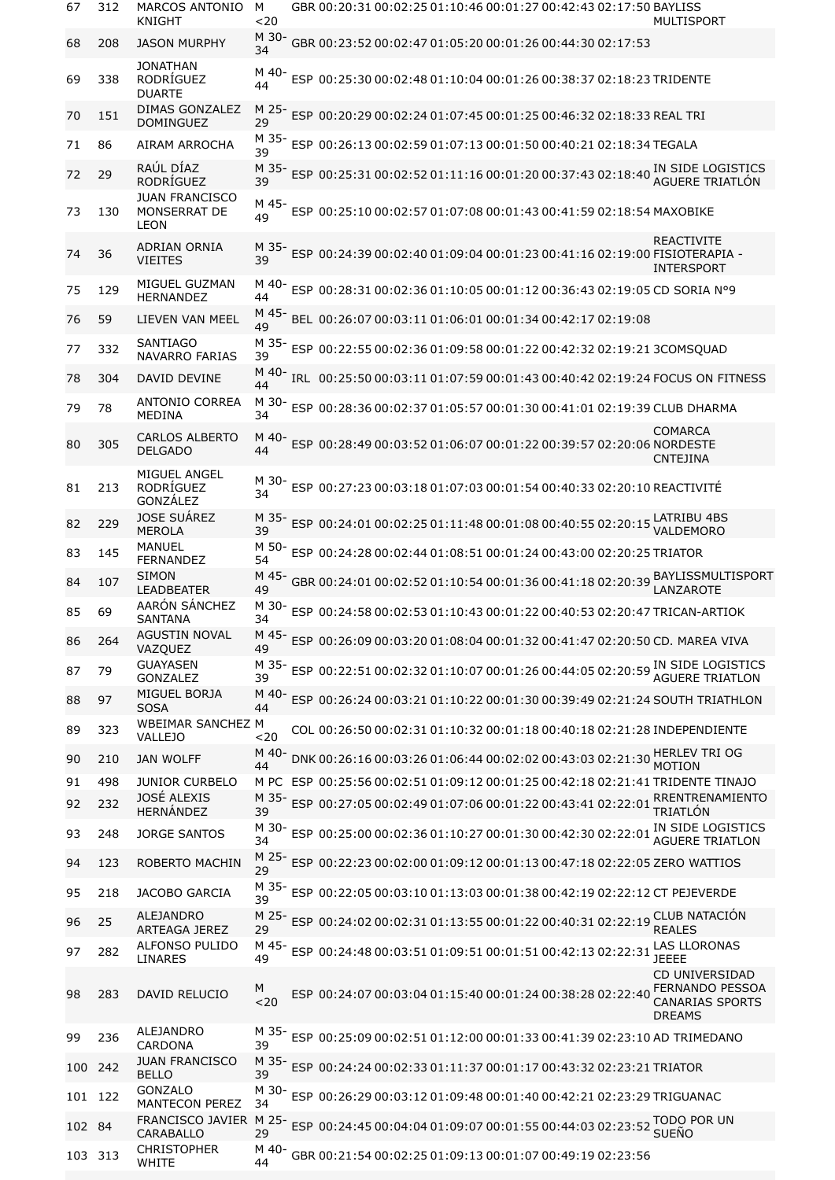| 67 | 312 | MARCOS ANTONIO KNIGHT | M <20 | GBR | 00:20:31 | 00:02:25 | 01:10:46 | 00:01:27 | 00:42:43 | 02:17:50 | BAYLISS MULTISPORT |
|---|---|---|---|---|---|---|---|---|---|---|---|
| 68 | 208 | JASON MURPHY | M 30-34 | GBR | 00:23:52 | 00:02:47 | 01:05:20 | 00:01:26 | 00:44:30 | 02:17:53 | |
| 69 | 338 | JONATHAN RODRÍGUEZ DUARTE | M 40-44 | ESP | 00:25:30 | 00:02:48 | 01:10:04 | 00:01:26 | 00:38:37 | 02:18:23 | TRIDENTE |
| 70 | 151 | DIMAS GONZALEZ DOMINGUEZ | M 25-29 | ESP | 00:20:29 | 00:02:24 | 01:07:45 | 00:01:25 | 00:46:32 | 02:18:33 | REAL TRI |
| 71 | 86 | AIRAM ARROCHA | M 35-39 | ESP | 00:26:13 | 00:02:59 | 01:07:13 | 00:01:50 | 00:40:21 | 02:18:34 | TEGALA |
| 72 | 29 | RAÚL DÍAZ RODRÍGUEZ | M 35-39 | ESP | 00:25:31 | 00:02:52 | 01:11:16 | 00:01:20 | 00:37:43 | 02:18:40 | IN SIDE LOGISTICS AGUERE TRIATLÓN |
| 73 | 130 | JUAN FRANCISCO MONSERRAT DE LEON | M 45-49 | ESP | 00:25:10 | 00:02:57 | 01:07:08 | 00:01:43 | 00:41:59 | 02:18:54 | MAXOBIKE |
| 74 | 36 | ADRIAN ORNIA VIEITES | M 35-39 | ESP | 00:24:39 | 00:02:40 | 01:09:04 | 00:01:23 | 00:41:16 | 02:19:00 | REACTIVITE FISIOTERAPIA - INTERSPORT |
| 75 | 129 | MIGUEL GUZMAN HERNANDEZ | M 40-44 | ESP | 00:28:31 | 00:02:36 | 01:10:05 | 00:01:12 | 00:36:43 | 02:19:05 | CD SORIA Nº9 |
| 76 | 59 | LIEVEN VAN MEEL | M 45-49 | BEL | 00:26:07 | 00:03:11 | 01:06:01 | 00:01:34 | 00:42:17 | 02:19:08 | |
| 77 | 332 | SANTIAGO NAVARRO FARIAS | M 35-39 | ESP | 00:22:55 | 00:02:36 | 01:09:58 | 00:01:22 | 00:42:32 | 02:19:21 | 3COMSQUAD |
| 78 | 304 | DAVID DEVINE | M 40-44 | IRL | 00:25:50 | 00:03:11 | 01:07:59 | 00:01:43 | 00:40:42 | 02:19:24 | FOCUS ON FITNESS |
| 79 | 78 | ANTONIO CORREA MEDINA | M 30-34 | ESP | 00:28:36 | 00:02:37 | 01:05:57 | 00:01:30 | 00:41:01 | 02:19:39 | CLUB DHARMA |
| 80 | 305 | CARLOS ALBERTO DELGADO | M 40-44 | ESP | 00:28:49 | 00:03:52 | 01:06:07 | 00:01:22 | 00:39:57 | 02:20:06 | COMARCA NORDESTE CNTEJINA |
| 81 | 213 | MIGUEL ANGEL RODRÍGUEZ GONZÁLEZ | M 30-34 | ESP | 00:27:23 | 00:03:18 | 01:07:03 | 00:01:54 | 00:40:33 | 02:20:10 | REACTIVITÉ |
| 82 | 229 | JOSE SUÁREZ MEROLA | M 35-39 | ESP | 00:24:01 | 00:02:25 | 01:11:48 | 00:01:08 | 00:40:55 | 02:20:15 | LATRIBU 4BS VALDEMORO |
| 83 | 145 | MANUEL FERNANDEZ | M 50-54 | ESP | 00:24:28 | 00:02:44 | 01:08:51 | 00:01:24 | 00:43:00 | 02:20:25 | TRIATOR |
| 84 | 107 | SIMON LEADBEATER | M 45-49 | GBR | 00:24:01 | 00:02:52 | 01:10:54 | 00:01:36 | 00:41:18 | 02:20:39 | BAYLISSMULTISPORT LANZAROTE |
| 85 | 69 | AARÓN SÁNCHEZ SANTANA | M 30-34 | ESP | 00:24:58 | 00:02:53 | 01:10:43 | 00:01:22 | 00:40:53 | 02:20:47 | TRICAN-ARTIOK |
| 86 | 264 | AGUSTIN NOVAL VAZQUEZ | M 45-49 | ESP | 00:26:09 | 00:03:20 | 01:08:04 | 00:01:32 | 00:41:47 | 02:20:50 | CD. MAREA VIVA |
| 87 | 79 | GUAYASEN GONZALEZ | M 35-39 | ESP | 00:22:51 | 00:02:32 | 01:10:07 | 00:01:26 | 00:44:05 | 02:20:59 | IN SIDE LOGISTICS AGUERE TRIATLON |
| 88 | 97 | MIGUEL BORJA SOSA | M 40-44 | ESP | 00:26:24 | 00:03:21 | 01:10:22 | 00:01:30 | 00:39:49 | 02:21:24 | SOUTH TRIATHLON |
| 89 | 323 | WBEIMAR SANCHEZ VALLEJO | M <20 | COL | 00:26:50 | 00:02:31 | 01:10:32 | 00:01:18 | 00:40:18 | 02:21:28 | INDEPENDIENTE |
| 90 | 210 | JAN WOLFF | M 40-44 | DNK | 00:26:16 | 00:03:26 | 01:06:44 | 00:02:02 | 00:43:03 | 02:21:30 | HERLEV TRI OG MOTION |
| 91 | 498 | JUNIOR CURBELO | M PC | ESP | 00:25:56 | 00:02:51 | 01:09:12 | 00:01:25 | 00:42:18 | 02:21:41 | TRIDENTE TINAJO |
| 92 | 232 | JOSÉ ALEXIS HERNÁNDEZ | M 35-39 | ESP | 00:27:05 | 00:02:49 | 01:07:06 | 00:01:22 | 00:43:41 | 02:22:01 | RRENTRENAMIENTO TRIATLÓN |
| 93 | 248 | JORGE SANTOS | M 30-34 | ESP | 00:25:00 | 00:02:36 | 01:10:27 | 00:01:30 | 00:42:30 | 02:22:01 | IN SIDE LOGISTICS AGUERE TRIATLON |
| 94 | 123 | ROBERTO MACHIN | M 25-29 | ESP | 00:22:23 | 00:02:00 | 01:09:12 | 00:01:13 | 00:47:18 | 02:22:05 | ZERO WATTIOS |
| 95 | 218 | JACOBO GARCIA | M 35-39 | ESP | 00:22:05 | 00:03:10 | 01:13:03 | 00:01:38 | 00:42:19 | 02:22:12 | CT PEJEVERDE |
| 96 | 25 | ALEJANDRO ARTEAGA JEREZ | M 25-29 | ESP | 00:24:02 | 00:02:31 | 01:13:55 | 00:01:22 | 00:40:31 | 02:22:19 | CLUB NATACIÓN REALES |
| 97 | 282 | ALFONSO PULIDO LINARES | M 45-49 | ESP | 00:24:48 | 00:03:51 | 01:09:51 | 00:01:51 | 00:42:13 | 02:22:31 | LAS LLORONAS JEEEE |
| 98 | 283 | DAVID RELUCIO | M <20 | ESP | 00:24:07 | 00:03:04 | 01:15:40 | 00:01:24 | 00:38:28 | 02:22:40 | CD UNIVERSIDAD FERNANDO PESSOA CANARIAS SPORTS DREAMS |
| 99 | 236 | ALEJANDRO CARDONA | M 35-39 | ESP | 00:25:09 | 00:02:51 | 01:12:00 | 00:01:33 | 00:41:39 | 02:23:10 | AD TRIMEDANO |
| 100 | 242 | JUAN FRANCISCO BELLO | M 35-39 | ESP | 00:24:24 | 00:02:33 | 01:11:37 | 00:01:17 | 00:43:32 | 02:23:21 | TRIATOR |
| 101 | 122 | GONZALO MANTECON PEREZ | M 30-34 | ESP | 00:26:29 | 00:03:12 | 01:09:48 | 00:01:40 | 00:42:21 | 02:23:29 | TRIGUANAC |
| 102 | 84 | FRANCISCO JAVIER CARABALLO | M 25-29 | ESP | 00:24:45 | 00:04:04 | 01:09:07 | 00:01:55 | 00:44:03 | 02:23:52 | TODO POR UN SUEÑO |
| 103 | 313 | CHRISTOPHER WHITE | M 40-44 | GBR | 00:21:54 | 00:02:25 | 01:09:13 | 00:01:07 | 00:49:19 | 02:23:56 | |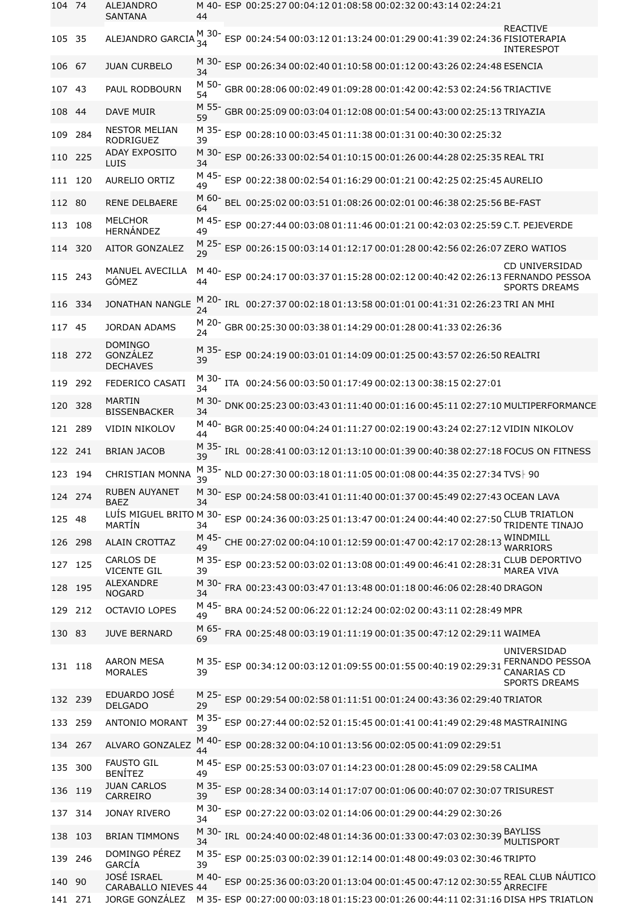| | | | | | | | | | | | |
|---|---|---|---|---|---|---|---|---|---|---|---|
| 104 | 74 | ALEJANDRO SANTANA | M 40-44 | ESP | 00:25:27 | 00:04:12 | 01:08:58 | 00:02:32 | 00:43:14 | 02:24:21 | |
| 105 | 35 | ALEJANDRO GARCIA | M 30-34 | ESP | 00:24:54 | 00:03:12 | 01:13:24 | 00:01:29 | 00:41:39 | 02:24:36 | REACTIVE FISIOTERAPIA INTERESPOT |
| 106 | 67 | JUAN CURBELO | M 30-34 | ESP | 00:26:34 | 00:02:40 | 01:10:58 | 00:01:12 | 00:43:26 | 02:24:48 | ESENCIA |
| 107 | 43 | PAUL RODBOURN | M 50-54 | GBR | 00:28:06 | 00:02:49 | 01:09:28 | 00:01:42 | 00:42:53 | 02:24:56 | TRIACTIVE |
| 108 | 44 | DAVE MUIR | M 55-59 | GBR | 00:25:09 | 00:03:04 | 01:12:08 | 00:01:54 | 00:43:00 | 02:25:13 | TRIYAZIA |
| 109 | 284 | NESTOR MELIAN RODRIGUEZ | M 35-39 | ESP | 00:28:10 | 00:03:45 | 01:11:38 | 00:01:31 | 00:40:30 | 02:25:32 | |
| 110 | 225 | ADAY EXPOSITO LUIS | M 30-34 | ESP | 00:26:33 | 00:02:54 | 01:10:15 | 00:01:26 | 00:44:28 | 02:25:35 | REAL TRI |
| 111 | 120 | AURELIO ORTIZ | M 45-49 | ESP | 00:22:38 | 00:02:54 | 01:16:29 | 00:01:21 | 00:42:25 | 02:25:45 | AURELIO |
| 112 | 80 | RENE DELBAERE | M 60-64 | BEL | 00:25:02 | 00:03:51 | 01:08:26 | 00:02:01 | 00:46:38 | 02:25:56 | BE-FAST |
| 113 | 108 | MELCHOR HERNÁNDEZ | M 45-49 | ESP | 00:27:44 | 00:03:08 | 01:11:46 | 00:01:21 | 00:42:03 | 02:25:59 | C.T. PEJEVERDE |
| 114 | 320 | AITOR GONZALEZ | M 25-29 | ESP | 00:26:15 | 00:03:14 | 01:12:17 | 00:01:28 | 00:42:56 | 02:26:07 | ZERO WATIOS |
| 115 | 243 | MANUEL AVECILLA GÓMEZ | M 40-44 | ESP | 00:24:17 | 00:03:37 | 01:15:28 | 00:02:12 | 00:40:42 | 02:26:13 | CD UNIVERSIDAD FERNANDO PESSOA SPORTS DREAMS |
| 116 | 334 | JONATHAN NANGLE | M 20-24 | IRL | 00:27:37 | 00:02:18 | 01:13:58 | 00:01:01 | 00:41:31 | 02:26:23 | TRI AN MHI |
| 117 | 45 | JORDAN ADAMS | M 20-24 | GBR | 00:25:30 | 00:03:38 | 01:14:29 | 00:01:28 | 00:41:33 | 02:26:36 | |
| 118 | 272 | DOMINGO GONZÁLEZ DECHAVES | M 35-39 | ESP | 00:24:19 | 00:03:01 | 01:14:09 | 00:01:25 | 00:43:57 | 02:26:50 | REALTRI |
| 119 | 292 | FEDERICO CASATI | M 30-34 | ITA | 00:24:56 | 00:03:50 | 01:17:49 | 00:02:13 | 00:38:15 | 02:27:01 | |
| 120 | 328 | MARTIN BISSENBACKER | M 30-34 | DNK | 00:25:23 | 00:03:43 | 01:11:40 | 00:01:16 | 00:45:11 | 02:27:10 | MULTIPERFORMANCE |
| 121 | 289 | VIDIN NIKOLOV | M 40-44 | BGR | 00:25:40 | 00:04:24 | 01:11:27 | 00:02:19 | 00:43:24 | 02:27:12 | VIDIN NIKOLOV |
| 122 | 241 | BRIAN JACOB | M 35-39 | IRL | 00:28:41 | 00:03:12 | 01:13:10 | 00:01:39 | 00:40:38 | 02:27:18 | FOCUS ON FITNESS |
| 123 | 194 | CHRISTIAN MONNA | M 35-39 | NLD | 00:27:30 | 00:03:18 | 01:11:05 | 00:01:08 | 00:44:35 | 02:27:34 | TVS├ 90 |
| 124 | 274 | RUBEN AUYANET BAEZ | M 30-34 | ESP | 00:24:58 | 00:03:41 | 01:11:40 | 00:01:37 | 00:45:49 | 02:27:43 | OCEAN LAVA |
| 125 | 48 | LUÍS MIGUEL BRITO MARTÍN | M 30-34 | ESP | 00:24:36 | 00:03:25 | 01:13:47 | 00:01:24 | 00:44:40 | 02:27:50 | CLUB TRIATLON TRIDENTE TINAJO |
| 126 | 298 | ALAIN CROTTAZ | M 45-49 | CHE | 00:27:02 | 00:04:10 | 01:12:59 | 00:01:47 | 00:42:17 | 02:28:13 | WINDMILL WARRIORS |
| 127 | 125 | CARLOS DE VICENTE GIL | M 35-39 | ESP | 00:23:52 | 00:03:02 | 01:13:08 | 00:01:49 | 00:46:41 | 02:28:31 | CLUB DEPORTIVO MAREA VIVA |
| 128 | 195 | ALEXANDRE NOGARD | M 30-34 | FRA | 00:23:43 | 00:03:47 | 01:13:48 | 00:01:18 | 00:46:06 | 02:28:40 | DRAGON |
| 129 | 212 | OCTAVIO LOPES | M 45-49 | BRA | 00:24:52 | 00:06:22 | 01:12:24 | 00:02:02 | 00:43:11 | 02:28:49 | MPR |
| 130 | 83 | JUVE BERNARD | M 65-69 | FRA | 00:25:48 | 00:03:19 | 01:11:19 | 00:01:35 | 00:47:12 | 02:29:11 | WAIMEA |
| 131 | 118 | AARON MESA MORALES | M 35-39 | ESP | 00:34:12 | 00:03:12 | 01:09:55 | 00:01:55 | 00:40:19 | 02:29:31 | UNIVERSIDAD FERNANDO PESSOA CANARIAS CD SPORTS DREAMS |
| 132 | 239 | EDUARDO JOSÉ DELGADO | M 25-29 | ESP | 00:29:54 | 00:02:58 | 01:11:51 | 00:01:24 | 00:43:36 | 02:29:40 | TRIATOR |
| 133 | 259 | ANTONIO MORANT | M 35-39 | ESP | 00:27:44 | 00:02:52 | 01:15:45 | 00:01:41 | 00:41:49 | 02:29:48 | MASTRAINING |
| 134 | 267 | ALVARO GONZALEZ | M 40-44 | ESP | 00:28:32 | 00:04:10 | 01:13:56 | 00:02:05 | 00:41:09 | 02:29:51 | |
| 135 | 300 | FAUSTO GIL BENÍTEZ | M 45-49 | ESP | 00:25:53 | 00:03:07 | 01:14:23 | 00:01:28 | 00:45:09 | 02:29:58 | CALIMA |
| 136 | 119 | JUAN CARLOS CARREIRO | M 35-39 | ESP | 00:28:34 | 00:03:14 | 01:17:07 | 00:01:06 | 00:40:07 | 02:30:07 | TRISUREST |
| 137 | 314 | JONAY RIVERO | M 30-34 | ESP | 00:27:22 | 00:03:02 | 01:14:06 | 00:01:29 | 00:44:29 | 02:30:26 | |
| 138 | 103 | BRIAN TIMMONS | M 30-34 | IRL | 00:24:40 | 00:02:48 | 01:14:36 | 00:01:33 | 00:47:03 | 02:30:39 | BAYLISS MULTISPORT |
| 139 | 246 | DOMINGO PÉREZ GARCÍA | M 35-39 | ESP | 00:25:03 | 00:02:39 | 01:12:14 | 00:01:48 | 00:49:03 | 02:30:46 | TRIPTO |
| 140 | 90 | JOSÉ ISRAEL CARABALLO NIEVES | M 40-44 | ESP | 00:25:36 | 00:03:20 | 01:13:04 | 00:01:45 | 00:47:12 | 02:30:55 | REAL CLUB NÁUTICO ARRECIFE |
| 141 | 271 | JORGE GONZÁLEZ | M 35- | ESP | 00:27:00 | 00:03:18 | 01:15:23 | 00:01:26 | 00:44:11 | 02:31:16 | DISA HPS TRIATLON |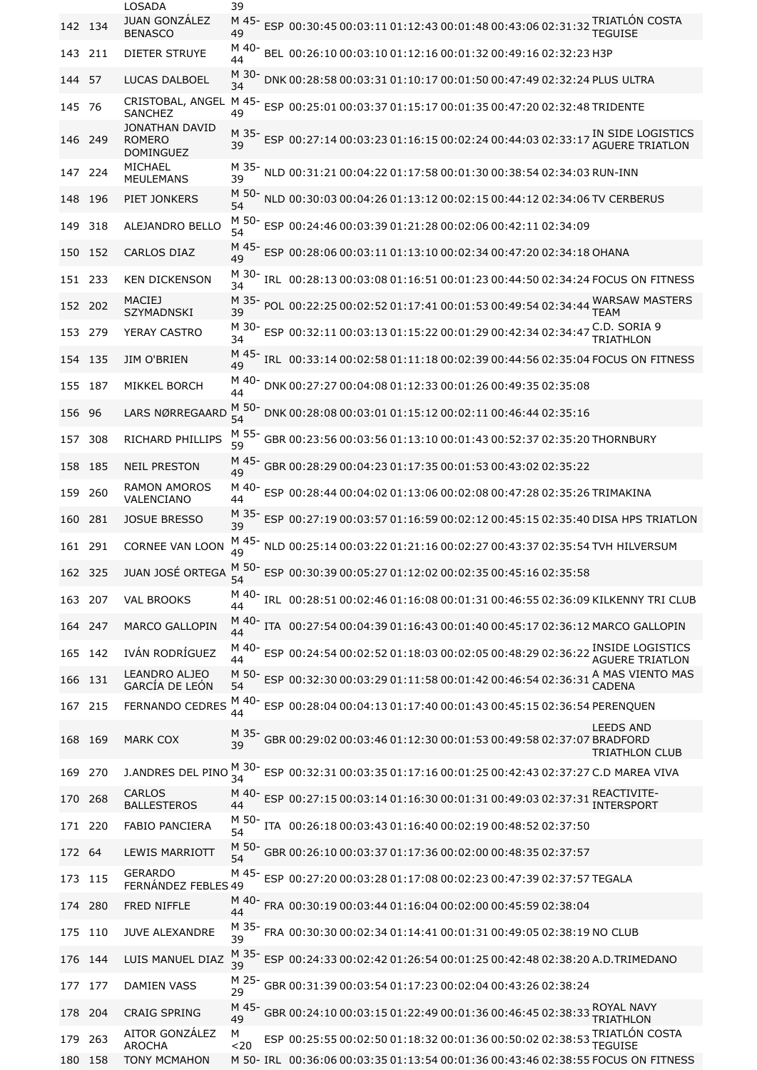| | | LOSADA | 39 | | | | | | | | |
|---|---|---|---|---|---|---|---|---|---|---|---|
| 142 | 134 | JUAN GONZÁLEZ BENASCO | M 45-49 | ESP | 00:30:45 | 00:03:11 | 01:12:43 | 00:01:48 | 00:43:06 | 02:31:32 | TRIATLÓN COSTA TEGUISE |
| 143 | 211 | DIETER STRUYE | M 40-44 | BEL | 00:26:10 | 00:03:10 | 01:12:16 | 00:01:32 | 00:49:16 | 02:32:23 | H3P |
| 144 | 57 | LUCAS DALBOEL | M 30-34 | DNK | 00:28:58 | 00:03:31 | 01:10:17 | 00:01:50 | 00:47:49 | 02:32:24 | PLUS ULTRA |
| 145 | 76 | CRISTOBAL, ANGEL SANCHEZ | M 45-49 | ESP | 00:25:01 | 00:03:37 | 01:15:17 | 00:01:35 | 00:47:20 | 02:32:48 | TRIDENTE |
| 146 | 249 | JONATHAN DAVID ROMERO DOMINGUEZ | M 35-39 | ESP | 00:27:14 | 00:03:23 | 01:16:15 | 00:02:24 | 00:44:03 | 02:33:17 | IN SIDE LOGISTICS AGUERE TRIATLON |
| 147 | 224 | MICHAEL MEULEMANS | M 35-39 | NLD | 00:31:21 | 00:04:22 | 01:17:58 | 00:01:30 | 00:38:54 | 02:34:03 | RUN-INN |
| 148 | 196 | PIET JONKERS | M 50-54 | NLD | 00:30:03 | 00:04:26 | 01:13:12 | 00:02:15 | 00:44:12 | 02:34:06 | TV CERBERUS |
| 149 | 318 | ALEJANDRO BELLO | M 50-54 | ESP | 00:24:46 | 00:03:39 | 01:21:28 | 00:02:06 | 00:42:11 | 02:34:09 | |
| 150 | 152 | CARLOS DIAZ | M 45-49 | ESP | 00:28:06 | 00:03:11 | 01:13:10 | 00:02:34 | 00:47:20 | 02:34:18 | OHANA |
| 151 | 233 | KEN DICKENSON | M 30-34 | IRL | 00:28:13 | 00:03:08 | 01:16:51 | 00:01:23 | 00:44:50 | 02:34:24 | FOCUS ON FITNESS |
| 152 | 202 | MACIEJ SZYMADNSKI | M 35-39 | POL | 00:22:25 | 00:02:52 | 01:17:41 | 00:01:53 | 00:49:54 | 02:34:44 | WARSAW MASTERS TEAM |
| 153 | 279 | YERAY CASTRO | M 30-34 | ESP | 00:32:11 | 00:03:13 | 01:15:22 | 00:01:29 | 00:42:34 | 02:34:47 | C.D. SORIA 9 TRIATHLON |
| 154 | 135 | JIM O'BRIEN | M 45-49 | IRL | 00:33:14 | 00:02:58 | 01:11:18 | 00:02:39 | 00:44:56 | 02:35:04 | FOCUS ON FITNESS |
| 155 | 187 | MIKKEL BORCH | M 40-44 | DNK | 00:27:27 | 00:04:08 | 01:12:33 | 00:01:26 | 00:49:35 | 02:35:08 | |
| 156 | 96 | LARS NØRREGAARD | M 50-54 | DNK | 00:28:08 | 00:03:01 | 01:15:12 | 00:02:11 | 00:46:44 | 02:35:16 | |
| 157 | 308 | RICHARD PHILLIPS | M 55-59 | GBR | 00:23:56 | 00:03:56 | 01:13:10 | 00:01:43 | 00:52:37 | 02:35:20 | THORNBURY |
| 158 | 185 | NEIL PRESTON | M 45-49 | GBR | 00:28:29 | 00:04:23 | 01:17:35 | 00:01:53 | 00:43:02 | 02:35:22 | |
| 159 | 260 | RAMON AMOROS VALENCIANO | M 40-44 | ESP | 00:28:44 | 00:04:02 | 01:13:06 | 00:02:08 | 00:47:28 | 02:35:26 | TRIMAKINA |
| 160 | 281 | JOSUE BRESSO | M 35-39 | ESP | 00:27:19 | 00:03:57 | 01:16:59 | 00:02:12 | 00:45:15 | 02:35:40 | DISA HPS TRIATLON |
| 161 | 291 | CORNEE VAN LOON | M 45-49 | NLD | 00:25:14 | 00:03:22 | 01:21:16 | 00:02:27 | 00:43:37 | 02:35:54 | TVH HILVERSUM |
| 162 | 325 | JUAN JOSÉ ORTEGA | M 50-54 | ESP | 00:30:39 | 00:05:27 | 01:12:02 | 00:02:35 | 00:45:16 | 02:35:58 | |
| 163 | 207 | VAL BROOKS | M 40-44 | IRL | 00:28:51 | 00:02:46 | 01:16:08 | 00:01:31 | 00:46:55 | 02:36:09 | KILKENNY TRI CLUB |
| 164 | 247 | MARCO GALLOPIN | M 40-44 | ITA | 00:27:54 | 00:04:39 | 01:16:43 | 00:01:40 | 00:45:17 | 02:36:12 | MARCO GALLOPIN |
| 165 | 142 | IVÁN RODRÍGUEZ | M 40-44 | ESP | 00:24:54 | 00:02:52 | 01:18:03 | 00:02:05 | 00:48:29 | 02:36:22 | INSIDE LOGISTICS AGUERE TRIATLON |
| 166 | 131 | LEANDRO ALJEO GARCÍA DE LEÓN | M 50-54 | ESP | 00:32:30 | 00:03:29 | 01:11:58 | 00:01:42 | 00:46:54 | 02:36:31 | A MAS VIENTO MAS CADENA |
| 167 | 215 | FERNANDO CEDRES | M 40-44 | ESP | 00:28:04 | 00:04:13 | 01:17:40 | 00:01:43 | 00:45:15 | 02:36:54 | PERENQUEN |
| 168 | 169 | MARK COX | M 35-39 | GBR | 00:29:02 | 00:03:46 | 01:12:30 | 00:01:53 | 00:49:58 | 02:37:07 | LEEDS AND BRADFORD TRIATHLON CLUB |
| 169 | 270 | J.ANDRES DEL PINO | M 30-34 | ESP | 00:32:31 | 00:03:35 | 01:17:16 | 00:01:25 | 00:42:43 | 02:37:27 | C.D MAREA VIVA |
| 170 | 268 | CARLOS BALLESTEROS | M 40-44 | ESP | 00:27:15 | 00:03:14 | 01:16:30 | 00:01:31 | 00:49:03 | 02:37:31 | REACTIVITE-INTERSPORT |
| 171 | 220 | FABIO PANCIERA | M 50-54 | ITA | 00:26:18 | 00:03:43 | 01:16:40 | 00:02:19 | 00:48:52 | 02:37:50 | |
| 172 | 64 | LEWIS MARRIOTT | M 50-54 | GBR | 00:26:10 | 00:03:37 | 01:17:36 | 00:02:00 | 00:48:35 | 02:37:57 | |
| 173 | 115 | GERARDO FERNÁNDEZ FEBLES | M 45-49 | ESP | 00:27:20 | 00:03:28 | 01:17:08 | 00:02:23 | 00:47:39 | 02:37:57 | TEGALA |
| 174 | 280 | FRED NIFFLE | M 40-44 | FRA | 00:30:19 | 00:03:44 | 01:16:04 | 00:02:00 | 00:45:59 | 02:38:04 | |
| 175 | 110 | JUVE ALEXANDRE | M 35-39 | FRA | 00:30:30 | 00:02:34 | 01:14:41 | 00:01:31 | 00:49:05 | 02:38:19 | NO CLUB |
| 176 | 144 | LUIS MANUEL DIAZ | M 35-39 | ESP | 00:24:33 | 00:02:42 | 01:26:54 | 00:01:25 | 00:42:48 | 02:38:20 | A.D.TRIMEDANO |
| 177 | 177 | DAMIEN VASS | M 25-29 | GBR | 00:31:39 | 00:03:54 | 01:17:23 | 00:02:04 | 00:43:26 | 02:38:24 | |
| 178 | 204 | CRAIG SPRING | M 45-49 | GBR | 00:24:10 | 00:03:15 | 01:22:49 | 00:01:36 | 00:46:45 | 02:38:33 | ROYAL NAVY TRIATHLON |
| 179 | 263 | AITOR GONZÁLEZ AROCHA | M <20 | ESP | 00:25:55 | 00:02:50 | 01:18:32 | 00:01:36 | 00:50:02 | 02:38:53 | TRIATLÓN COSTA TEGUISE |
| 180 | 158 | TONY MCMAHON | M 50- | IRL | 00:36:06 | 00:03:35 | 01:13:54 | 00:01:36 | 00:43:46 | 02:38:55 | FOCUS ON FITNESS |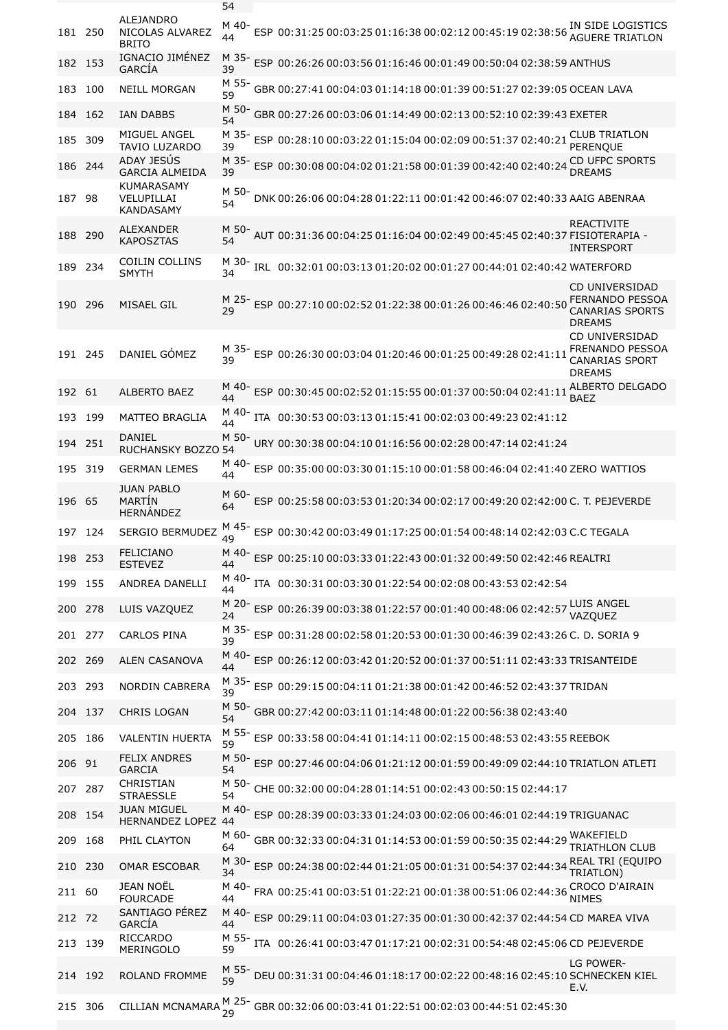| | | | 54 | | | | | | | | |
|---|---|---|---|---|---|---|---|---|---|---|---|
| 181 | 250 | ALEJANDRO NICOLAS ALVAREZ BRITO | M 40-44 | ESP | 00:31:25 | 00:03:25 | 01:16:38 | 00:02:12 | 00:45:19 | 02:38:56 | IN SIDE LOGISTICS AGUERE TRIATLON |
| 182 | 153 | IGNACIO JIMÉNEZ GARCÍA | M 35-39 | ESP | 00:26:26 | 00:03:56 | 01:16:46 | 00:01:49 | 00:50:04 | 02:38:59 | ANTHUS |
| 183 | 100 | NEILL MORGAN | M 55-59 | GBR | 00:27:41 | 00:04:03 | 01:14:18 | 00:01:39 | 00:51:27 | 02:39:05 | OCEAN LAVA |
| 184 | 162 | IAN DABBS | M 50-54 | GBR | 00:27:26 | 00:03:06 | 01:14:49 | 00:02:13 | 00:52:10 | 02:39:43 | EXETER |
| 185 | 309 | MIGUEL ANGEL TAVIO LUZARDO | M 35-39 | ESP | 00:28:10 | 00:03:22 | 01:15:04 | 00:02:09 | 00:51:37 | 02:40:21 | CLUB TRIATLON PERENQUE |
| 186 | 244 | ADAY JESÚS GARCIA ALMEIDA | M 35-39 | ESP | 00:30:08 | 00:04:02 | 01:21:58 | 00:01:39 | 00:42:40 | 02:40:24 | CD UFPC SPORTS DREAMS |
| 187 | 98 | KUMARASAMY VELUPILLAI KANDASAMY | M 50-54 | DNK | 00:26:06 | 00:04:28 | 01:22:11 | 00:01:42 | 00:46:07 | 02:40:33 | AAIG ABENRAA |
| 188 | 290 | ALEXANDER KAPOSZTAS | M 50-54 | AUT | 00:31:36 | 00:04:25 | 01:16:04 | 00:02:49 | 00:45:45 | 02:40:37 | REACTIVITE FISIOTERAPIA - INTERSPORT |
| 189 | 234 | COILIN COLLINS SMYTH | M 30-34 | IRL | 00:32:01 | 00:03:13 | 01:20:02 | 00:01:27 | 00:44:01 | 02:40:42 | WATERFORD |
| 190 | 296 | MISAEL GIL | M 25-29 | ESP | 00:27:10 | 00:02:52 | 01:22:38 | 00:01:26 | 00:46:46 | 02:40:50 | CD UNIVERSIDAD FERNANDO PESSOA CANARIAS SPORTS DREAMS |
| 191 | 245 | DANIEL GÓMEZ | M 35-39 | ESP | 00:26:30 | 00:03:04 | 01:20:46 | 00:01:25 | 00:49:28 | 02:41:11 | CD UNIVERSIDAD FRENANDO PESSOA CANARIAS SPORT DREAMS |
| 192 | 61 | ALBERTO BAEZ | M 40-44 | ESP | 00:30:45 | 00:02:52 | 01:15:55 | 00:01:37 | 00:50:04 | 02:41:11 | ALBERTO DELGADO BAEZ |
| 193 | 199 | MATTEO BRAGLIA | M 40-44 | ITA | 00:30:53 | 00:03:13 | 01:15:41 | 00:02:03 | 00:49:23 | 02:41:12 | |
| 194 | 251 | DANIEL RUCHANSKY BOZZO | M 50-54 | URY | 00:30:38 | 00:04:10 | 01:16:56 | 00:02:28 | 00:47:14 | 02:41:24 | |
| 195 | 319 | GERMAN LEMES | M 40-44 | ESP | 00:35:00 | 00:03:30 | 01:15:10 | 00:01:58 | 00:46:04 | 02:41:40 | ZERO WATTIOS |
| 196 | 65 | JUAN PABLO MARTÍN HERNÁNDEZ | M 60-64 | ESP | 00:25:58 | 00:03:53 | 01:20:34 | 00:02:17 | 00:49:20 | 02:42:00 | C. T. PEJEVERDE |
| 197 | 124 | SERGIO BERMUDEZ | M 45-49 | ESP | 00:30:42 | 00:03:49 | 01:17:25 | 00:01:54 | 00:48:14 | 02:42:03 | C.C TEGALA |
| 198 | 253 | FELICIANO ESTEVEZ | M 40-44 | ESP | 00:25:10 | 00:03:33 | 01:22:43 | 00:01:32 | 00:49:50 | 02:42:46 | REALTRI |
| 199 | 155 | ANDREA DANELLI | M 40-44 | ITA | 00:30:31 | 00:03:30 | 01:22:54 | 00:02:08 | 00:43:53 | 02:42:54 | |
| 200 | 278 | LUIS VAZQUEZ | M 20-24 | ESP | 00:26:39 | 00:03:38 | 01:22:57 | 00:01:40 | 00:48:06 | 02:42:57 | LUIS ANGEL VAZQUEZ |
| 201 | 277 | CARLOS PINA | M 35-39 | ESP | 00:31:28 | 00:02:58 | 01:20:53 | 00:01:30 | 00:46:39 | 02:43:26 | C. D. SORIA 9 |
| 202 | 269 | ALEN CASANOVA | M 40-44 | ESP | 00:26:12 | 00:03:42 | 01:20:52 | 00:01:37 | 00:51:11 | 02:43:33 | TRISANTEIDE |
| 203 | 293 | NORDIN CABRERA | M 35-39 | ESP | 00:29:15 | 00:04:11 | 01:21:38 | 00:01:42 | 00:46:52 | 02:43:37 | TRIDAN |
| 204 | 137 | CHRIS LOGAN | M 50-54 | GBR | 00:27:42 | 00:03:11 | 01:14:48 | 00:01:22 | 00:56:38 | 02:43:40 | |
| 205 | 186 | VALENTIN HUERTA | M 55-59 | ESP | 00:33:58 | 00:04:41 | 01:14:11 | 00:02:15 | 00:48:53 | 02:43:55 | REEBOK |
| 206 | 91 | FELIX ANDRES GARCIA | M 50-54 | ESP | 00:27:46 | 00:04:06 | 01:21:12 | 00:01:59 | 00:49:09 | 02:44:10 | TRIATLON ATLETI |
| 207 | 287 | CHRISTIAN STRAESSLE | M 50-54 | CHE | 00:32:00 | 00:04:28 | 01:14:51 | 00:02:43 | 00:50:15 | 02:44:17 | |
| 208 | 154 | JUAN MIGUEL HERNANDEZ LOPEZ | M 40-44 | ESP | 00:28:39 | 00:03:33 | 01:24:03 | 00:02:06 | 00:46:01 | 02:44:19 | TRIGUANAC |
| 209 | 168 | PHIL CLAYTON | M 60-64 | GBR | 00:32:33 | 00:04:31 | 01:14:53 | 00:01:59 | 00:50:35 | 02:44:29 | WAKEFIELD TRIATHLON CLUB |
| 210 | 230 | OMAR ESCOBAR | M 30-34 | ESP | 00:24:38 | 00:02:44 | 01:21:05 | 00:01:31 | 00:54:37 | 02:44:34 | REAL TRI (EQUIPO TRIATLON) |
| 211 | 60 | JEAN NOËL FOURCADE | M 40-44 | FRA | 00:25:41 | 00:03:51 | 01:22:21 | 00:01:38 | 00:51:06 | 02:44:36 | CROCO D'AIRAIN NIMES |
| 212 | 72 | SANTIAGO PÉREZ GARCÍA | M 40-44 | ESP | 00:29:11 | 00:04:03 | 01:27:35 | 00:01:30 | 00:42:37 | 02:44:54 | CD MAREA VIVA |
| 213 | 139 | RICCARDO MERINGOLO | M 55-59 | ITA | 00:26:41 | 00:03:47 | 01:17:21 | 00:02:31 | 00:54:48 | 02:45:06 | CD PEJEVERDE |
| 214 | 192 | ROLAND FROMME | M 55-59 | DEU | 00:31:31 | 00:04:46 | 01:18:17 | 00:02:22 | 00:48:16 | 02:45:10 | LG POWER-SCHNECKEN KIEL E.V. |
| 215 | 306 | CILLIAN MCNAMARA | M 25-29 | GBR | 00:32:06 | 00:03:41 | 01:22:51 | 00:02:03 | 00:44:51 | 02:45:30 | |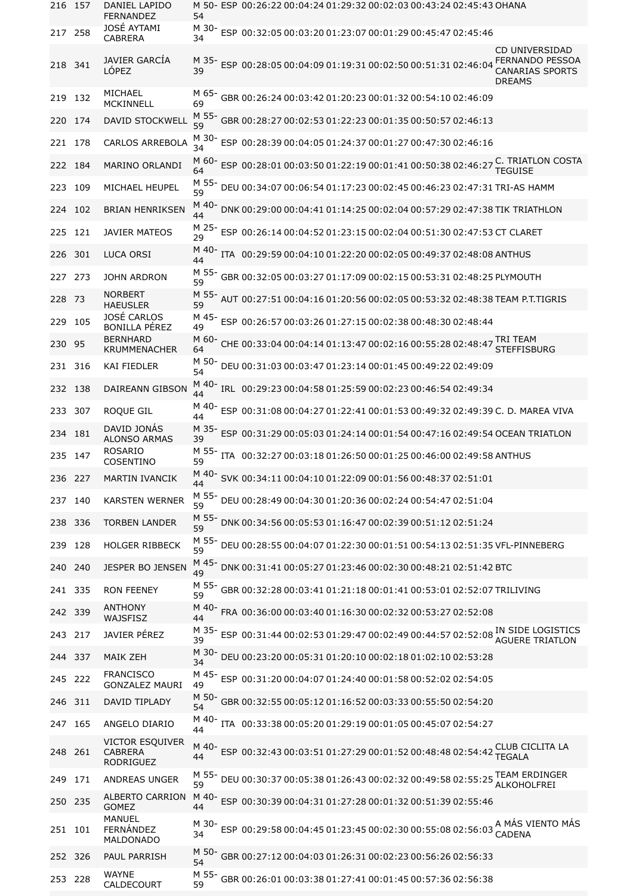| 216 | 157 | DANIEL LAPIDO FERNANDEZ | M 50-54 | ESP | 00:26:22 | 00:04:24 | 01:29:32 | 00:02:03 | 00:43:24 | 02:45:43 | OHANA |
|---|---|---|---|---|---|---|---|---|---|---|---|
| 217 | 258 | JOSÉ AYTAMI CABRERA | M 30-34 | ESP | 00:32:05 | 00:03:20 | 01:23:07 | 00:01:29 | 00:45:47 | 02:45:46 | |
| 218 | 341 | JAVIER GARCÍA LÓPEZ | M 35-39 | ESP | 00:28:05 | 00:04:09 | 01:19:31 | 00:02:50 | 00:51:31 | 02:46:04 | CD UNIVERSIDAD FERNANDO PESSOA CANARIAS SPORTS DREAMS |
| 219 | 132 | MICHAEL MCKINNELL | M 65-69 | GBR | 00:26:24 | 00:03:42 | 01:20:23 | 00:01:32 | 00:54:10 | 02:46:09 | |
| 220 | 174 | DAVID STOCKWELL | M 55-59 | GBR | 00:28:27 | 00:02:53 | 01:22:23 | 00:01:35 | 00:50:57 | 02:46:13 | |
| 221 | 178 | CARLOS ARREBOLA | M 30-34 | ESP | 00:28:39 | 00:04:05 | 01:24:37 | 00:01:27 | 00:47:30 | 02:46:16 | |
| 222 | 184 | MARINO ORLANDI | M 60-64 | ESP | 00:28:01 | 00:03:50 | 01:22:19 | 00:01:41 | 00:50:38 | 02:46:27 | C. TRIATLON COSTA TEGUISE |
| 223 | 109 | MICHAEL HEUPEL | M 55-59 | DEU | 00:34:07 | 00:06:54 | 01:17:23 | 00:02:45 | 00:46:23 | 02:47:31 | TRI-AS HAMM |
| 224 | 102 | BRIAN HENRIKSEN | M 40-44 | DNK | 00:29:00 | 00:04:41 | 01:14:25 | 00:02:04 | 00:57:29 | 02:47:38 | TIK TRIATHLON |
| 225 | 121 | JAVIER MATEOS | M 25-29 | ESP | 00:26:14 | 00:04:52 | 01:23:15 | 00:02:04 | 00:51:30 | 02:47:53 | CT CLARET |
| 226 | 301 | LUCA ORSI | M 40-44 | ITA | 00:29:59 | 00:04:10 | 01:22:20 | 00:02:05 | 00:49:37 | 02:48:08 | ANTHUS |
| 227 | 273 | JOHN ARDRON | M 55-59 | GBR | 00:32:05 | 00:03:27 | 01:17:09 | 00:02:15 | 00:53:31 | 02:48:25 | PLYMOUTH |
| 228 | 73 | NORBERT HAEUSLER | M 55-59 | AUT | 00:27:51 | 00:04:16 | 01:20:56 | 00:02:05 | 00:53:32 | 02:48:38 | TEAM P.T.TIGRIS |
| 229 | 105 | JOSÉ CARLOS BONILLA PÉREZ | M 45-49 | ESP | 00:26:57 | 00:03:26 | 01:27:15 | 00:02:38 | 00:48:30 | 02:48:44 | |
| 230 | 95 | BERNHARD KRUMMENACHER | M 60-64 | CHE | 00:33:04 | 00:04:14 | 01:13:47 | 00:02:16 | 00:55:28 | 02:48:47 | TRI TEAM STEFFISBURG |
| 231 | 316 | KAI FIEDLER | M 50-54 | DEU | 00:31:03 | 00:03:47 | 01:23:14 | 00:01:45 | 00:49:22 | 02:49:09 | |
| 232 | 138 | DAIREANN GIBSON | M 40-44 | IRL | 00:29:23 | 00:04:58 | 01:25:59 | 00:02:23 | 00:46:54 | 02:49:34 | |
| 233 | 307 | ROQUE GIL | M 40-44 | ESP | 00:31:08 | 00:04:27 | 01:22:41 | 00:01:53 | 00:49:32 | 02:49:39 | C. D. MAREA VIVA |
| 234 | 181 | DAVID JONÁS ALONSO ARMAS | M 35-39 | ESP | 00:31:29 | 00:05:03 | 01:24:14 | 00:01:54 | 00:47:16 | 02:49:54 | OCEAN TRIATLON |
| 235 | 147 | ROSARIO COSENTINO | M 55-59 | ITA | 00:32:27 | 00:03:18 | 01:26:50 | 00:01:25 | 00:46:00 | 02:49:58 | ANTHUS |
| 236 | 227 | MARTIN IVANCIK | M 40-44 | SVK | 00:34:11 | 00:04:10 | 01:22:09 | 00:01:56 | 00:48:37 | 02:51:01 | |
| 237 | 140 | KARSTEN WERNER | M 55-59 | DEU | 00:28:49 | 00:04:30 | 01:20:36 | 00:02:24 | 00:54:47 | 02:51:04 | |
| 238 | 336 | TORBEN LANDER | M 55-59 | DNK | 00:34:56 | 00:05:53 | 01:16:47 | 00:02:39 | 00:51:12 | 02:51:24 | |
| 239 | 128 | HOLGER RIBBECK | M 55-59 | DEU | 00:28:55 | 00:04:07 | 01:22:30 | 00:01:51 | 00:54:13 | 02:51:35 | VFL-PINNEBERG |
| 240 | 240 | JESPER BO JENSEN | M 45-49 | DNK | 00:31:41 | 00:05:27 | 01:23:46 | 00:02:30 | 00:48:21 | 02:51:42 | BTC |
| 241 | 335 | RON FEENEY | M 55-59 | GBR | 00:32:28 | 00:03:41 | 01:21:18 | 00:01:41 | 00:53:01 | 02:52:07 | TRILIVING |
| 242 | 339 | ANTHONY WAJSFISZ | M 40-44 | FRA | 00:36:00 | 00:03:40 | 01:16:30 | 00:02:32 | 00:53:27 | 02:52:08 | |
| 243 | 217 | JAVIER PÉREZ | M 35-39 | ESP | 00:31:44 | 00:02:53 | 01:29:47 | 00:02:49 | 00:44:57 | 02:52:08 | IN SIDE LOGISTICS AGUERE TRIATLON |
| 244 | 337 | MAIK ZEH | M 30-34 | DEU | 00:23:20 | 00:05:31 | 01:20:10 | 00:02:18 | 01:02:10 | 02:53:28 | |
| 245 | 222 | FRANCISCO GONZALEZ MAURI | M 45-49 | ESP | 00:31:20 | 00:04:07 | 01:24:40 | 00:01:58 | 00:52:02 | 02:54:05 | |
| 246 | 311 | DAVID TIPLADY | M 50-54 | GBR | 00:32:55 | 00:05:12 | 01:16:52 | 00:03:33 | 00:55:50 | 02:54:20 | |
| 247 | 165 | ANGELO DIARIO | M 40-44 | ITA | 00:33:38 | 00:05:20 | 01:29:19 | 00:01:05 | 00:45:07 | 02:54:27 | |
| 248 | 261 | VICTOR ESQUIVER CABRERA RODRIGUEZ | M 40-44 | ESP | 00:32:43 | 00:03:51 | 01:27:29 | 00:01:52 | 00:48:48 | 02:54:42 | CLUB CICLITA LA TEGALA |
| 249 | 171 | ANDREAS UNGER | M 55-59 | DEU | 00:30:37 | 00:05:38 | 01:26:43 | 00:02:32 | 00:49:58 | 02:55:25 | TEAM ERDINGER ALKOHOLFREI |
| 250 | 235 | ALBERTO CARRION GOMEZ | M 40-44 | ESP | 00:30:39 | 00:04:31 | 01:27:28 | 00:01:32 | 00:51:39 | 02:55:46 | |
| 251 | 101 | MANUEL FERNÁNDEZ MALDONADO | M 30-34 | ESP | 00:29:58 | 00:04:45 | 01:23:45 | 00:02:30 | 00:55:08 | 02:56:03 | A MÁS VIENTO MÁS CADENA |
| 252 | 326 | PAUL PARRISH | M 50-54 | GBR | 00:27:12 | 00:04:03 | 01:26:31 | 00:02:23 | 00:56:26 | 02:56:33 | |
| 253 | 228 | WAYNE CALDECOURT | M 55-59 | GBR | 00:26:01 | 00:03:38 | 01:27:41 | 00:01:45 | 00:57:36 | 02:56:38 | |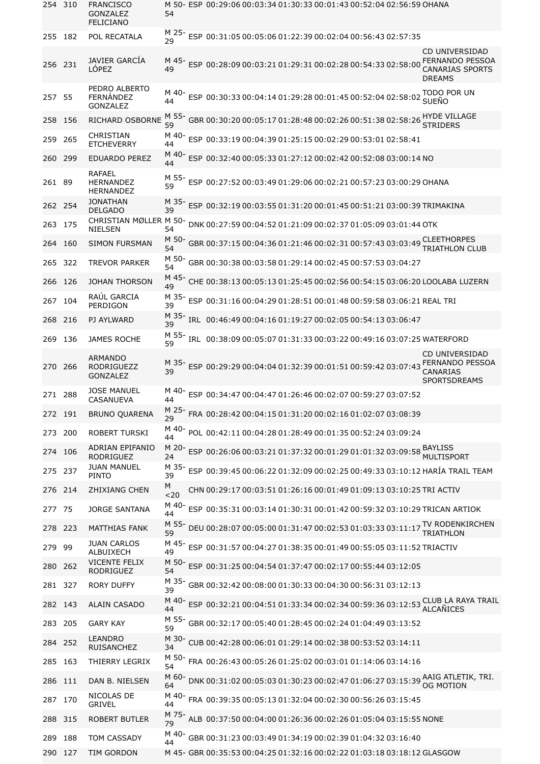| | | | | | | | | | | | |
|---|---|---|---|---|---|---|---|---|---|---|---|
| 254 | 310 | FRANCISCO GONZALEZ FELICIANO | M 50-54 | ESP | 00:29:06 | 00:03:34 | 01:30:33 | 00:01:43 | 00:52:04 | 02:56:59 | OHANA |
| 255 | 182 | POL RECATALA | M 25-29 | ESP | 00:31:05 | 00:05:06 | 01:22:39 | 00:02:04 | 00:56:43 | 02:57:35 | |
| 256 | 231 | JAVIER GARCÍA LÓPEZ | M 45-49 | ESP | 00:28:09 | 00:03:21 | 01:29:31 | 00:02:28 | 00:54:33 | 02:58:00 | CD UNIVERSIDAD FERNANDO PESSOA CANARIAS SPORTS DREAMS |
| 257 | 55 | PEDRO ALBERTO FERNÁNDEZ GONZALEZ | M 40-44 | ESP | 00:30:33 | 00:04:14 | 01:29:28 | 00:01:45 | 00:52:04 | 02:58:02 | TODO POR UN SUEÑO |
| 258 | 156 | RICHARD OSBORNE | M 55-59 | GBR | 00:30:20 | 00:05:17 | 01:28:48 | 00:02:26 | 00:51:38 | 02:58:26 | HYDE VILLAGE STRIDERS |
| 259 | 265 | CHRISTIAN ETCHEVERRY | M 40-44 | ESP | 00:33:19 | 00:04:39 | 01:25:15 | 00:02:29 | 00:53:01 | 02:58:41 | |
| 260 | 299 | EDUARDO PEREZ | M 40-44 | ESP | 00:32:40 | 00:05:33 | 01:27:12 | 00:02:42 | 00:52:08 | 03:00:14 | NO |
| 261 | 89 | RAFAEL HERNANDEZ HERNANDEZ | M 55-59 | ESP | 00:27:52 | 00:03:49 | 01:29:06 | 00:02:21 | 00:57:23 | 03:00:29 | OHANA |
| 262 | 254 | JONATHAN DELGADO | M 35-39 | ESP | 00:32:19 | 00:03:55 | 01:31:20 | 00:01:45 | 00:51:21 | 03:00:39 | TRIMAKINA |
| 263 | 175 | CHRISTIAN MØLLER NIELSEN | M 50-54 | DNK | 00:27:59 | 00:04:52 | 01:21:09 | 00:02:37 | 01:05:09 | 03:01:44 | OTK |
| 264 | 160 | SIMON FURSMAN | M 50-54 | GBR | 00:37:15 | 00:04:36 | 01:21:46 | 00:02:31 | 00:57:43 | 03:03:49 | CLEETHORPES TRIATHLON CLUB |
| 265 | 322 | TREVOR PARKER | M 50-54 | GBR | 00:30:38 | 00:03:58 | 01:29:14 | 00:02:45 | 00:57:53 | 03:04:27 | |
| 266 | 126 | JOHAN THORSON | M 45-49 | CHE | 00:38:13 | 00:05:13 | 01:25:45 | 00:02:56 | 00:54:15 | 03:06:20 | LOOLABA LUZERN |
| 267 | 104 | RAÚL GARCIA PERDIGON | M 35-39 | ESP | 00:31:16 | 00:04:29 | 01:28:51 | 00:01:48 | 00:59:58 | 03:06:21 | REAL TRI |
| 268 | 216 | PJ AYLWARD | M 35-39 | IRL | 00:46:49 | 00:04:16 | 01:19:27 | 00:02:05 | 00:54:13 | 03:06:47 | |
| 269 | 136 | JAMES ROCHE | M 55-59 | IRL | 00:38:09 | 00:05:07 | 01:31:33 | 00:03:22 | 00:49:16 | 03:07:25 | WATERFORD |
| 270 | 266 | ARMANDO RODRIGUEZZ GONZALEZ | M 35-39 | ESP | 00:29:29 | 00:04:04 | 01:32:39 | 00:01:51 | 00:59:42 | 03:07:43 | CD UNIVERSIDAD FERNANDO PESSOA CANARIAS SPORTSDREAMS |
| 271 | 288 | JOSE MANUEL CASANUEVA | M 40-44 | ESP | 00:34:47 | 00:04:47 | 01:26:46 | 00:02:07 | 00:59:27 | 03:07:52 | |
| 272 | 191 | BRUNO QUARENA | M 25-29 | FRA | 00:28:42 | 00:04:15 | 01:31:20 | 00:02:16 | 01:02:07 | 03:08:39 | |
| 273 | 200 | ROBERT TURSKI | M 40-44 | POL | 00:42:11 | 00:04:28 | 01:28:49 | 00:01:35 | 00:52:24 | 03:09:24 | |
| 274 | 106 | ADRIAN EPIFANIO RODRIGUEZ | M 20-24 | ESP | 00:26:06 | 00:03:21 | 01:37:32 | 00:01:29 | 01:01:32 | 03:09:58 | BAYLISS MULTISPORT |
| 275 | 237 | JUAN MANUEL PINTO | M 35-39 | ESP | 00:39:45 | 00:06:22 | 01:32:09 | 00:02:25 | 00:49:33 | 03:10:12 | HARÍA TRAIL TEAM |
| 276 | 214 | ZHIXIANG CHEN | M <20 | CHN | 00:29:17 | 00:03:51 | 01:26:16 | 00:01:49 | 01:09:13 | 03:10:25 | TRI ACTIV |
| 277 | 75 | JORGE SANTANA | M 40-44 | ESP | 00:35:31 | 00:03:14 | 01:30:31 | 00:01:42 | 00:59:32 | 03:10:29 | TRICAN ARTIOK |
| 278 | 223 | MATTHIAS FANK | M 55-59 | DEU | 00:28:07 | 00:05:00 | 01:31:47 | 00:02:53 | 01:03:33 | 03:11:17 | TV RODENKIRCHEN TRIATHLON |
| 279 | 99 | JUAN CARLOS ALBUIXECH | M 45-49 | ESP | 00:31:57 | 00:04:27 | 01:38:35 | 00:01:49 | 00:55:05 | 03:11:52 | TRIACTIV |
| 280 | 262 | VICENTE FELIX RODRIGUEZ | M 50-54 | ESP | 00:31:25 | 00:04:54 | 01:37:47 | 00:02:17 | 00:55:44 | 03:12:05 | |
| 281 | 327 | RORY DUFFY | M 35-39 | GBR | 00:32:42 | 00:08:00 | 01:30:33 | 00:04:30 | 00:56:31 | 03:12:13 | |
| 282 | 143 | ALAIN CASADO | M 40-44 | ESP | 00:32:21 | 00:04:51 | 01:33:34 | 00:02:34 | 00:59:36 | 03:12:53 | CLUB LA RAYA TRAIL ALCAÑICES |
| 283 | 205 | GARY KAY | M 55-59 | GBR | 00:32:17 | 00:05:40 | 01:28:45 | 00:02:24 | 01:04:49 | 03:13:52 | |
| 284 | 252 | LEANDRO RUISANCHEZ | M 30-34 | CUB | 00:42:28 | 00:06:01 | 01:29:14 | 00:02:38 | 00:53:52 | 03:14:11 | |
| 285 | 163 | THIERRY LEGRIX | M 50-54 | FRA | 00:26:43 | 00:05:26 | 01:25:02 | 00:03:01 | 01:14:06 | 03:14:16 | |
| 286 | 111 | DAN B. NIELSEN | M 60-64 | DNK | 00:31:02 | 00:05:03 | 01:30:23 | 00:02:47 | 01:06:27 | 03:15:39 | AAIG ATLETIK, TRI. OG MOTION |
| 287 | 170 | NICOLAS DE GRIVEL | M 40-44 | FRA | 00:39:35 | 00:05:13 | 01:32:04 | 00:02:30 | 00:56:26 | 03:15:45 | |
| 288 | 315 | ROBERT BUTLER | M 75-79 | ALB | 00:37:50 | 00:04:00 | 01:26:36 | 00:02:26 | 01:05:04 | 03:15:55 | NONE |
| 289 | 188 | TOM CASSADY | M 40-44 | GBR | 00:31:23 | 00:03:49 | 01:34:19 | 00:02:39 | 01:04:32 | 03:16:40 | |
| 290 | 127 | TIM GORDON | M 45- | GBR | 00:35:53 | 00:04:25 | 01:32:16 | 00:02:22 | 01:03:18 | 03:18:12 | GLASGOW |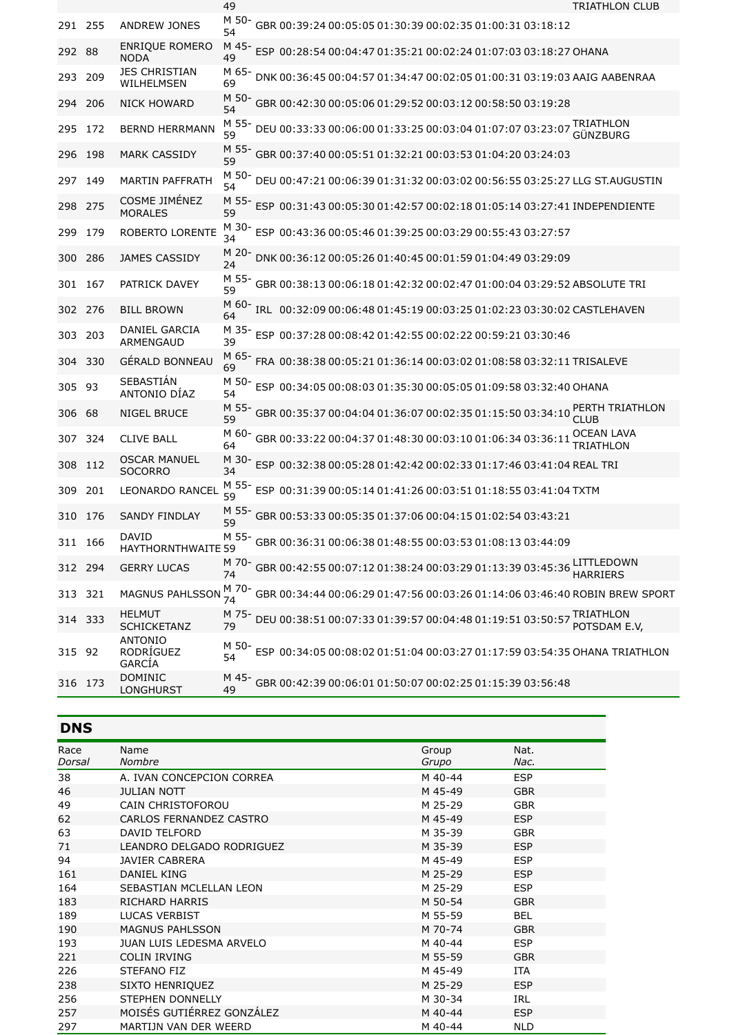| | | | 49 | | | | | | | | TRIATHLON CLUB |
|---|---|---|---|---|---|---|---|---|---|---|---|
| 291 | 255 | ANDREW JONES | M 50-54 | GBR | 00:39:24 | 00:05:05 | 01:30:39 | 00:02:35 | 01:00:31 | 03:18:12 | |
| 292 | 88 | ENRIQUE ROMERO NODA | M 45-49 | ESP | 00:28:54 | 00:04:47 | 01:35:21 | 00:02:24 | 01:07:03 | 03:18:27 | OHANA |
| 293 | 209 | JES CHRISTIAN WILHELMSEN | M 65-69 | DNK | 00:36:45 | 00:04:57 | 01:34:47 | 00:02:05 | 01:00:31 | 03:19:03 | AAIG AABENRAA |
| 294 | 206 | NICK HOWARD | M 50-54 | GBR | 00:42:30 | 00:05:06 | 01:29:52 | 00:03:12 | 00:58:50 | 03:19:28 | |
| 295 | 172 | BERND HERRMANN | M 55-59 | DEU | 00:33:33 | 00:06:00 | 01:33:25 | 00:03:04 | 01:07:07 | 03:23:07 | TRIATHLON GÜNZBURG |
| 296 | 198 | MARK CASSIDY | M 55-59 | GBR | 00:37:40 | 00:05:51 | 01:32:21 | 00:03:53 | 01:04:20 | 03:24:03 | |
| 297 | 149 | MARTIN PAFFRATH | M 50-54 | DEU | 00:47:21 | 00:06:39 | 01:31:32 | 00:03:02 | 00:56:55 | 03:25:27 | LLG ST.AUGUSTIN |
| 298 | 275 | COSME JIMÉNEZ MORALES | M 55-59 | ESP | 00:31:43 | 00:05:30 | 01:42:57 | 00:02:18 | 01:05:14 | 03:27:41 | INDEPENDIENTE |
| 299 | 179 | ROBERTO LORENTE | M 30-34 | ESP | 00:43:36 | 00:05:46 | 01:39:25 | 00:03:29 | 00:55:43 | 03:27:57 | |
| 300 | 286 | JAMES CASSIDY | M 20-24 | DNK | 00:36:12 | 00:05:26 | 01:40:45 | 00:01:59 | 01:04:49 | 03:29:09 | |
| 301 | 167 | PATRICK DAVEY | M 55-59 | GBR | 00:38:13 | 00:06:18 | 01:42:32 | 00:02:47 | 01:00:04 | 03:29:52 | ABSOLUTE TRI |
| 302 | 276 | BILL BROWN | M 60-64 | IRL | 00:32:09 | 00:06:48 | 01:45:19 | 00:03:25 | 01:02:23 | 03:30:02 | CASTLEHAVEN |
| 303 | 203 | DANIEL GARCIA ARMENGAUD | M 35-39 | ESP | 00:37:28 | 00:08:42 | 01:42:55 | 00:02:22 | 00:59:21 | 03:30:46 | |
| 304 | 330 | GÉRALD BONNEAU | M 65-69 | FRA | 00:38:38 | 00:05:21 | 01:36:14 | 00:03:02 | 01:08:58 | 03:32:11 | TRISALEVE |
| 305 | 93 | SEBASTIÁN ANTONIO DÍAZ | M 50-54 | ESP | 00:34:05 | 00:08:03 | 01:35:30 | 00:05:05 | 01:09:58 | 03:32:40 | OHANA |
| 306 | 68 | NIGEL BRUCE | M 55-59 | GBR | 00:35:37 | 00:04:04 | 01:36:07 | 00:02:35 | 01:15:50 | 03:34:10 | PERTH TRIATHLON CLUB |
| 307 | 324 | CLIVE BALL | M 60-64 | GBR | 00:33:22 | 00:04:37 | 01:48:30 | 00:03:10 | 01:06:34 | 03:36:11 | OCEAN LAVA TRIATHLON |
| 308 | 112 | OSCAR MANUEL SOCORRO | M 30-34 | ESP | 00:32:38 | 00:05:28 | 01:42:42 | 00:02:33 | 01:17:46 | 03:41:04 | REAL TRI |
| 309 | 201 | LEONARDO RANCEL | M 55-59 | ESP | 00:31:39 | 00:05:14 | 01:41:26 | 00:03:51 | 01:18:55 | 03:41:04 | TXTM |
| 310 | 176 | SANDY FINDLAY | M 55-59 | GBR | 00:53:33 | 00:05:35 | 01:37:06 | 00:04:15 | 01:02:54 | 03:43:21 | |
| 311 | 166 | DAVID HAYTHORNTHWAITE | M 55-59 | GBR | 00:36:31 | 00:06:38 | 01:48:55 | 00:03:53 | 01:08:13 | 03:44:09 | |
| 312 | 294 | GERRY LUCAS | M 70-74 | GBR | 00:42:55 | 00:07:12 | 01:38:24 | 00:03:29 | 01:13:39 | 03:45:36 | LITTLEDOWN HARRIERS |
| 313 | 321 | MAGNUS PAHLSSON | M 70-74 | GBR | 00:34:44 | 00:06:29 | 01:47:56 | 00:03:26 | 01:14:06 | 03:46:40 | ROBIN BREW SPORT |
| 314 | 333 | HELMUT SCHICKETANZ | M 75-79 | DEU | 00:38:51 | 00:07:33 | 01:39:57 | 00:04:48 | 01:19:51 | 03:50:57 | TRIATHLON POTSDAM E.V, |
| 315 | 92 | ANTONIO RODRÍGUEZ GARCÍA | M 50-54 | ESP | 00:34:05 | 00:08:02 | 01:51:04 | 00:03:27 | 01:17:59 | 03:54:35 | OHANA TRIATHLON |
| 316 | 173 | DOMINIC LONGHURST | M 45-49 | GBR | 00:42:39 | 00:06:01 | 01:50:07 | 00:02:25 | 01:15:39 | 03:56:48 | |

## DNS

| Race *Dorsal* | Name *Nombre* | Group *Grupo* | Nat. *Nac.* |
|---|---|---|---|
| 38 | A. IVAN CONCEPCION CORREA | M 40-44 | ESP |
| 46 | JULIAN NOTT | M 45-49 | GBR |
| 49 | CAIN CHRISTOFOROU | M 25-29 | GBR |
| 62 | CARLOS FERNANDEZ CASTRO | M 45-49 | ESP |
| 63 | DAVID TELFORD | M 35-39 | GBR |
| 71 | LEANDRO DELGADO RODRIGUEZ | M 35-39 | ESP |
| 94 | JAVIER CABRERA | M 45-49 | ESP |
| 161 | DANIEL KING | M 25-29 | ESP |
| 164 | SEBASTIAN MCLELLAN LEON | M 25-29 | ESP |
| 183 | RICHARD HARRIS | M 50-54 | GBR |
| 189 | LUCAS VERBIST | M 55-59 | BEL |
| 190 | MAGNUS PAHLSSON | M 70-74 | GBR |
| 193 | JUAN LUIS LEDESMA ARVELO | M 40-44 | ESP |
| 221 | COLIN IRVING | M 55-59 | GBR |
| 226 | STEFANO FIZ | M 45-49 | ITA |
| 238 | SIXTO HENRIQUEZ | M 25-29 | ESP |
| 256 | STEPHEN DONNELLY | M 30-34 | IRL |
| 257 | MOISÉS GUTIÉRREZ GONZÁLEZ | M 40-44 | ESP |
| 297 | MARTIJN VAN DER WEERD | M 40-44 | NLD |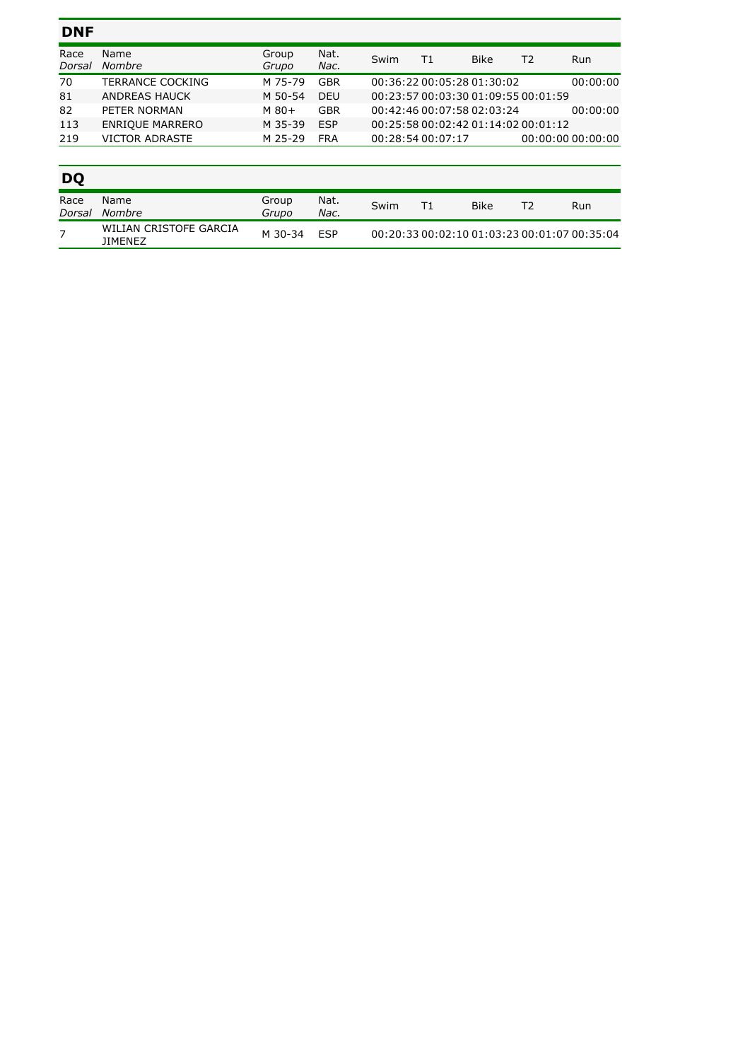## DNF

| Race *Dorsal* | Name *Nombre* | Group *Grupo* | Nat. *Nac.* | Swim | T1 | Bike | T2 | Run |
|---|---|---|---|---|---|---|---|---|
| 70 | TERRANCE COCKING | M 75-79 | GBR | 00:36:22 | 00:05:28 | 01:30:02 | | 00:00:00 |
| 81 | ANDREAS HAUCK | M 50-54 | DEU | 00:23:57 | 00:03:30 | 01:09:55 | 00:01:59 | |
| 82 | PETER NORMAN | M 80+ | GBR | 00:42:46 | 00:07:58 | 02:03:24 | | 00:00:00 |
| 113 | ENRIQUE MARRERO | M 35-39 | ESP | 00:25:58 | 00:02:42 | 01:14:02 | 00:01:12 | |
| 219 | VICTOR ADRASTE | M 25-29 | FRA | 00:28:54 | 00:07:17 | | 00:00:00 | 00:00:00 |

## DQ

| Race *Dorsal* | Name *Nombre* | Group *Grupo* | Nat. *Nac.* | Swim | T1 | Bike | T2 | Run |
|---|---|---|---|---|---|---|---|---|
| 7 | WILIAN CRISTOFE GARCIA JIMENEZ | M 30-34 | ESP | 00:20:33 | 00:02:10 | 01:03:23 | 00:01:07 | 00:35:04 |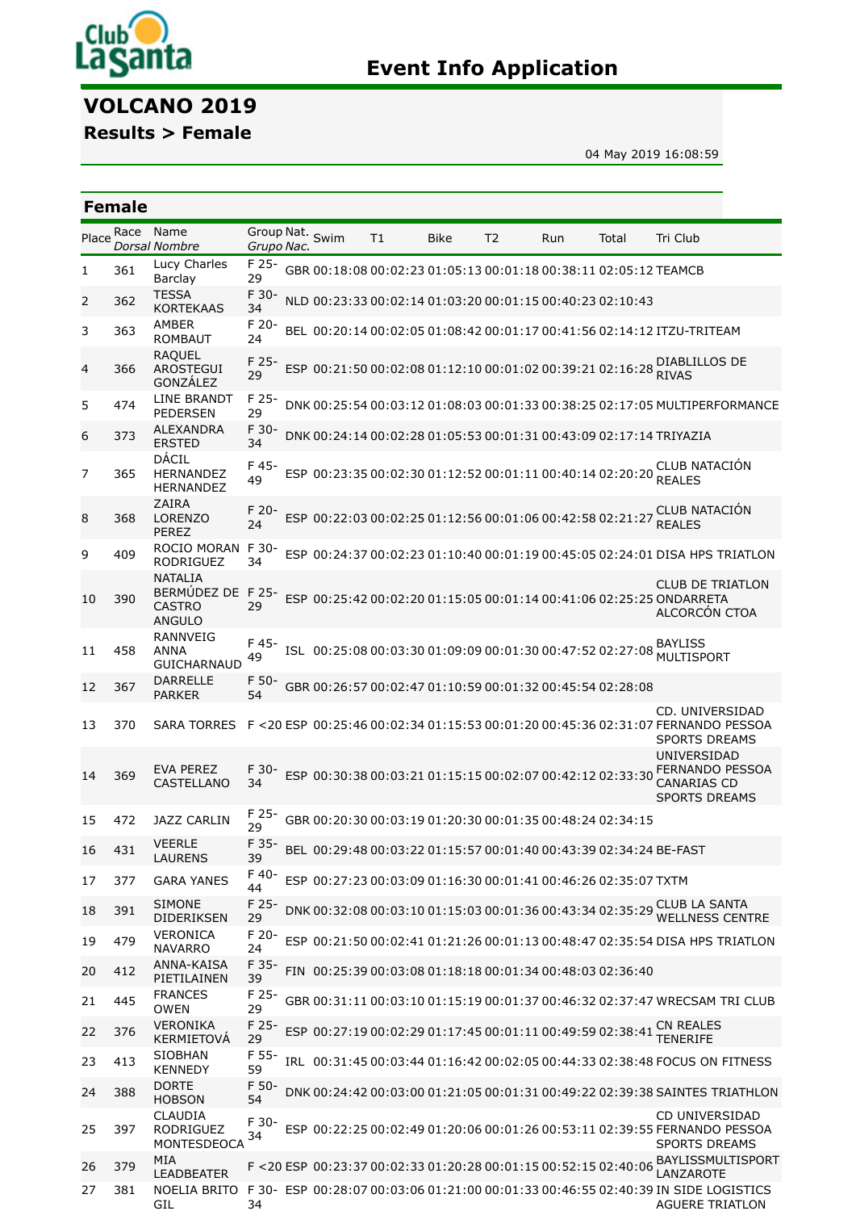# VOLCANO 2019

## Results > Female

04 May 2019 16:08:59

## Female

| Place | Race *Dorsal* | Name *Nombre* | Group *Grupo* | Nat. *Nac.* | Swim | T1 | Bike | T2 | Run | Total | Tri Club |
|---|---|---|---|---|---|---|---|---|---|---|---|
| 1 | 361 | Lucy Charles Barclay | F 25-29 | GBR | 00:18:08 | 00:02:23 | 01:05:13 | 00:01:18 | 00:38:11 | 02:05:12 | TEAMCB |
| 2 | 362 | TESSA KORTEKAAS | F 30-34 | NLD | 00:23:33 | 00:02:14 | 01:03:20 | 00:01:15 | 00:40:23 | 02:10:43 | |
| 3 | 363 | AMBER ROMBAUT | F 20-24 | BEL | 00:20:14 | 00:02:05 | 01:08:42 | 00:01:17 | 00:41:56 | 02:14:12 | ITZU-TRITEAM |
| 4 | 366 | RAQUEL AROSTEGUI GONZÁLEZ | F 25-29 | ESP | 00:21:50 | 00:02:08 | 01:12:10 | 00:01:02 | 00:39:21 | 02:16:28 | DIABLILLOS DE RIVAS |
| 5 | 474 | LINE BRANDT PEDERSEN | F 25-29 | DNK | 00:25:54 | 00:03:12 | 01:08:03 | 00:01:33 | 00:38:25 | 02:17:05 | MULTIPERFORMANCE |
| 6 | 373 | ALEXANDRA ERSTED | F 30-34 | DNK | 00:24:14 | 00:02:28 | 01:05:53 | 00:01:31 | 00:43:09 | 02:17:14 | TRIYAZIA |
| 7 | 365 | DÁCIL HERNANDEZ HERNANDEZ | F 45-49 | ESP | 00:23:35 | 00:02:30 | 01:12:52 | 00:01:11 | 00:40:14 | 02:20:20 | CLUB NATACIÓN REALES |
| 8 | 368 | ZAIRA LORENZO PEREZ | F 20-24 | ESP | 00:22:03 | 00:02:25 | 01:12:56 | 00:01:06 | 00:42:58 | 02:21:27 | CLUB NATACIÓN REALES |
| 9 | 409 | ROCIO MORAN RODRIGUEZ | F 30-34 | ESP | 00:24:37 | 00:02:23 | 01:10:40 | 00:01:19 | 00:45:05 | 02:24:01 | DISA HPS TRIATLON |
| 10 | 390 | NATALIA BERMÚDEZ DE CASTRO ANGULO | F 25-29 | ESP | 00:25:42 | 00:02:20 | 01:15:05 | 00:01:14 | 00:41:06 | 02:25:25 | CLUB DE TRIATLON ONDARRETA ALCORCÓN CTOA |
| 11 | 458 | RANNVEIG ANNA GUICHARNAUD | F 45-49 | ISL | 00:25:08 | 00:03:30 | 01:09:09 | 00:01:30 | 00:47:52 | 02:27:08 | BAYLISS MULTISPORT |
| 12 | 367 | DARRELLE PARKER | F 50-54 | GBR | 00:26:57 | 00:02:47 | 01:10:59 | 00:01:32 | 00:45:54 | 02:28:08 | |
| 13 | 370 | SARA TORRES | F <20 | ESP | 00:25:46 | 00:02:34 | 01:15:53 | 00:01:20 | 00:45:36 | 02:31:07 | CD. UNIVERSIDAD FERNANDO PESSOA SPORTS DREAMS |
| 14 | 369 | EVA PEREZ CASTELLANO | F 30-34 | ESP | 00:30:38 | 00:03:21 | 01:15:15 | 00:02:07 | 00:42:12 | 02:33:30 | UNIVERSIDAD FERNANDO PESSOA CANARIAS CD SPORTS DREAMS |
| 15 | 472 | JAZZ CARLIN | F 25-29 | GBR | 00:20:30 | 00:03:19 | 01:20:30 | 00:01:35 | 00:48:24 | 02:34:15 | |
| 16 | 431 | VEERLE LAURENS | F 35-39 | BEL | 00:29:48 | 00:03:22 | 01:15:57 | 00:01:40 | 00:43:39 | 02:34:24 | BE-FAST |
| 17 | 377 | GARA YANES | F 40-44 | ESP | 00:27:23 | 00:03:09 | 01:16:30 | 00:01:41 | 00:46:26 | 02:35:07 | TXTM |
| 18 | 391 | SIMONE DIDERIKSEN | F 25-29 | DNK | 00:32:08 | 00:03:10 | 01:15:03 | 00:01:36 | 00:43:34 | 02:35:29 | CLUB LA SANTA WELLNESS CENTRE |
| 19 | 479 | VERONICA NAVARRO | F 20-24 | ESP | 00:21:50 | 00:02:41 | 01:21:26 | 00:01:13 | 00:48:47 | 02:35:54 | DISA HPS TRIATLON |
| 20 | 412 | ANNA-KAISA PIETILAINEN | F 35-39 | FIN | 00:25:39 | 00:03:08 | 01:18:18 | 00:01:34 | 00:48:03 | 02:36:40 | |
| 21 | 445 | FRANCES OWEN | F 25-29 | GBR | 00:31:11 | 00:03:10 | 01:15:19 | 00:01:37 | 00:46:32 | 02:37:47 | WRECSAM TRI CLUB |
| 22 | 376 | VERONIKA KERMIETOVÁ | F 25-29 | ESP | 00:27:19 | 00:02:29 | 01:17:45 | 00:01:11 | 00:49:59 | 02:38:41 | CN REALES TENERIFE |
| 23 | 413 | SIOBHAN KENNEDY | F 55-59 | IRL | 00:31:45 | 00:03:44 | 01:16:42 | 00:02:05 | 00:44:33 | 02:38:48 | FOCUS ON FITNESS |
| 24 | 388 | DORTE HOBSON | F 50-54 | DNK | 00:24:42 | 00:03:00 | 01:21:05 | 00:01:31 | 00:49:22 | 02:39:38 | SAINTES TRIATHLON |
| 25 | 397 | CLAUDIA RODRIGUEZ MONTESDEOCA | F 30-34 | ESP | 00:22:25 | 00:02:49 | 01:20:06 | 00:01:26 | 00:53:11 | 02:39:55 | CD UNIVERSIDAD FERNANDO PESSOA SPORTS DREAMS |
| 26 | 379 | MIA LEADBEATER | F <20 | ESP | 00:23:37 | 00:02:33 | 01:20:28 | 00:01:15 | 00:52:15 | 02:40:06 | BAYLISSMULTISPORT LANZAROTE |
| 27 | 381 | NOELIA BRITO GIL | F 30-34 | ESP | 00:28:07 | 00:03:06 | 01:21:00 | 00:01:33 | 00:46:55 | 02:40:39 | IN SIDE LOGISTICS AGUERE TRIATLON |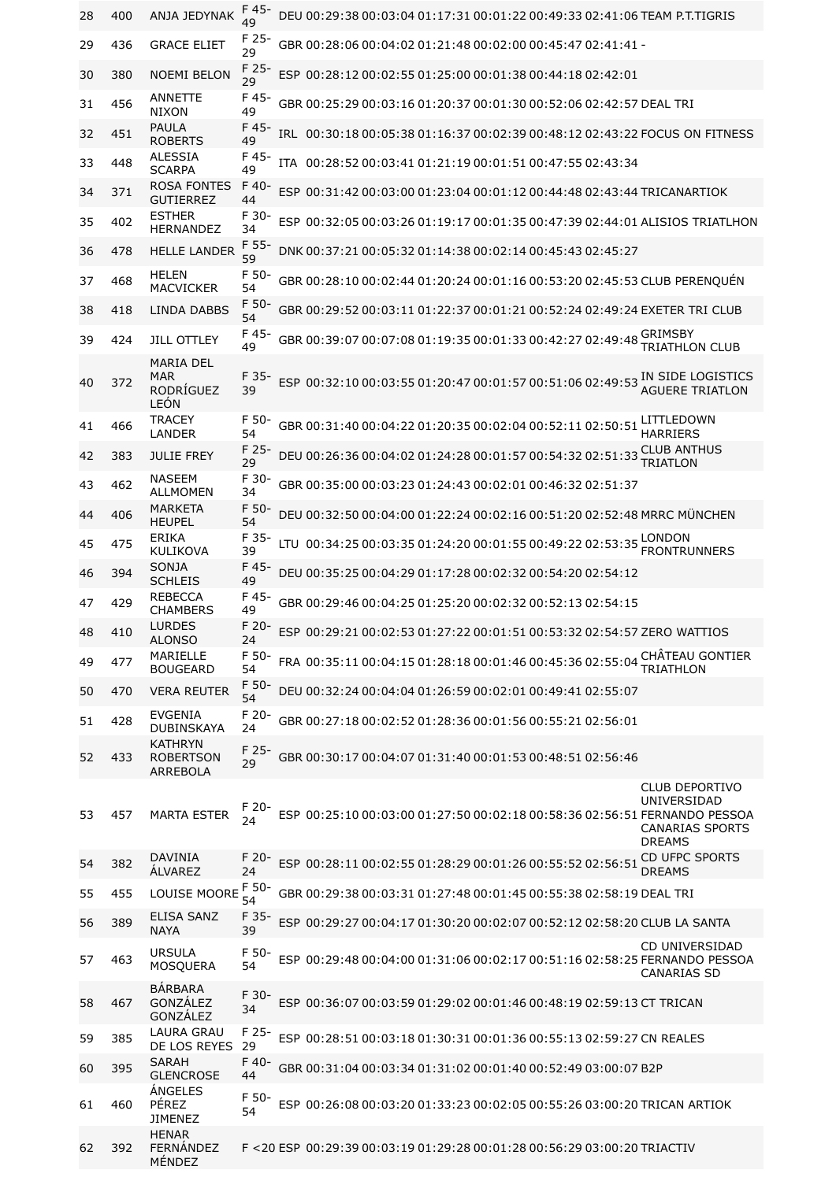| 28 | 400 | ANJA JEDYNAK | F 45-49 | DEU | 00:29:38 | 00:03:04 | 01:17:31 | 00:01:22 | 00:49:33 | 02:41:06 | TEAM P.T.TIGRIS |
|---|---|---|---|---|---|---|---|---|---|---|---|
| 29 | 436 | GRACE ELIET | F 25-29 | GBR | 00:28:06 | 00:04:02 | 01:21:48 | 00:02:00 | 00:45:47 | 02:41:41 | - |
| 30 | 380 | NOEMI BELON | F 25-29 | ESP | 00:28:12 | 00:02:55 | 01:25:00 | 00:01:38 | 00:44:18 | 02:42:01 | |
| 31 | 456 | ANNETTE NIXON | F 45-49 | GBR | 00:25:29 | 00:03:16 | 01:20:37 | 00:01:30 | 00:52:06 | 02:42:57 | DEAL TRI |
| 32 | 451 | PAULA ROBERTS | F 45-49 | IRL | 00:30:18 | 00:05:38 | 01:16:37 | 00:02:39 | 00:48:12 | 02:43:22 | FOCUS ON FITNESS |
| 33 | 448 | ALESSIA SCARPA | F 45-49 | ITA | 00:28:52 | 00:03:41 | 01:21:19 | 00:01:51 | 00:47:55 | 02:43:34 | |
| 34 | 371 | ROSA FONTES GUTIERREZ | F 40-44 | ESP | 00:31:42 | 00:03:00 | 01:23:04 | 00:01:12 | 00:44:48 | 02:43:44 | TRICANARTIOK |
| 35 | 402 | ESTHER HERNANDEZ | F 30-34 | ESP | 00:32:05 | 00:03:26 | 01:19:17 | 00:01:35 | 00:47:39 | 02:44:01 | ALISIOS TRIATLHON |
| 36 | 478 | HELLE LANDER | F 55-59 | DNK | 00:37:21 | 00:05:32 | 01:14:38 | 00:02:14 | 00:45:43 | 02:45:27 | |
| 37 | 468 | HELEN MACVICKER | F 50-54 | GBR | 00:28:10 | 00:02:44 | 01:20:24 | 00:01:16 | 00:53:20 | 02:45:53 | CLUB PERENQUÉN |
| 38 | 418 | LINDA DABBS | F 50-54 | GBR | 00:29:52 | 00:03:11 | 01:22:37 | 00:01:21 | 00:52:24 | 02:49:24 | EXETER TRI CLUB |
| 39 | 424 | JILL OTTLEY | F 45-49 | GBR | 00:39:07 | 00:07:08 | 01:19:35 | 00:01:33 | 00:42:27 | 02:49:48 | GRIMSBY TRIATHLON CLUB |
| 40 | 372 | MARIA DEL MAR RODRÍGUEZ LEÓN | F 35-39 | ESP | 00:32:10 | 00:03:55 | 01:20:47 | 00:01:57 | 00:51:06 | 02:49:53 | IN SIDE LOGISTICS AGUERE TRIATLON |
| 41 | 466 | TRACEY LANDER | F 50-54 | GBR | 00:31:40 | 00:04:22 | 01:20:35 | 00:02:04 | 00:52:11 | 02:50:51 | LITTLEDOWN HARRIERS |
| 42 | 383 | JULIE FREY | F 25-29 | DEU | 00:26:36 | 00:04:02 | 01:24:28 | 00:01:57 | 00:54:32 | 02:51:33 | CLUB ANTHUS TRIATLON |
| 43 | 462 | NASEEM ALLMOMEN | F 30-34 | GBR | 00:35:00 | 00:03:23 | 01:24:43 | 00:02:01 | 00:46:32 | 02:51:37 | |
| 44 | 406 | MARKETA HEUPEL | F 50-54 | DEU | 00:32:50 | 00:04:00 | 01:22:24 | 00:02:16 | 00:51:20 | 02:52:48 | MRRC MÜNCHEN |
| 45 | 475 | ERIKA KULIKOVA | F 35-39 | LTU | 00:34:25 | 00:03:35 | 01:24:20 | 00:01:55 | 00:49:22 | 02:53:35 | LONDON FRONTRUNNERS |
| 46 | 394 | SONJA SCHLEIS | F 45-49 | DEU | 00:35:25 | 00:04:29 | 01:17:28 | 00:02:32 | 00:54:20 | 02:54:12 | |
| 47 | 429 | REBECCA CHAMBERS | F 45-49 | GBR | 00:29:46 | 00:04:25 | 01:25:20 | 00:02:32 | 00:52:13 | 02:54:15 | |
| 48 | 410 | LURDES ALONSO | F 20-24 | ESP | 00:29:21 | 00:02:53 | 01:27:22 | 00:01:51 | 00:53:32 | 02:54:57 | ZERO WATTIOS |
| 49 | 477 | MARIELLE BOUGEARD | F 50-54 | FRA | 00:35:11 | 00:04:15 | 01:28:18 | 00:01:46 | 00:45:36 | 02:55:04 | CHÂTEAU GONTIER TRIATHLON |
| 50 | 470 | VERA REUTER | F 50-54 | DEU | 00:32:24 | 00:04:04 | 01:26:59 | 00:02:01 | 00:49:41 | 02:55:07 | |
| 51 | 428 | EVGENIA DUBINSKAYA | F 20-24 | GBR | 00:27:18 | 00:02:52 | 01:28:36 | 00:01:56 | 00:55:21 | 02:56:01 | |
| 52 | 433 | KATHRYN ROBERTSON ARREBOLA | F 25-29 | GBR | 00:30:17 | 00:04:07 | 01:31:40 | 00:01:53 | 00:48:51 | 02:56:46 | |
| 53 | 457 | MARTA ESTER | F 20-24 | ESP | 00:25:10 | 00:03:00 | 01:27:50 | 00:02:18 | 00:58:36 | 02:56:51 | CLUB DEPORTIVO UNIVERSIDAD FERNANDO PESSOA CANARIAS SPORTS DREAMS |
| 54 | 382 | DAVINIA ÁLVAREZ | F 20-24 | ESP | 00:28:11 | 00:02:55 | 01:28:29 | 00:01:26 | 00:55:52 | 02:56:51 | CD UFPC SPORTS DREAMS |
| 55 | 455 | LOUISE MOORE | F 50-54 | GBR | 00:29:38 | 00:03:31 | 01:27:48 | 00:01:45 | 00:55:38 | 02:58:19 | DEAL TRI |
| 56 | 389 | ELISA SANZ NAYA | F 35-39 | ESP | 00:29:27 | 00:04:17 | 01:30:20 | 00:02:07 | 00:52:12 | 02:58:20 | CLUB LA SANTA |
| 57 | 463 | URSULA MOSQUERA | F 50-54 | ESP | 00:29:48 | 00:04:00 | 01:31:06 | 00:02:17 | 00:51:16 | 02:58:25 | CD UNIVERSIDAD FERNANDO PESSOA CANARIAS SD |
| 58 | 467 | BÁRBARA GONZÁLEZ GONZÁLEZ | F 30-34 | ESP | 00:36:07 | 00:03:59 | 01:29:02 | 00:01:46 | 00:48:19 | 02:59:13 | CT TRICAN |
| 59 | 385 | LAURA GRAU DE LOS REYES | F 25-29 | ESP | 00:28:51 | 00:03:18 | 01:30:31 | 00:01:36 | 00:55:13 | 02:59:27 | CN REALES |
| 60 | 395 | SARAH GLENCROSE | F 40-44 | GBR | 00:31:04 | 00:03:34 | 01:31:02 | 00:01:40 | 00:52:49 | 03:00:07 | B2P |
| 61 | 460 | ÁNGELES PÉREZ JIMENEZ | F 50-54 | ESP | 00:26:08 | 00:03:20 | 01:33:23 | 00:02:05 | 00:55:26 | 03:00:20 | TRICAN ARTIOK |
| 62 | 392 | HENAR FERNÁNDEZ MÉNDEZ | F <20 | ESP | 00:29:39 | 00:03:19 | 01:29:28 | 00:01:28 | 00:56:29 | 03:00:20 | TRIACTIV |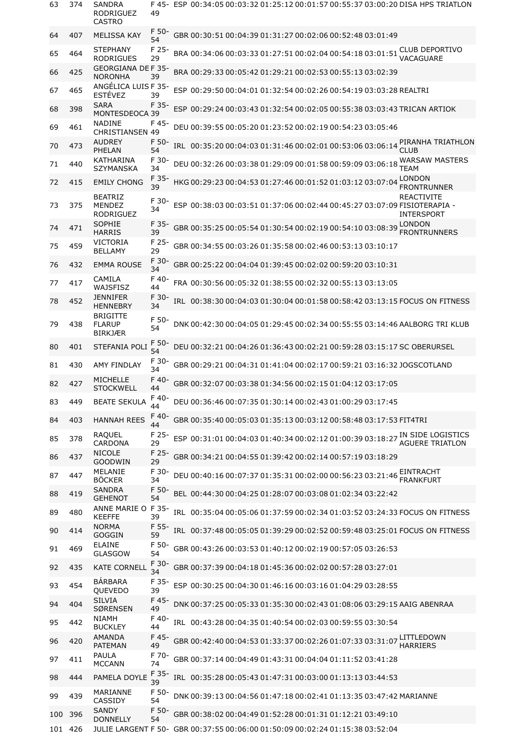| | | | | | | | | | | | |
|---|---|---|---|---|---|---|---|---|---|---|---|
| 63 | 374 | SANDRA RODRIGUEZ CASTRO | F 45-49 | ESP | 00:34:05 | 00:03:32 | 01:25:12 | 00:01:57 | 00:55:37 | 03:00:20 | DISA HPS TRIATLON |
| 64 | 407 | MELISSA KAY | F 50-54 | GBR | 00:30:51 | 00:04:39 | 01:31:27 | 00:02:06 | 00:52:48 | 03:01:49 | |
| 65 | 464 | STEPHANY RODRIGUES | F 25-29 | BRA | 00:34:06 | 00:03:33 | 01:27:51 | 00:02:04 | 00:54:18 | 03:01:51 | CLUB DEPORTIVO VACAGUARE |
| 66 | 425 | GEORGIANA DE NORONHA | F 35-39 | BRA | 00:29:33 | 00:05:42 | 01:29:21 | 00:02:53 | 00:55:13 | 03:02:39 | |
| 67 | 465 | ANGÉLICA LUIS ESTÉVEZ | F 35-39 | ESP | 00:29:50 | 00:04:01 | 01:32:54 | 00:02:26 | 00:54:19 | 03:03:28 | REALTRI |
| 68 | 398 | SARA MONTESDEOCA | F 35-39 | ESP | 00:29:24 | 00:03:43 | 01:32:54 | 00:02:05 | 00:55:38 | 03:03:43 | TRICAN ARTIOK |
| 69 | 461 | NADINE CHRISTIANSEN | F 45-49 | DEU | 00:39:55 | 00:05:20 | 01:23:52 | 00:02:19 | 00:54:23 | 03:05:46 | |
| 70 | 473 | AUDREY PHELAN | F 50-54 | IRL | 00:35:20 | 00:04:03 | 01:31:46 | 00:02:01 | 00:53:06 | 03:06:14 | PIRANHA TRIATHLON CLUB |
| 71 | 440 | KATHARINA SZYMANSKA | F 30-34 | DEU | 00:32:26 | 00:03:38 | 01:29:09 | 00:01:58 | 00:59:09 | 03:06:18 | WARSAW MASTERS TEAM |
| 72 | 415 | EMILY CHONG | F 35-39 | HKG | 00:29:23 | 00:04:53 | 01:27:46 | 00:01:52 | 01:03:12 | 03:07:04 | LONDON FRONTRUNNER |
| 73 | 375 | BEATRIZ MENDEZ RODRIGUEZ | F 30-34 | ESP | 00:38:03 | 00:03:51 | 01:37:06 | 00:02:44 | 00:45:27 | 03:07:09 | REACTIVITE FISIOTERAPIA - INTERSPORT |
| 74 | 471 | SOPHIE HARRIS | F 35-39 | GBR | 00:35:25 | 00:05:54 | 01:30:54 | 00:02:19 | 00:54:10 | 03:08:39 | LONDON FRONTRUNNERS |
| 75 | 459 | VICTORIA BELLAMY | F 25-29 | GBR | 00:34:55 | 00:03:26 | 01:35:58 | 00:02:46 | 00:53:13 | 03:10:17 | |
| 76 | 432 | EMMA ROUSE | F 30-34 | GBR | 00:25:22 | 00:04:04 | 01:39:45 | 00:02:02 | 00:59:20 | 03:10:31 | |
| 77 | 417 | CAMILA WAJSFISZ | F 40-44 | FRA | 00:30:56 | 00:05:32 | 01:38:55 | 00:02:32 | 00:55:13 | 03:13:05 | |
| 78 | 452 | JENNIFER HENNEBRY | F 30-34 | IRL | 00:38:30 | 00:04:03 | 01:30:04 | 00:01:58 | 00:58:42 | 03:13:15 | FOCUS ON FITNESS |
| 79 | 438 | BRIGITTE FLARUP BIRKJÆR | F 50-54 | DNK | 00:42:30 | 00:04:05 | 01:29:45 | 00:02:34 | 00:55:55 | 03:14:46 | AALBORG TRI KLUB |
| 80 | 401 | STEFANIA POLI | F 50-54 | DEU | 00:32:21 | 00:04:26 | 01:36:43 | 00:02:21 | 00:59:28 | 03:15:17 | SC OBERURSEL |
| 81 | 430 | AMY FINDLAY | F 30-34 | GBR | 00:29:21 | 00:04:31 | 01:41:04 | 00:02:17 | 00:59:21 | 03:16:32 | JOGSCOTLAND |
| 82 | 427 | MICHELLE STOCKWELL | F 40-44 | GBR | 00:32:07 | 00:03:38 | 01:34:56 | 00:02:15 | 01:04:12 | 03:17:05 | |
| 83 | 449 | BEATE SEKULA | F 40-44 | DEU | 00:36:46 | 00:07:35 | 01:30:14 | 00:02:43 | 01:00:29 | 03:17:45 | |
| 84 | 403 | HANNAH REES | F 40-44 | GBR | 00:35:40 | 00:05:03 | 01:35:13 | 00:03:12 | 00:58:48 | 03:17:53 | FIT4TRI |
| 85 | 378 | RAQUEL CARDONA | F 25-29 | ESP | 00:31:01 | 00:04:03 | 01:40:34 | 00:02:12 | 01:00:39 | 03:18:27 | IN SIDE LOGISTICS AGUERE TRIATLON |
| 86 | 437 | NICOLE GOODWIN | F 25-29 | GBR | 00:34:21 | 00:04:55 | 01:39:42 | 00:02:14 | 00:57:19 | 03:18:29 | |
| 87 | 447 | MELANIE BÖCKER | F 30-34 | DEU | 00:40:16 | 00:07:37 | 01:35:31 | 00:02:00 | 00:56:23 | 03:21:46 | EINTRACHT FRANKFURT |
| 88 | 419 | SANDRA GEHENOT | F 50-54 | BEL | 00:44:30 | 00:04:25 | 01:28:07 | 00:03:08 | 01:02:34 | 03:22:42 | |
| 89 | 480 | ANNE MARIE O KEEFFE | F 35-39 | IRL | 00:35:04 | 00:05:06 | 01:37:59 | 00:02:34 | 01:03:52 | 03:24:33 | FOCUS ON FITNESS |
| 90 | 414 | NORMA GOGGIN | F 55-59 | IRL | 00:37:48 | 00:05:05 | 01:39:29 | 00:02:52 | 00:59:48 | 03:25:01 | FOCUS ON FITNESS |
| 91 | 469 | ELAINE GLASGOW | F 50-54 | GBR | 00:43:26 | 00:03:53 | 01:40:12 | 00:02:19 | 00:57:05 | 03:26:53 | |
| 92 | 435 | KATE CORNELL | F 30-34 | GBR | 00:37:39 | 00:04:18 | 01:45:36 | 00:02:02 | 00:57:28 | 03:27:01 | |
| 93 | 454 | BÁRBARA QUEVEDO | F 35-39 | ESP | 00:30:25 | 00:04:30 | 01:46:16 | 00:03:16 | 01:04:29 | 03:28:55 | |
| 94 | 404 | SILVIA SØRENSEN | F 45-49 | DNK | 00:37:25 | 00:05:33 | 01:35:30 | 00:02:43 | 01:08:06 | 03:29:15 | AAIG ABENRAA |
| 95 | 442 | NIAMH BUCKLEY | F 40-44 | IRL | 00:43:28 | 00:04:35 | 01:40:54 | 00:02:03 | 00:59:55 | 03:30:54 | |
| 96 | 420 | AMANDA PATEMAN | F 45-49 | GBR | 00:42:40 | 00:04:53 | 01:33:37 | 00:02:26 | 01:07:33 | 03:31:07 | LITTLEDOWN HARRIERS |
| 97 | 411 | PAULA MCCANN | F 70-74 | GBR | 00:37:14 | 00:04:49 | 01:43:31 | 00:04:04 | 01:11:52 | 03:41:28 | |
| 98 | 444 | PAMELA DOYLE | F 35-39 | IRL | 00:35:28 | 00:05:43 | 01:47:31 | 00:03:00 | 01:13:13 | 03:44:53 | |
| 99 | 439 | MARIANNE CASSIDY | F 50-54 | DNK | 00:39:13 | 00:04:56 | 01:47:18 | 00:02:41 | 01:13:35 | 03:47:42 | MARIANNE |
| 100 | 396 | SANDY DONNELLY | F 50-54 | GBR | 00:38:02 | 00:04:49 | 01:52:28 | 00:01:31 | 01:12:21 | 03:49:10 | |
| 101 | 426 | JULIE LARGENT | F 50- | GBR | 00:37:55 | 00:06:00 | 01:50:09 | 00:02:24 | 01:15:38 | 03:52:04 | |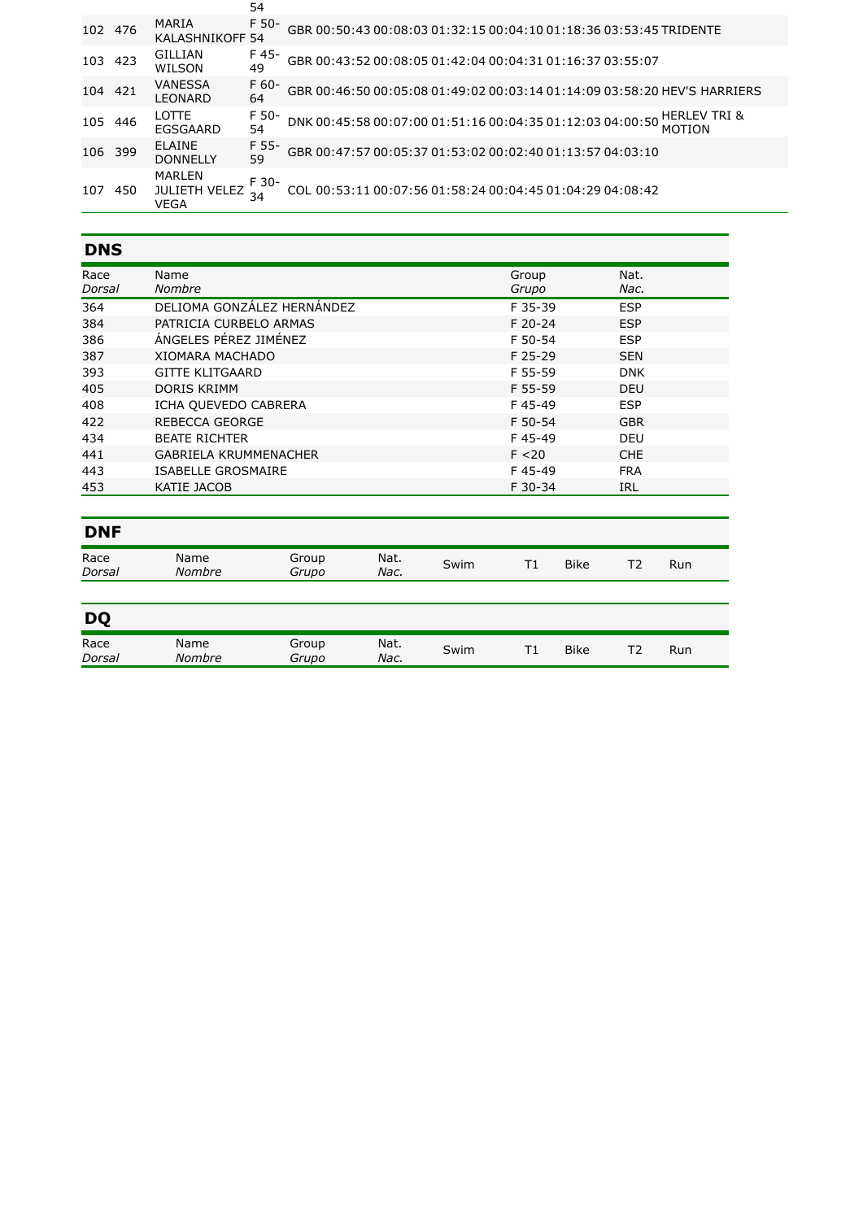| | | | | | | | | | | | | |
|---|---|---|---|---|---|---|---|---|---|---|---|---|
| | | | 54 | | | | | | | | | |
| 102 | 476 | MARIA KALASHNIKOFF | F 50-54 | GBR | 00:50:43 | 00:08:03 | 01:32:15 | 00:04:10 | 01:18:36 | 03:53:45 | TRIDENTE |
| 103 | 423 | GILLIAN WILSON | F 45-49 | GBR | 00:43:52 | 00:08:05 | 01:42:04 | 00:04:31 | 01:16:37 | 03:55:07 | |
| 104 | 421 | VANESSA LEONARD | F 60-64 | GBR | 00:46:50 | 00:05:08 | 01:49:02 | 00:03:14 | 01:14:09 | 03:58:20 | HEV'S HARRIERS |
| 105 | 446 | LOTTE EGSGAARD | F 50-54 | DNK | 00:45:58 | 00:07:00 | 01:51:16 | 00:04:35 | 01:12:03 | 04:00:50 | HERLEV TRI & MOTION |
| 106 | 399 | ELAINE DONNELLY | F 55-59 | GBR | 00:47:57 | 00:05:37 | 01:53:02 | 00:02:40 | 01:13:57 | 04:03:10 | |
| 107 | 450 | MARLEN JULIETH VELEZ VEGA | F 30-34 | COL | 00:53:11 | 00:07:56 | 01:58:24 | 00:04:45 | 01:04:29 | 04:08:42 | |

## DNS

| Race *Dorsal* | Name *Nombre* | Group *Grupo* | Nat. *Nac.* |
|---|---|---|---|
| 364 | DELIOMA GONZÁLEZ HERNÁNDEZ | F 35-39 | ESP |
| 384 | PATRICIA CURBELO ARMAS | F 20-24 | ESP |
| 386 | ÁNGELES PÉREZ JIMÉNEZ | F 50-54 | ESP |
| 387 | XIOMARA MACHADO | F 25-29 | SEN |
| 393 | GITTE KLITGAARD | F 55-59 | DNK |
| 405 | DORIS KRIMM | F 55-59 | DEU |
| 408 | ICHA QUEVEDO CABRERA | F 45-49 | ESP |
| 422 | REBECCA GEORGE | F 50-54 | GBR |
| 434 | BEATE RICHTER | F 45-49 | DEU |
| 441 | GABRIELA KRUMMENACHER | F <20 | CHE |
| 443 | ISABELLE GROSMAIRE | F 45-49 | FRA |
| 453 | KATIE JACOB | F 30-34 | IRL |

## DNF

| Race *Dorsal* | Name *Nombre* | Group *Grupo* | Nat. *Nac.* | Swim | T1 | Bike | T2 | Run |
|---|---|---|---|---|---|---|---|---|

## DQ

| Race *Dorsal* | Name *Nombre* | Group *Grupo* | Nat. *Nac.* | Swim | T1 | Bike | T2 | Run |
|---|---|---|---|---|---|---|---|---|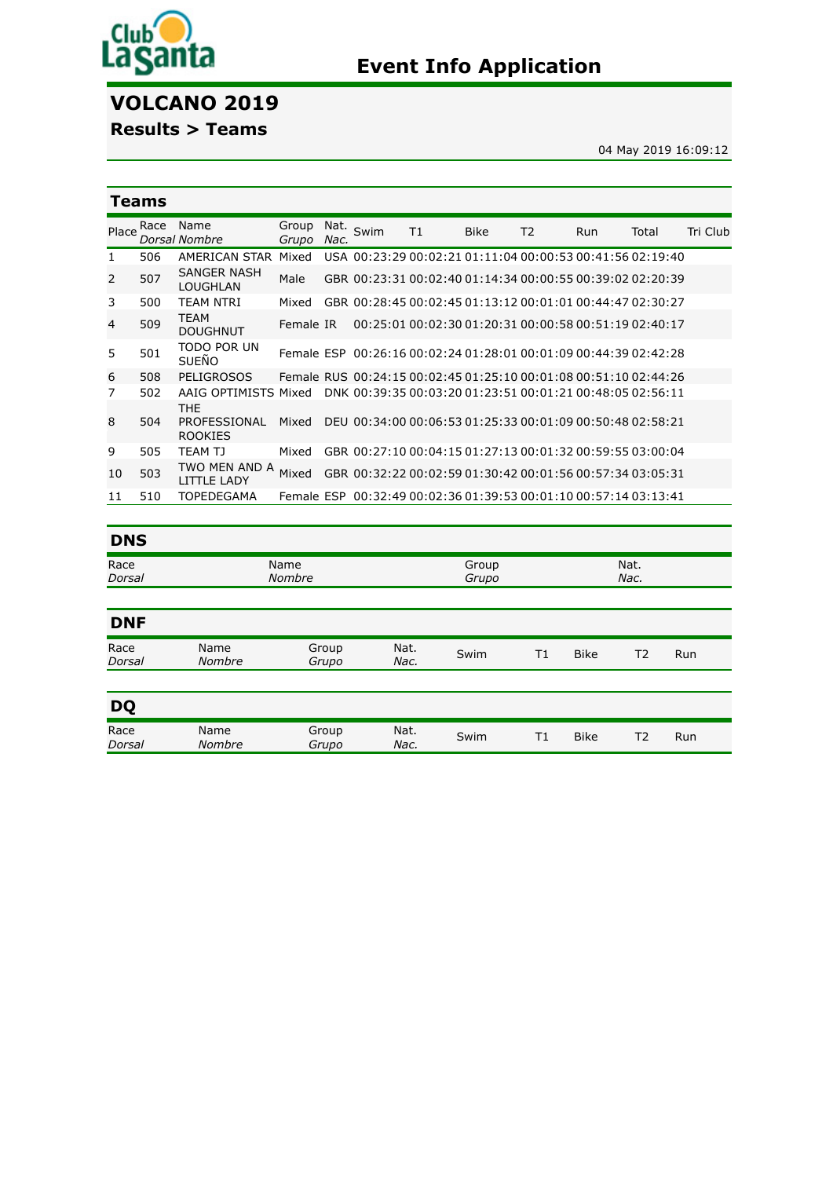Club La Santa

# Event Info Application

## VOLCANO 2019

### Results > Teams

04 May 2019 16:09:12

### Teams

| Place | Race *Dorsal* | Name *Nombre* | Group *Grupo* | Nat. *Nac.* | Swim | T1 | Bike | T2 | Run | Total | Tri Club |
|---|---|---|---|---|---|---|---|---|---|---|---|
| 1 | 506 | AMERICAN STAR | Mixed | USA | 00:23:29 | 00:02:21 | 01:11:04 | 00:00:53 | 00:41:56 | 02:19:40 | |
| 2 | 507 | SANGER NASH LOUGHLAN | Male | GBR | 00:23:31 | 00:02:40 | 01:14:34 | 00:00:55 | 00:39:02 | 02:20:39 | |
| 3 | 500 | TEAM NTRI | Mixed | GBR | 00:28:45 | 00:02:45 | 01:13:12 | 00:01:01 | 00:44:47 | 02:30:27 | |
| 4 | 509 | TEAM DOUGHNUT | Female | IR | 00:25:01 | 00:02:30 | 01:20:31 | 00:00:58 | 00:51:19 | 02:40:17 | |
| 5 | 501 | TODO POR UN SUEÑO | Female | ESP | 00:26:16 | 00:02:24 | 01:28:01 | 00:01:09 | 00:44:39 | 02:42:28 | |
| 6 | 508 | PELIGROSOS | Female | RUS | 00:24:15 | 00:02:45 | 01:25:10 | 00:01:08 | 00:51:10 | 02:44:26 | |
| 7 | 502 | AAIG OPTIMISTS | Mixed | DNK | 00:39:35 | 00:03:20 | 01:23:51 | 00:01:21 | 00:48:05 | 02:56:11 | |
| 8 | 504 | THE PROFESSIONAL ROOKIES | Mixed | DEU | 00:34:00 | 00:06:53 | 01:25:33 | 00:01:09 | 00:50:48 | 02:58:21 | |
| 9 | 505 | TEAM TJ | Mixed | GBR | 00:27:10 | 00:04:15 | 01:27:13 | 00:01:32 | 00:59:55 | 03:00:04 | |
| 10 | 503 | TWO MEN AND A LITTLE LADY | Mixed | GBR | 00:32:22 | 00:02:59 | 01:30:42 | 00:01:56 | 00:57:34 | 03:05:31 | |
| 11 | 510 | TOPEDEGAMA | Female | ESP | 00:32:49 | 00:02:36 | 01:39:53 | 00:01:10 | 00:57:14 | 03:13:41 | |

### DNS

| Race *Dorsal* | Name *Nombre* | Group *Grupo* | Nat. *Nac.* |
|---|---|---|---|

### DNF

| Race *Dorsal* | Name *Nombre* | Group *Grupo* | Nat. *Nac.* | Swim | T1 | Bike | T2 | Run |
|---|---|---|---|---|---|---|---|---|

### DQ

| Race *Dorsal* | Name *Nombre* | Group *Grupo* | Nat. *Nac.* | Swim | T1 | Bike | T2 | Run |
|---|---|---|---|---|---|---|---|---|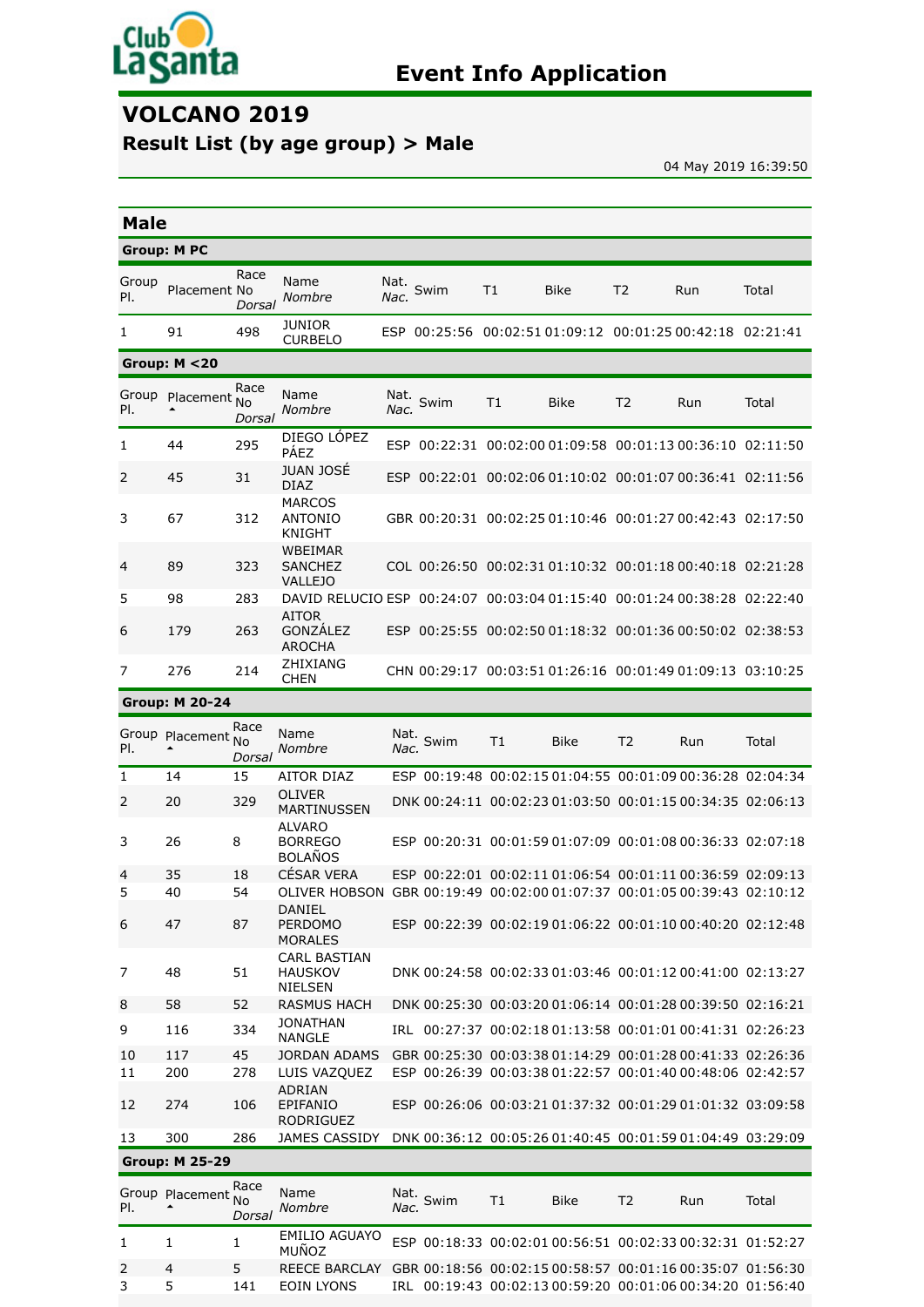Club La Santa

# Event Info Application

## VOLCANO 2019

### Result List (by age group) > Male

04 May 2019 16:39:50

## Male

### Group: M PC

| Group Pl. | Placement | Race No *Dorsal* | Name *Nombre* | Nat. *Nac.* | Swim | T1 | Bike | T2 | Run | Total |
|---|---|---|---|---|---|---|---|---|---|---|
| 1 | 91 | 498 | JUNIOR CURBELO | ESP | 00:25:56 | 00:02:51 | 01:09:12 | 00:01:25 | 00:42:18 | 02:21:41 |

### Group: M <20

| Group Pl. | Placement | Race No *Dorsal* | Name *Nombre* | Nat. *Nac.* | Swim | T1 | Bike | T2 | Run | Total |
|---|---|---|---|---|---|---|---|---|---|---|
| 1 | 44 | 295 | DIEGO LÓPEZ PÁEZ | ESP | 00:22:31 | 00:02:00 | 01:09:58 | 00:01:13 | 00:36:10 | 02:11:50 |
| 2 | 45 | 31 | JUAN JOSÉ DIAZ | ESP | 00:22:01 | 00:02:06 | 01:10:02 | 00:01:07 | 00:36:41 | 02:11:56 |
| 3 | 67 | 312 | MARCOS ANTONIO KNIGHT | GBR | 00:20:31 | 00:02:25 | 01:10:46 | 00:01:27 | 00:42:43 | 02:17:50 |
| 4 | 89 | 323 | WBEIMAR SANCHEZ VALLEJO | COL | 00:26:50 | 00:02:31 | 01:10:32 | 00:01:18 | 00:40:18 | 02:21:28 |
| 5 | 98 | 283 | DAVID RELUCIO | ESP | 00:24:07 | 00:03:04 | 01:15:40 | 00:01:24 | 00:38:28 | 02:22:40 |
| 6 | 179 | 263 | AITOR GONZÁLEZ AROCHA | ESP | 00:25:55 | 00:02:50 | 01:18:32 | 00:01:36 | 00:50:02 | 02:38:53 |
| 7 | 276 | 214 | ZHIXIANG CHEN | CHN | 00:29:17 | 00:03:51 | 01:26:16 | 00:01:49 | 01:09:13 | 03:10:25 |

### Group: M 20-24

| Group Pl. | Placement | Race No *Dorsal* | Name *Nombre* | Nat. *Nac.* | Swim | T1 | Bike | T2 | Run | Total |
|---|---|---|---|---|---|---|---|---|---|---|
| 1 | 14 | 15 | AITOR DIAZ | ESP | 00:19:48 | 00:02:15 | 01:04:55 | 00:01:09 | 00:36:28 | 02:04:34 |
| 2 | 20 | 329 | OLIVER MARTINUSSEN | DNK | 00:24:11 | 00:02:23 | 01:03:50 | 00:01:15 | 00:34:35 | 02:06:13 |
| 3 | 26 | 8 | ALVARO BORREGO BOLAÑOS | ESP | 00:20:31 | 00:01:59 | 01:07:09 | 00:01:08 | 00:36:33 | 02:07:18 |
| 4 | 35 | 18 | CÉSAR VERA | ESP | 00:22:01 | 00:02:11 | 01:06:54 | 00:01:11 | 00:36:59 | 02:09:13 |
| 5 | 40 | 54 | OLIVER HOBSON | GBR | 00:19:49 | 00:02:00 | 01:07:37 | 00:01:05 | 00:39:43 | 02:10:12 |
| 6 | 47 | 87 | DANIEL PERDOMO MORALES | ESP | 00:22:39 | 00:02:19 | 01:06:22 | 00:01:10 | 00:40:20 | 02:12:48 |
| 7 | 48 | 51 | CARL BASTIAN HAUSKOV NIELSEN | DNK | 00:24:58 | 00:02:33 | 01:03:46 | 00:01:12 | 00:41:00 | 02:13:27 |
| 8 | 58 | 52 | RASMUS HACH | DNK | 00:25:30 | 00:03:20 | 01:06:14 | 00:01:28 | 00:39:50 | 02:16:21 |
| 9 | 116 | 334 | JONATHAN NANGLE | IRL | 00:27:37 | 00:02:18 | 01:13:58 | 00:01:01 | 00:41:31 | 02:26:23 |
| 10 | 117 | 45 | JORDAN ADAMS | GBR | 00:25:30 | 00:03:38 | 01:14:29 | 00:01:28 | 00:41:33 | 02:26:36 |
| 11 | 200 | 278 | LUIS VAZQUEZ | ESP | 00:26:39 | 00:03:38 | 01:22:57 | 00:01:40 | 00:48:06 | 02:42:57 |
| 12 | 274 | 106 | ADRIAN EPIFANIO RODRIGUEZ | ESP | 00:26:06 | 00:03:21 | 01:37:32 | 00:01:29 | 01:01:32 | 03:09:58 |
| 13 | 300 | 286 | JAMES CASSIDY | DNK | 00:36:12 | 00:05:26 | 01:40:45 | 00:01:59 | 01:04:49 | 03:29:09 |

### Group: M 25-29

| Group Pl. | Placement | Race No *Dorsal* | Name *Nombre* | Nat. *Nac.* | Swim | T1 | Bike | T2 | Run | Total |
|---|---|---|---|---|---|---|---|---|---|---|
| 1 | 1 | 1 | EMILIO AGUAYO MUÑOZ | ESP | 00:18:33 | 00:02:01 | 00:56:51 | 00:02:33 | 00:32:31 | 01:52:27 |
| 2 | 4 | 5 | REECE BARCLAY | GBR | 00:18:56 | 00:02:15 | 00:58:57 | 00:01:16 | 00:35:07 | 01:56:30 |
| 3 | 5 | 141 | EOIN LYONS | IRL | 00:19:43 | 00:02:13 | 00:59:20 | 00:01:06 | 00:34:20 | 01:56:40 |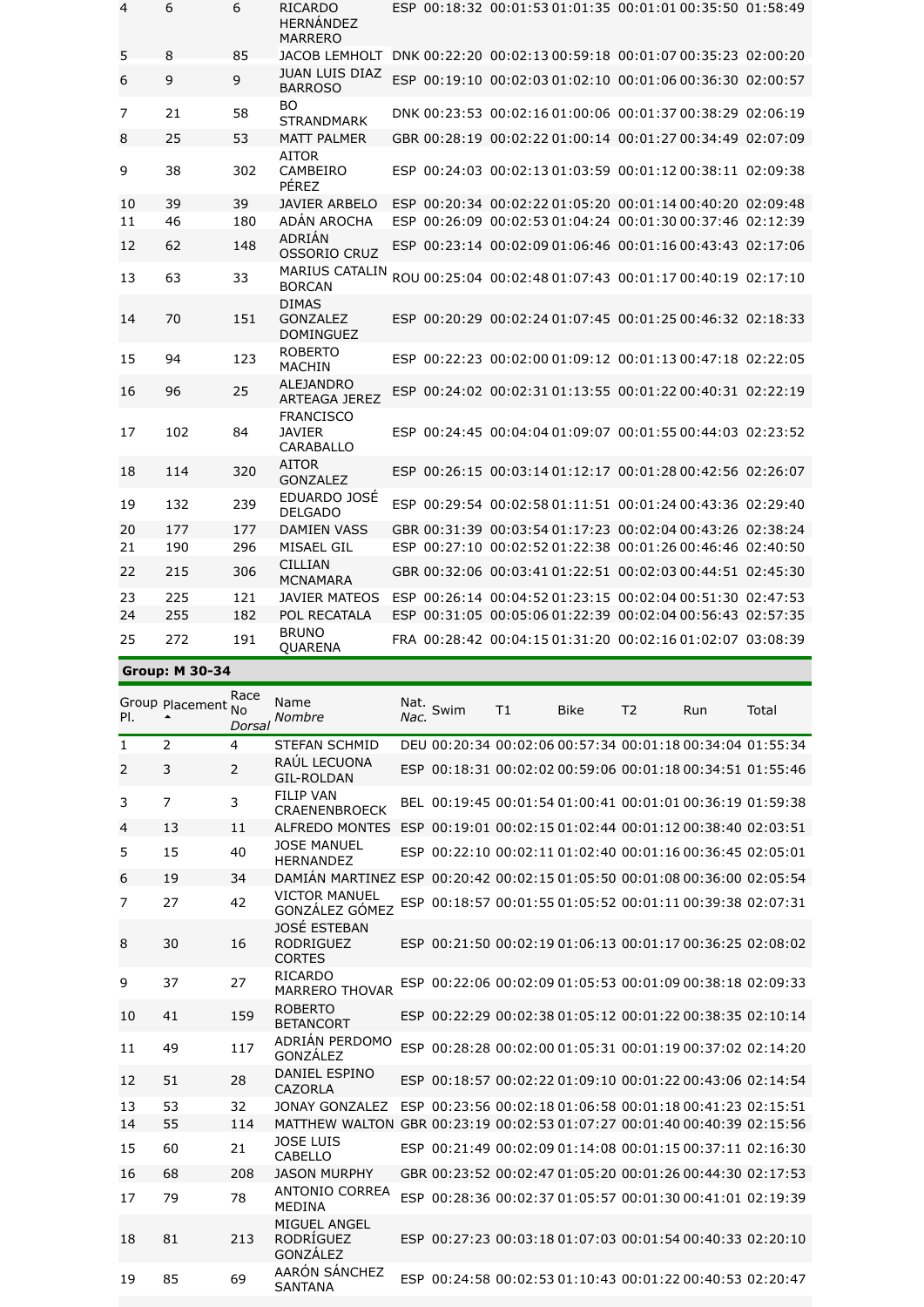| | | | | | | | | | | |
|---|---|---|---|---|---|---|---|---|---|---|
| 4 | 6 | 6 | RICARDO HERNÁNDEZ MARRERO | ESP | 00:18:32 | 00:01:53 | 01:01:35 | 00:01:01 | 00:35:50 | 01:58:49 |
| 5 | 8 | 85 | JACOB LEMHOLT | DNK | 00:22:20 | 00:02:13 | 00:59:18 | 00:01:07 | 00:35:23 | 02:00:20 |
| 6 | 9 | 9 | JUAN LUIS DIAZ BARROSO | ESP | 00:19:10 | 00:02:03 | 01:02:10 | 00:01:06 | 00:36:30 | 02:00:57 |
| 7 | 21 | 58 | BO STRANDMARK | DNK | 00:23:53 | 00:02:16 | 01:00:06 | 00:01:37 | 00:38:29 | 02:06:19 |
| 8 | 25 | 53 | MATT PALMER | GBR | 00:28:19 | 00:02:22 | 01:00:14 | 00:01:27 | 00:34:49 | 02:07:09 |
| 9 | 38 | 302 | AITOR CAMBEIRO PÉREZ | ESP | 00:24:03 | 00:02:13 | 01:03:59 | 00:01:12 | 00:38:11 | 02:09:38 |
| 10 | 39 | 39 | JAVIER ARBELO | ESP | 00:20:34 | 00:02:22 | 01:05:20 | 00:01:14 | 00:40:20 | 02:09:48 |
| 11 | 46 | 180 | ADÁN AROCHA | ESP | 00:26:09 | 00:02:53 | 01:04:24 | 00:01:30 | 00:37:46 | 02:12:39 |
| 12 | 62 | 148 | ADRIÁN OSSORIO CRUZ | ESP | 00:23:14 | 00:02:09 | 01:06:46 | 00:01:16 | 00:43:43 | 02:17:06 |
| 13 | 63 | 33 | MARIUS CATALIN BORCAN | ROU | 00:25:04 | 00:02:48 | 01:07:43 | 00:01:17 | 00:40:19 | 02:17:10 |
| 14 | 70 | 151 | DIMAS GONZALEZ DOMINGUEZ | ESP | 00:20:29 | 00:02:24 | 01:07:45 | 00:01:25 | 00:46:32 | 02:18:33 |
| 15 | 94 | 123 | ROBERTO MACHIN | ESP | 00:22:23 | 00:02:00 | 01:09:12 | 00:01:13 | 00:47:18 | 02:22:05 |
| 16 | 96 | 25 | ALEJANDRO ARTEAGA JEREZ | ESP | 00:24:02 | 00:02:31 | 01:13:55 | 00:01:22 | 00:40:31 | 02:22:19 |
| 17 | 102 | 84 | FRANCISCO JAVIER CARABALLO | ESP | 00:24:45 | 00:04:04 | 01:09:07 | 00:01:55 | 00:44:03 | 02:23:52 |
| 18 | 114 | 320 | AITOR GONZALEZ | ESP | 00:26:15 | 00:03:14 | 01:12:17 | 00:01:28 | 00:42:56 | 02:26:07 |
| 19 | 132 | 239 | EDUARDO JOSÉ DELGADO | ESP | 00:29:54 | 00:02:58 | 01:11:51 | 00:01:24 | 00:43:36 | 02:29:40 |
| 20 | 177 | 177 | DAMIEN VASS | GBR | 00:31:39 | 00:03:54 | 01:17:23 | 00:02:04 | 00:43:26 | 02:38:24 |
| 21 | 190 | 296 | MISAEL GIL | ESP | 00:27:10 | 00:02:52 | 01:22:38 | 00:01:26 | 00:46:46 | 02:40:50 |
| 22 | 215 | 306 | CILLIAN MCNAMARA | GBR | 00:32:06 | 00:03:41 | 01:22:51 | 00:02:03 | 00:44:51 | 02:45:30 |
| 23 | 225 | 121 | JAVIER MATEOS | ESP | 00:26:14 | 00:04:52 | 01:23:15 | 00:02:04 | 00:51:30 | 02:47:53 |
| 24 | 255 | 182 | POL RECATALA | ESP | 00:31:05 | 00:05:06 | 01:22:39 | 00:02:04 | 00:56:43 | 02:57:35 |
| 25 | 272 | 191 | BRUNO QUARENA | FRA | 00:28:42 | 00:04:15 | 01:31:20 | 00:02:16 | 01:02:07 | 03:08:39 |

**Group: M 30-34**

| Group Pl. | Placement | Race No *Dorsal* | Name *Nombre* | Nat. *Nac.* | Swim | T1 | Bike | T2 | Run | Total |
|---|---|---|---|---|---|---|---|---|---|---|
| 1 | 2 | 4 | STEFAN SCHMID | DEU | 00:20:34 | 00:02:06 | 00:57:34 | 00:01:18 | 00:34:04 | 01:55:34 |
| 2 | 3 | 2 | RAÚL LECUONA GIL-ROLDAN | ESP | 00:18:31 | 00:02:02 | 00:59:06 | 00:01:18 | 00:34:51 | 01:55:46 |
| 3 | 7 | 3 | FILIP VAN CRAENENBROECK | BEL | 00:19:45 | 00:01:54 | 01:00:41 | 00:01:01 | 00:36:19 | 01:59:38 |
| 4 | 13 | 11 | ALFREDO MONTES | ESP | 00:19:01 | 00:02:15 | 01:02:44 | 00:01:12 | 00:38:40 | 02:03:51 |
| 5 | 15 | 40 | JOSE MANUEL HERNANDEZ | ESP | 00:22:10 | 00:02:11 | 01:02:40 | 00:01:16 | 00:36:45 | 02:05:01 |
| 6 | 19 | 34 | DAMIÁN MARTINEZ | ESP | 00:20:42 | 00:02:15 | 01:05:50 | 00:01:08 | 00:36:00 | 02:05:54 |
| 7 | 27 | 42 | VICTOR MANUEL GONZÁLEZ GÓMEZ | ESP | 00:18:57 | 00:01:55 | 01:05:52 | 00:01:11 | 00:39:38 | 02:07:31 |
| 8 | 30 | 16 | JOSÉ ESTEBAN RODRIGUEZ CORTES | ESP | 00:21:50 | 00:02:19 | 01:06:13 | 00:01:17 | 00:36:25 | 02:08:02 |
| 9 | 37 | 27 | RICARDO MARRERO THOVAR | ESP | 00:22:06 | 00:02:09 | 01:05:53 | 00:01:09 | 00:38:18 | 02:09:33 |
| 10 | 41 | 159 | ROBERTO BETANCORT | ESP | 00:22:29 | 00:02:38 | 01:05:12 | 00:01:22 | 00:38:35 | 02:10:14 |
| 11 | 49 | 117 | ADRIÁN PERDOMO GONZÁLEZ | ESP | 00:28:28 | 00:02:00 | 01:05:31 | 00:01:19 | 00:37:02 | 02:14:20 |
| 12 | 51 | 28 | DANIEL ESPINO CAZORLA | ESP | 00:18:57 | 00:02:22 | 01:09:10 | 00:01:22 | 00:43:06 | 02:14:54 |
| 13 | 53 | 32 | JONAY GONZALEZ | ESP | 00:23:56 | 00:02:18 | 01:06:58 | 00:01:18 | 00:41:23 | 02:15:51 |
| 14 | 55 | 114 | MATTHEW WALTON | GBR | 00:23:19 | 00:02:53 | 01:07:27 | 00:01:40 | 00:40:39 | 02:15:56 |
| 15 | 60 | 21 | JOSE LUIS CABELLO | ESP | 00:21:49 | 00:02:09 | 01:14:08 | 00:01:15 | 00:37:11 | 02:16:30 |
| 16 | 68 | 208 | JASON MURPHY | GBR | 00:23:52 | 00:02:47 | 01:05:20 | 00:01:26 | 00:44:30 | 02:17:53 |
| 17 | 79 | 78 | ANTONIO CORREA MEDINA | ESP | 00:28:36 | 00:02:37 | 01:05:57 | 00:01:30 | 00:41:01 | 02:19:39 |
| 18 | 81 | 213 | MIGUEL ANGEL RODRÍGUEZ GONZÁLEZ | ESP | 00:27:23 | 00:03:18 | 01:07:03 | 00:01:54 | 00:40:33 | 02:20:10 |
| 19 | 85 | 69 | AARÓN SÁNCHEZ SANTANA | ESP | 00:24:58 | 00:02:53 | 01:10:43 | 00:01:22 | 00:40:53 | 02:20:47 |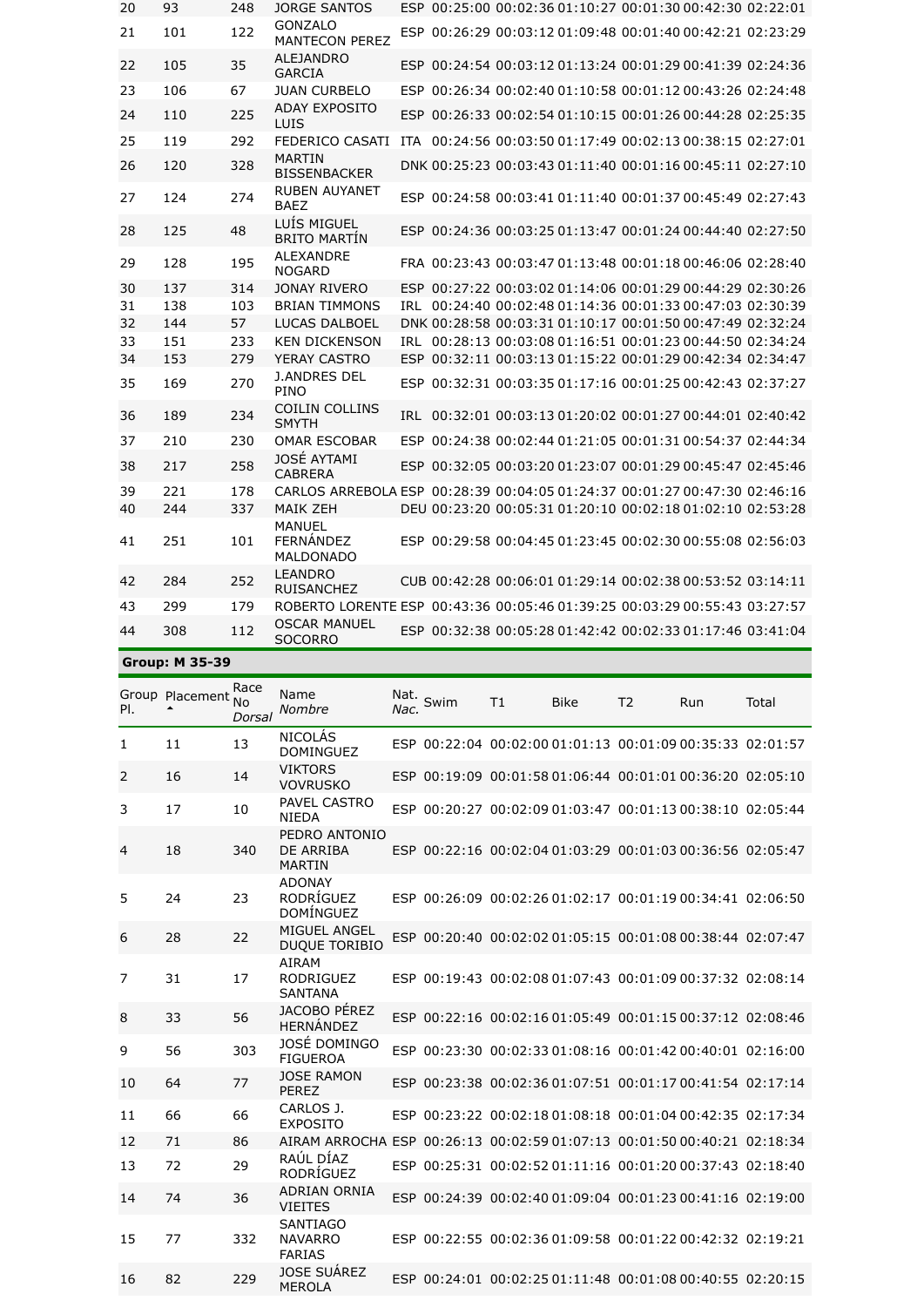| | | | | | | | | | | |
|---|---|---|---|---|---|---|---|---|---|---|
| 20 | 93 | 248 | JORGE SANTOS | ESP | 00:25:00 | 00:02:36 | 01:10:27 | 00:01:30 | 00:42:30 | 02:22:01 |
| 21 | 101 | 122 | GONZALO MANTECON PEREZ | ESP | 00:26:29 | 00:03:12 | 01:09:48 | 00:01:40 | 00:42:21 | 02:23:29 |
| 22 | 105 | 35 | ALEJANDRO GARCIA | ESP | 00:24:54 | 00:03:12 | 01:13:24 | 00:01:29 | 00:41:39 | 02:24:36 |
| 23 | 106 | 67 | JUAN CURBELO | ESP | 00:26:34 | 00:02:40 | 01:10:58 | 00:01:12 | 00:43:26 | 02:24:48 |
| 24 | 110 | 225 | ADAY EXPOSITO LUIS | ESP | 00:26:33 | 00:02:54 | 01:10:15 | 00:01:26 | 00:44:28 | 02:25:35 |
| 25 | 119 | 292 | FEDERICO CASATI | ITA | 00:24:56 | 00:03:50 | 01:17:49 | 00:02:13 | 00:38:15 | 02:27:01 |
| 26 | 120 | 328 | MARTIN BISSENBACKER | DNK | 00:25:23 | 00:03:43 | 01:11:40 | 00:01:16 | 00:45:11 | 02:27:10 |
| 27 | 124 | 274 | RUBEN AUYANET BAEZ | ESP | 00:24:58 | 00:03:41 | 01:11:40 | 00:01:37 | 00:45:49 | 02:27:43 |
| 28 | 125 | 48 | LUÍS MIGUEL BRITO MARTÍN | ESP | 00:24:36 | 00:03:25 | 01:13:47 | 00:01:24 | 00:44:40 | 02:27:50 |
| 29 | 128 | 195 | ALEXANDRE NOGARD | FRA | 00:23:43 | 00:03:47 | 01:13:48 | 00:01:18 | 00:46:06 | 02:28:40 |
| 30 | 137 | 314 | JONAY RIVERO | ESP | 00:27:22 | 00:03:02 | 01:14:06 | 00:01:29 | 00:44:29 | 02:30:26 |
| 31 | 138 | 103 | BRIAN TIMMONS | IRL | 00:24:40 | 00:02:48 | 01:14:36 | 00:01:33 | 00:47:03 | 02:30:39 |
| 32 | 144 | 57 | LUCAS DALBOEL | DNK | 00:28:58 | 00:03:31 | 01:10:17 | 00:01:50 | 00:47:49 | 02:32:24 |
| 33 | 151 | 233 | KEN DICKENSON | IRL | 00:28:13 | 00:03:08 | 01:16:51 | 00:01:23 | 00:44:50 | 02:34:24 |
| 34 | 153 | 279 | YERAY CASTRO | ESP | 00:32:11 | 00:03:13 | 01:15:22 | 00:01:29 | 00:42:34 | 02:34:47 |
| 35 | 169 | 270 | J.ANDRES DEL PINO | ESP | 00:32:31 | 00:03:35 | 01:17:16 | 00:01:25 | 00:42:43 | 02:37:27 |
| 36 | 189 | 234 | COILIN COLLINS SMYTH | IRL | 00:32:01 | 00:03:13 | 01:20:02 | 00:01:27 | 00:44:01 | 02:40:42 |
| 37 | 210 | 230 | OMAR ESCOBAR | ESP | 00:24:38 | 00:02:44 | 01:21:05 | 00:01:31 | 00:54:37 | 02:44:34 |
| 38 | 217 | 258 | JOSÉ AYTAMI CABRERA | ESP | 00:32:05 | 00:03:20 | 01:23:07 | 00:01:29 | 00:45:47 | 02:45:46 |
| 39 | 221 | 178 | CARLOS ARREBOLA | ESP | 00:28:39 | 00:04:05 | 01:24:37 | 00:01:27 | 00:47:30 | 02:46:16 |
| 40 | 244 | 337 | MAIK ZEH | DEU | 00:23:20 | 00:05:31 | 01:20:10 | 00:02:18 | 01:02:10 | 02:53:28 |
| 41 | 251 | 101 | MANUEL FERNÁNDEZ MALDONADO | ESP | 00:29:58 | 00:04:45 | 01:23:45 | 00:02:30 | 00:55:08 | 02:56:03 |
| 42 | 284 | 252 | LEANDRO RUISANCHEZ | CUB | 00:42:28 | 00:06:01 | 01:29:14 | 00:02:38 | 00:53:52 | 03:14:11 |
| 43 | 299 | 179 | ROBERTO LORENTE | ESP | 00:43:36 | 00:05:46 | 01:39:25 | 00:03:29 | 00:55:43 | 03:27:57 |
| 44 | 308 | 112 | OSCAR MANUEL SOCORRO | ESP | 00:32:38 | 00:05:28 | 01:42:42 | 00:02:33 | 01:17:46 | 03:41:04 |

**Group: M 35-39**

| Group Pl. | Placement | Race No *Dorsal* | Name *Nombre* | Nat. *Nac.* | Swim | T1 | Bike | T2 | Run | Total |
|---|---|---|---|---|---|---|---|---|---|---|
| 1 | 11 | 13 | NICOLÁS DOMINGUEZ | ESP | 00:22:04 | 00:02:00 | 01:01:13 | 00:01:09 | 00:35:33 | 02:01:57 |
| 2 | 16 | 14 | VIKTORS VOVRUSKO | ESP | 00:19:09 | 00:01:58 | 01:06:44 | 00:01:01 | 00:36:20 | 02:05:10 |
| 3 | 17 | 10 | PAVEL CASTRO NIEDA | ESP | 00:20:27 | 00:02:09 | 01:03:47 | 00:01:13 | 00:38:10 | 02:05:44 |
| 4 | 18 | 340 | PEDRO ANTONIO DE ARRIBA MARTIN | ESP | 00:22:16 | 00:02:04 | 01:03:29 | 00:01:03 | 00:36:56 | 02:05:47 |
| 5 | 24 | 23 | ADONAY RODRÍGUEZ DOMÍNGUEZ | ESP | 00:26:09 | 00:02:26 | 01:02:17 | 00:01:19 | 00:34:41 | 02:06:50 |
| 6 | 28 | 22 | MIGUEL ANGEL DUQUE TORIBIO | ESP | 00:20:40 | 00:02:02 | 01:05:15 | 00:01:08 | 00:38:44 | 02:07:47 |
| 7 | 31 | 17 | AIRAM RODRIGUEZ SANTANA | ESP | 00:19:43 | 00:02:08 | 01:07:43 | 00:01:09 | 00:37:32 | 02:08:14 |
| 8 | 33 | 56 | JACOBO PÉREZ HERNÁNDEZ | ESP | 00:22:16 | 00:02:16 | 01:05:49 | 00:01:15 | 00:37:12 | 02:08:46 |
| 9 | 56 | 303 | JOSÉ DOMINGO FIGUEROA | ESP | 00:23:30 | 00:02:33 | 01:08:16 | 00:01:42 | 00:40:01 | 02:16:00 |
| 10 | 64 | 77 | JOSE RAMON PEREZ | ESP | 00:23:38 | 00:02:36 | 01:07:51 | 00:01:17 | 00:41:54 | 02:17:14 |
| 11 | 66 | 66 | CARLOS J. EXPOSITO | ESP | 00:23:22 | 00:02:18 | 01:08:18 | 00:01:04 | 00:42:35 | 02:17:34 |
| 12 | 71 | 86 | AIRAM ARROCHA | ESP | 00:26:13 | 00:02:59 | 01:07:13 | 00:01:50 | 00:40:21 | 02:18:34 |
| 13 | 72 | 29 | RAÚL DÍAZ RODRÍGUEZ | ESP | 00:25:31 | 00:02:52 | 01:11:16 | 00:01:20 | 00:37:43 | 02:18:40 |
| 14 | 74 | 36 | ADRIAN ORNIA VIEITES | ESP | 00:24:39 | 00:02:40 | 01:09:04 | 00:01:23 | 00:41:16 | 02:19:00 |
| 15 | 77 | 332 | SANTIAGO NAVARRO FARIAS | ESP | 00:22:55 | 00:02:36 | 01:09:58 | 00:01:22 | 00:42:32 | 02:19:21 |
| 16 | 82 | 229 | JOSE SUÁREZ MEROLA | ESP | 00:24:01 | 00:02:25 | 01:11:48 | 00:01:08 | 00:40:55 | 02:20:15 |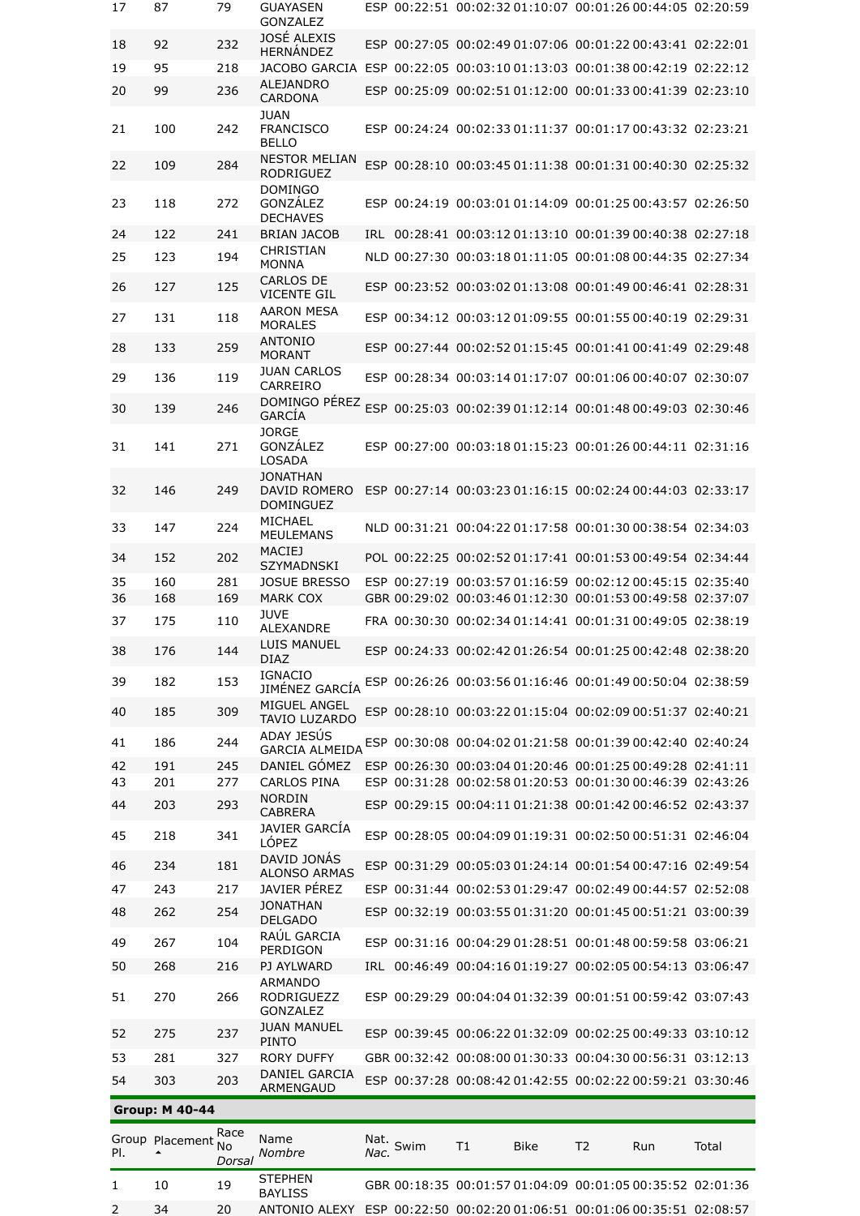| | | | | | | | | | | |
|---|---|---|---|---|---|---|---|---|---|---|
| 17 | 87 | 79 | GUAYASEN GONZALEZ | ESP | 00:22:51 | 00:02:32 | 01:10:07 | 00:01:26 | 00:44:05 | 02:20:59 |
| 18 | 92 | 232 | JOSÉ ALEXIS HERNÁNDEZ | ESP | 00:27:05 | 00:02:49 | 01:07:06 | 00:01:22 | 00:43:41 | 02:22:01 |
| 19 | 95 | 218 | JACOBO GARCIA | ESP | 00:22:05 | 00:03:10 | 01:13:03 | 00:01:38 | 00:42:19 | 02:22:12 |
| 20 | 99 | 236 | ALEJANDRO CARDONA | ESP | 00:25:09 | 00:02:51 | 01:12:00 | 00:01:33 | 00:41:39 | 02:23:10 |
| 21 | 100 | 242 | JUAN FRANCISCO BELLO | ESP | 00:24:24 | 00:02:33 | 01:11:37 | 00:01:17 | 00:43:32 | 02:23:21 |
| 22 | 109 | 284 | NESTOR MELIAN RODRIGUEZ | ESP | 00:28:10 | 00:03:45 | 01:11:38 | 00:01:31 | 00:40:30 | 02:25:32 |
| 23 | 118 | 272 | DOMINGO GONZÁLEZ DECHAVES | ESP | 00:24:19 | 00:03:01 | 01:14:09 | 00:01:25 | 00:43:57 | 02:26:50 |
| 24 | 122 | 241 | BRIAN JACOB | IRL | 00:28:41 | 00:03:12 | 01:13:10 | 00:01:39 | 00:40:38 | 02:27:18 |
| 25 | 123 | 194 | CHRISTIAN MONNA | NLD | 00:27:30 | 00:03:18 | 01:11:05 | 00:01:08 | 00:44:35 | 02:27:34 |
| 26 | 127 | 125 | CARLOS DE VICENTE GIL | ESP | 00:23:52 | 00:03:02 | 01:13:08 | 00:01:49 | 00:46:41 | 02:28:31 |
| 27 | 131 | 118 | AARON MESA MORALES | ESP | 00:34:12 | 00:03:12 | 01:09:55 | 00:01:55 | 00:40:19 | 02:29:31 |
| 28 | 133 | 259 | ANTONIO MORANT | ESP | 00:27:44 | 00:02:52 | 01:15:45 | 00:01:41 | 00:41:49 | 02:29:48 |
| 29 | 136 | 119 | JUAN CARLOS CARREIRO | ESP | 00:28:34 | 00:03:14 | 01:17:07 | 00:01:06 | 00:40:07 | 02:30:07 |
| 30 | 139 | 246 | DOMINGO PÉREZ GARCÍA | ESP | 00:25:03 | 00:02:39 | 01:12:14 | 00:01:48 | 00:49:03 | 02:30:46 |
| 31 | 141 | 271 | JORGE GONZÁLEZ LOSADA | ESP | 00:27:00 | 00:03:18 | 01:15:23 | 00:01:26 | 00:44:11 | 02:31:16 |
| 32 | 146 | 249 | JONATHAN DAVID ROMERO DOMINGUEZ | ESP | 00:27:14 | 00:03:23 | 01:16:15 | 00:02:24 | 00:44:03 | 02:33:17 |
| 33 | 147 | 224 | MICHAEL MEULEMANS | NLD | 00:31:21 | 00:04:22 | 01:17:58 | 00:01:30 | 00:38:54 | 02:34:03 |
| 34 | 152 | 202 | MACIEJ SZYMADNSKI | POL | 00:22:25 | 00:02:52 | 01:17:41 | 00:01:53 | 00:49:54 | 02:34:44 |
| 35 | 160 | 281 | JOSUE BRESSO | ESP | 00:27:19 | 00:03:57 | 01:16:59 | 00:02:12 | 00:45:15 | 02:35:40 |
| 36 | 168 | 169 | MARK COX | GBR | 00:29:02 | 00:03:46 | 01:12:30 | 00:01:53 | 00:49:58 | 02:37:07 |
| 37 | 175 | 110 | JUVE ALEXANDRE | FRA | 00:30:30 | 00:02:34 | 01:14:41 | 00:01:31 | 00:49:05 | 02:38:19 |
| 38 | 176 | 144 | LUIS MANUEL DIAZ | ESP | 00:24:33 | 00:02:42 | 01:26:54 | 00:01:25 | 00:42:48 | 02:38:20 |
| 39 | 182 | 153 | IGNACIO JIMÉNEZ GARCÍA | ESP | 00:26:26 | 00:03:56 | 01:16:46 | 00:01:49 | 00:50:04 | 02:38:59 |
| 40 | 185 | 309 | MIGUEL ANGEL TAVIO LUZARDO | ESP | 00:28:10 | 00:03:22 | 01:15:04 | 00:02:09 | 00:51:37 | 02:40:21 |
| 41 | 186 | 244 | ADAY JESÚS GARCIA ALMEIDA | ESP | 00:30:08 | 00:04:02 | 01:21:58 | 00:01:39 | 00:42:40 | 02:40:24 |
| 42 | 191 | 245 | DANIEL GÓMEZ | ESP | 00:26:30 | 00:03:04 | 01:20:46 | 00:01:25 | 00:49:28 | 02:41:11 |
| 43 | 201 | 277 | CARLOS PINA | ESP | 00:31:28 | 00:02:58 | 01:20:53 | 00:01:30 | 00:46:39 | 02:43:26 |
| 44 | 203 | 293 | NORDIN CABRERA | ESP | 00:29:15 | 00:04:11 | 01:21:38 | 00:01:42 | 00:46:52 | 02:43:37 |
| 45 | 218 | 341 | JAVIER GARCÍA LÓPEZ | ESP | 00:28:05 | 00:04:09 | 01:19:31 | 00:02:50 | 00:51:31 | 02:46:04 |
| 46 | 234 | 181 | DAVID JONÁS ALONSO ARMAS | ESP | 00:31:29 | 00:05:03 | 01:24:14 | 00:01:54 | 00:47:16 | 02:49:54 |
| 47 | 243 | 217 | JAVIER PÉREZ | ESP | 00:31:44 | 00:02:53 | 01:29:47 | 00:02:49 | 00:44:57 | 02:52:08 |
| 48 | 262 | 254 | JONATHAN DELGADO | ESP | 00:32:19 | 00:03:55 | 01:31:20 | 00:01:45 | 00:51:21 | 03:00:39 |
| 49 | 267 | 104 | RAÚL GARCIA PERDIGON | ESP | 00:31:16 | 00:04:29 | 01:28:51 | 00:01:48 | 00:59:58 | 03:06:21 |
| 50 | 268 | 216 | PJ AYLWARD | IRL | 00:46:49 | 00:04:16 | 01:19:27 | 00:02:05 | 00:54:13 | 03:06:47 |
| 51 | 270 | 266 | ARMANDO RODRIGUEZZ GONZALEZ | ESP | 00:29:29 | 00:04:04 | 01:32:39 | 00:01:51 | 00:59:42 | 03:07:43 |
| 52 | 275 | 237 | JUAN MANUEL PINTO | ESP | 00:39:45 | 00:06:22 | 01:32:09 | 00:02:25 | 00:49:33 | 03:10:12 |
| 53 | 281 | 327 | RORY DUFFY | GBR | 00:32:42 | 00:08:00 | 01:30:33 | 00:04:30 | 00:56:31 | 03:12:13 |
| 54 | 303 | 203 | DANIEL GARCIA ARMENGAUD | ESP | 00:37:28 | 00:08:42 | 01:42:55 | 00:02:22 | 00:59:21 | 03:30:46 |

**Group: M 40-44**

| Group Pl. | Placement | Race No *Dorsal* | Name *Nombre* | Nat. *Nac.* | Swim | T1 | Bike | T2 | Run | Total |
|---|---|---|---|---|---|---|---|---|---|---|
| 1 | 10 | 19 | STEPHEN BAYLISS | GBR | 00:18:35 | 00:01:57 | 01:04:09 | 00:01:05 | 00:35:52 | 02:01:36 |
| 2 | 34 | 20 | ANTONIO ALEXY | ESP | 00:22:50 | 00:02:20 | 01:06:51 | 00:01:06 | 00:35:51 | 02:08:57 |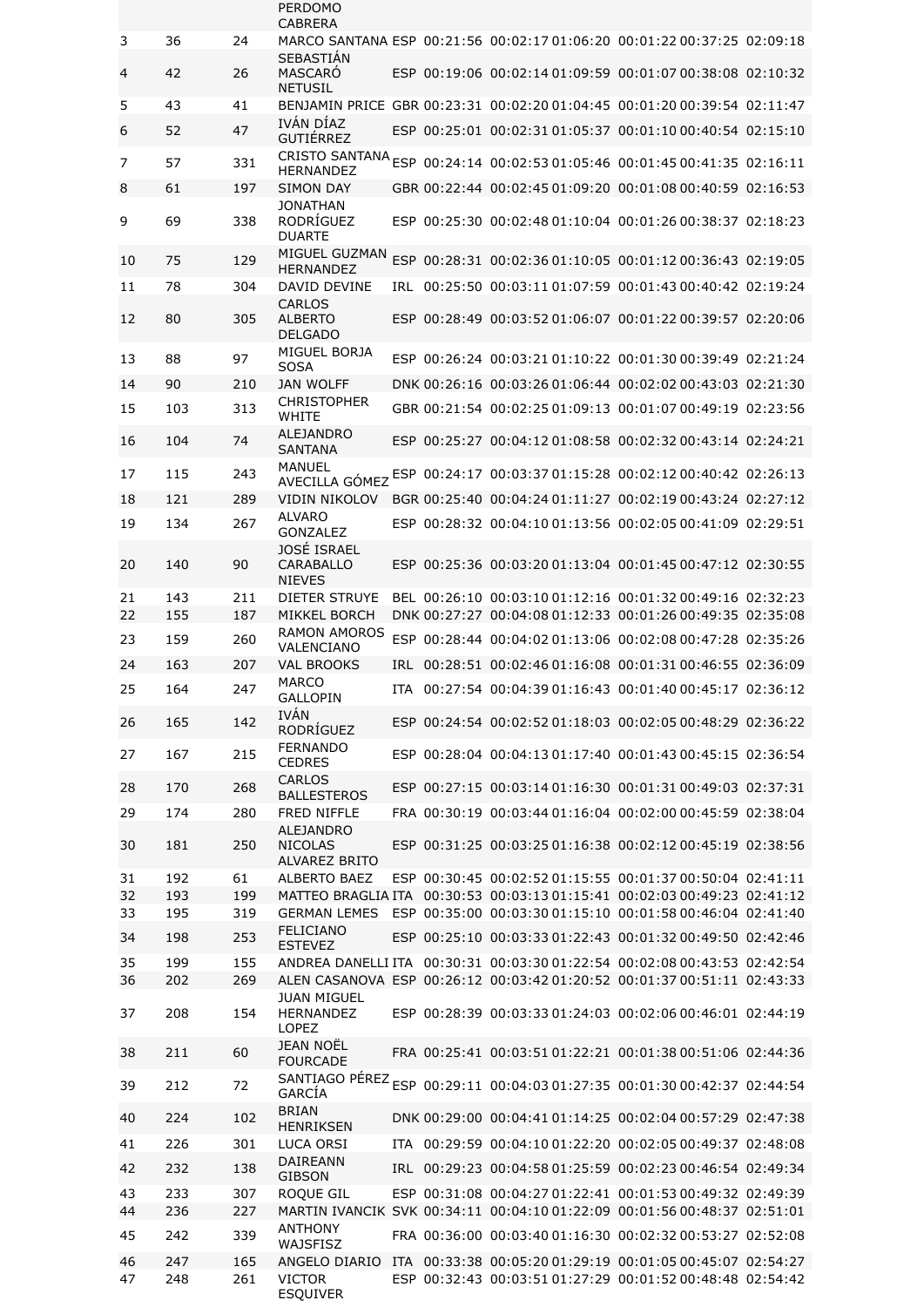| | | | PERDOMO CABRERA | | | | | | | |
|---|---|---|---|---|---|---|---|---|---|---|
| 3 | 36 | 24 | MARCO SANTANA | ESP | 00:21:56 | 00:02:17 | 01:06:20 | 00:01:22 | 00:37:25 | 02:09:18 |
| 4 | 42 | 26 | SEBASTIÁN MASCARÓ NETUSIL | ESP | 00:19:06 | 00:02:14 | 01:09:59 | 00:01:07 | 00:38:08 | 02:10:32 |
| 5 | 43 | 41 | BENJAMIN PRICE | GBR | 00:23:31 | 00:02:20 | 01:04:45 | 00:01:20 | 00:39:54 | 02:11:47 |
| 6 | 52 | 47 | IVÁN DÍAZ GUTIÉRREZ | ESP | 00:25:01 | 00:02:31 | 01:05:37 | 00:01:10 | 00:40:54 | 02:15:10 |
| 7 | 57 | 331 | CRISTO SANTANA HERNANDEZ | ESP | 00:24:14 | 00:02:53 | 01:05:46 | 00:01:45 | 00:41:35 | 02:16:11 |
| 8 | 61 | 197 | SIMON DAY | GBR | 00:22:44 | 00:02:45 | 01:09:20 | 00:01:08 | 00:40:59 | 02:16:53 |
| 9 | 69 | 338 | JONATHAN RODRÍGUEZ DUARTE | ESP | 00:25:30 | 00:02:48 | 01:10:04 | 00:01:26 | 00:38:37 | 02:18:23 |
| 10 | 75 | 129 | MIGUEL GUZMAN HERNANDEZ | ESP | 00:28:31 | 00:02:36 | 01:10:05 | 00:01:12 | 00:36:43 | 02:19:05 |
| 11 | 78 | 304 | DAVID DEVINE | IRL | 00:25:50 | 00:03:11 | 01:07:59 | 00:01:43 | 00:40:42 | 02:19:24 |
| 12 | 80 | 305 | CARLOS ALBERTO DELGADO | ESP | 00:28:49 | 00:03:52 | 01:06:07 | 00:01:22 | 00:39:57 | 02:20:06 |
| 13 | 88 | 97 | MIGUEL BORJA SOSA | ESP | 00:26:24 | 00:03:21 | 01:10:22 | 00:01:30 | 00:39:49 | 02:21:24 |
| 14 | 90 | 210 | JAN WOLFF | DNK | 00:26:16 | 00:03:26 | 01:06:44 | 00:02:02 | 00:43:03 | 02:21:30 |
| 15 | 103 | 313 | CHRISTOPHER WHITE | GBR | 00:21:54 | 00:02:25 | 01:09:13 | 00:01:07 | 00:49:19 | 02:23:56 |
| 16 | 104 | 74 | ALEJANDRO SANTANA | ESP | 00:25:27 | 00:04:12 | 01:08:58 | 00:02:32 | 00:43:14 | 02:24:21 |
| 17 | 115 | 243 | MANUEL AVECILLA GÓMEZ | ESP | 00:24:17 | 00:03:37 | 01:15:28 | 00:02:12 | 00:40:42 | 02:26:13 |
| 18 | 121 | 289 | VIDIN NIKOLOV | BGR | 00:25:40 | 00:04:24 | 01:11:27 | 00:02:19 | 00:43:24 | 02:27:12 |
| 19 | 134 | 267 | ALVARO GONZALEZ | ESP | 00:28:32 | 00:04:10 | 01:13:56 | 00:02:05 | 00:41:09 | 02:29:51 |
| 20 | 140 | 90 | JOSÉ ISRAEL CARABALLO NIEVES | ESP | 00:25:36 | 00:03:20 | 01:13:04 | 00:01:45 | 00:47:12 | 02:30:55 |
| 21 | 143 | 211 | DIETER STRUYE | BEL | 00:26:10 | 00:03:10 | 01:12:16 | 00:01:32 | 00:49:16 | 02:32:23 |
| 22 | 155 | 187 | MIKKEL BORCH | DNK | 00:27:27 | 00:04:08 | 01:12:33 | 00:01:26 | 00:49:35 | 02:35:08 |
| 23 | 159 | 260 | RAMON AMOROS VALENCIANO | ESP | 00:28:44 | 00:04:02 | 01:13:06 | 00:02:08 | 00:47:28 | 02:35:26 |
| 24 | 163 | 207 | VAL BROOKS | IRL | 00:28:51 | 00:02:46 | 01:16:08 | 00:01:31 | 00:46:55 | 02:36:09 |
| 25 | 164 | 247 | MARCO GALLOPIN | ITA | 00:27:54 | 00:04:39 | 01:16:43 | 00:01:40 | 00:45:17 | 02:36:12 |
| 26 | 165 | 142 | IVÁN RODRÍGUEZ | ESP | 00:24:54 | 00:02:52 | 01:18:03 | 00:02:05 | 00:48:29 | 02:36:22 |
| 27 | 167 | 215 | FERNANDO CEDRES | ESP | 00:28:04 | 00:04:13 | 01:17:40 | 00:01:43 | 00:45:15 | 02:36:54 |
| 28 | 170 | 268 | CARLOS BALLESTEROS | ESP | 00:27:15 | 00:03:14 | 01:16:30 | 00:01:31 | 00:49:03 | 02:37:31 |
| 29 | 174 | 280 | FRED NIFFLE | FRA | 00:30:19 | 00:03:44 | 01:16:04 | 00:02:00 | 00:45:59 | 02:38:04 |
| 30 | 181 | 250 | ALEJANDRO NICOLAS ALVAREZ BRITO | ESP | 00:31:25 | 00:03:25 | 01:16:38 | 00:02:12 | 00:45:19 | 02:38:56 |
| 31 | 192 | 61 | ALBERTO BAEZ | ESP | 00:30:45 | 00:02:52 | 01:15:55 | 00:01:37 | 00:50:04 | 02:41:11 |
| 32 | 193 | 199 | MATTEO BRAGLIA | ITA | 00:30:53 | 00:03:13 | 01:15:41 | 00:02:03 | 00:49:23 | 02:41:12 |
| 33 | 195 | 319 | GERMAN LEMES | ESP | 00:35:00 | 00:03:30 | 01:15:10 | 00:01:58 | 00:46:04 | 02:41:40 |
| 34 | 198 | 253 | FELICIANO ESTEVEZ | ESP | 00:25:10 | 00:03:33 | 01:22:43 | 00:01:32 | 00:49:50 | 02:42:46 |
| 35 | 199 | 155 | ANDREA DANELLI | ITA | 00:30:31 | 00:03:30 | 01:22:54 | 00:02:08 | 00:43:53 | 02:42:54 |
| 36 | 202 | 269 | ALEN CASANOVA | ESP | 00:26:12 | 00:03:42 | 01:20:52 | 00:01:37 | 00:51:11 | 02:43:33 |
| 37 | 208 | 154 | JUAN MIGUEL HERNANDEZ LOPEZ | ESP | 00:28:39 | 00:03:33 | 01:24:03 | 00:02:06 | 00:46:01 | 02:44:19 |
| 38 | 211 | 60 | JEAN NOËL FOURCADE | FRA | 00:25:41 | 00:03:51 | 01:22:21 | 00:01:38 | 00:51:06 | 02:44:36 |
| 39 | 212 | 72 | SANTIAGO PÉREZ GARCÍA | ESP | 00:29:11 | 00:04:03 | 01:27:35 | 00:01:30 | 00:42:37 | 02:44:54 |
| 40 | 224 | 102 | BRIAN HENRIKSEN | DNK | 00:29:00 | 00:04:41 | 01:14:25 | 00:02:04 | 00:57:29 | 02:47:38 |
| 41 | 226 | 301 | LUCA ORSI | ITA | 00:29:59 | 00:04:10 | 01:22:20 | 00:02:05 | 00:49:37 | 02:48:08 |
| 42 | 232 | 138 | DAIREANN GIBSON | IRL | 00:29:23 | 00:04:58 | 01:25:59 | 00:02:23 | 00:46:54 | 02:49:34 |
| 43 | 233 | 307 | ROQUE GIL | ESP | 00:31:08 | 00:04:27 | 01:22:41 | 00:01:53 | 00:49:32 | 02:49:39 |
| 44 | 236 | 227 | MARTIN IVANCIK | SVK | 00:34:11 | 00:04:10 | 01:22:09 | 00:01:56 | 00:48:37 | 02:51:01 |
| 45 | 242 | 339 | ANTHONY WAJSFISZ | FRA | 00:36:00 | 00:03:40 | 01:16:30 | 00:02:32 | 00:53:27 | 02:52:08 |
| 46 | 247 | 165 | ANGELO DIARIO | ITA | 00:33:38 | 00:05:20 | 01:29:19 | 00:01:05 | 00:45:07 | 02:54:27 |
| 47 | 248 | 261 | VICTOR ESQUIVER | ESP | 00:32:43 | 00:03:51 | 01:27:29 | 00:01:52 | 00:48:48 | 02:54:42 |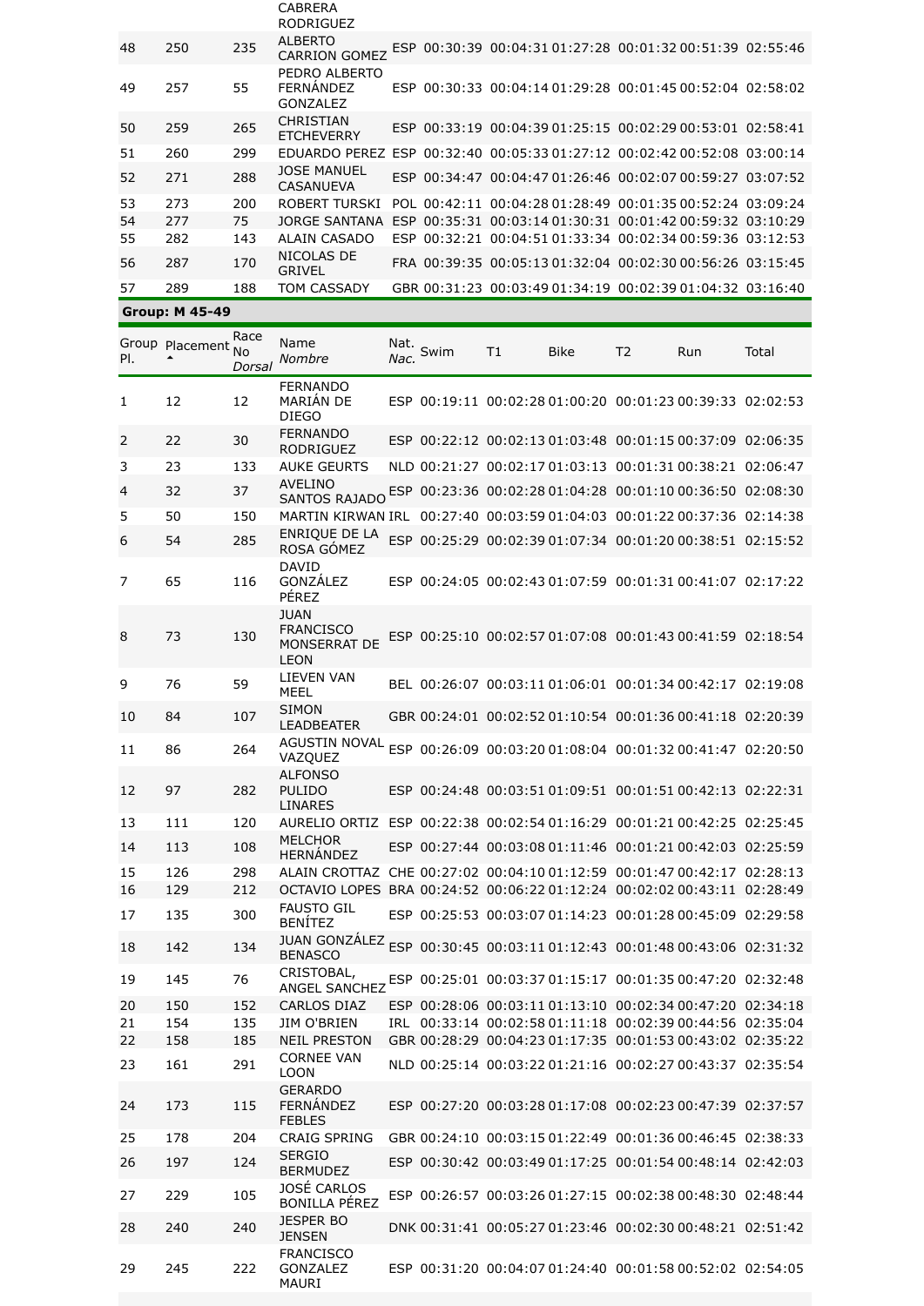| | | | CABRERA RODRIGUEZ | | | | | | | |
|---|---|---|---|---|---|---|---|---|---|---|
| 48 | 250 | 235 | ALBERTO CARRION GOMEZ | ESP | 00:30:39 | 00:04:31 | 01:27:28 | 00:01:32 | 00:51:39 | 02:55:46 |
| 49 | 257 | 55 | PEDRO ALBERTO FERNÁNDEZ GONZALEZ | ESP | 00:30:33 | 00:04:14 | 01:29:28 | 00:01:45 | 00:52:04 | 02:58:02 |
| 50 | 259 | 265 | CHRISTIAN ETCHEVERRY | ESP | 00:33:19 | 00:04:39 | 01:25:15 | 00:02:29 | 00:53:01 | 02:58:41 |
| 51 | 260 | 299 | EDUARDO PEREZ | ESP | 00:32:40 | 00:05:33 | 01:27:12 | 00:02:42 | 00:52:08 | 03:00:14 |
| 52 | 271 | 288 | JOSE MANUEL CASANUEVA | ESP | 00:34:47 | 00:04:47 | 01:26:46 | 00:02:07 | 00:59:27 | 03:07:52 |
| 53 | 273 | 200 | ROBERT TURSKI | POL | 00:42:11 | 00:04:28 | 01:28:49 | 00:01:35 | 00:52:24 | 03:09:24 |
| 54 | 277 | 75 | JORGE SANTANA | ESP | 00:35:31 | 00:03:14 | 01:30:31 | 00:01:42 | 00:59:32 | 03:10:29 |
| 55 | 282 | 143 | ALAIN CASADO | ESP | 00:32:21 | 00:04:51 | 01:33:34 | 00:02:34 | 00:59:36 | 03:12:53 |
| 56 | 287 | 170 | NICOLAS DE GRIVEL | FRA | 00:39:35 | 00:05:13 | 01:32:04 | 00:02:30 | 00:56:26 | 03:15:45 |
| 57 | 289 | 188 | TOM CASSADY | GBR | 00:31:23 | 00:03:49 | 01:34:19 | 00:02:39 | 01:04:32 | 03:16:40 |

**Group: M 45-49**

| Group Pl. | Placement | Race No *Dorsal* | Name *Nombre* | Nat. *Nac.* | Swim | T1 | Bike | T2 | Run | Total |
|---|---|---|---|---|---|---|---|---|---|---|
| 1 | 12 | 12 | FERNANDO MARIÁN DE DIEGO | ESP | 00:19:11 | 00:02:28 | 01:00:20 | 00:01:23 | 00:39:33 | 02:02:53 |
| 2 | 22 | 30 | FERNANDO RODRIGUEZ | ESP | 00:22:12 | 00:02:13 | 01:03:48 | 00:01:15 | 00:37:09 | 02:06:35 |
| 3 | 23 | 133 | AUKE GEURTS | NLD | 00:21:27 | 00:02:17 | 01:03:13 | 00:01:31 | 00:38:21 | 02:06:47 |
| 4 | 32 | 37 | AVELINO SANTOS RAJADO | ESP | 00:23:36 | 00:02:28 | 01:04:28 | 00:01:10 | 00:36:50 | 02:08:30 |
| 5 | 50 | 150 | MARTIN KIRWAN | IRL | 00:27:40 | 00:03:59 | 01:04:03 | 00:01:22 | 00:37:36 | 02:14:38 |
| 6 | 54 | 285 | ENRIQUE DE LA ROSA GÓMEZ | ESP | 00:25:29 | 00:02:39 | 01:07:34 | 00:01:20 | 00:38:51 | 02:15:52 |
| 7 | 65 | 116 | DAVID GONZÁLEZ PÉREZ | ESP | 00:24:05 | 00:02:43 | 01:07:59 | 00:01:31 | 00:41:07 | 02:17:22 |
| 8 | 73 | 130 | JUAN FRANCISCO MONSERRAT DE LEON | ESP | 00:25:10 | 00:02:57 | 01:07:08 | 00:01:43 | 00:41:59 | 02:18:54 |
| 9 | 76 | 59 | LIEVEN VAN MEEL | BEL | 00:26:07 | 00:03:11 | 01:06:01 | 00:01:34 | 00:42:17 | 02:19:08 |
| 10 | 84 | 107 | SIMON LEADBEATER | GBR | 00:24:01 | 00:02:52 | 01:10:54 | 00:01:36 | 00:41:18 | 02:20:39 |
| 11 | 86 | 264 | AGUSTIN NOVAL VAZQUEZ | ESP | 00:26:09 | 00:03:20 | 01:08:04 | 00:01:32 | 00:41:47 | 02:20:50 |
| 12 | 97 | 282 | ALFONSO PULIDO LINARES | ESP | 00:24:48 | 00:03:51 | 01:09:51 | 00:01:51 | 00:42:13 | 02:22:31 |
| 13 | 111 | 120 | AURELIO ORTIZ | ESP | 00:22:38 | 00:02:54 | 01:16:29 | 00:01:21 | 00:42:25 | 02:25:45 |
| 14 | 113 | 108 | MELCHOR HERNÁNDEZ | ESP | 00:27:44 | 00:03:08 | 01:11:46 | 00:01:21 | 00:42:03 | 02:25:59 |
| 15 | 126 | 298 | ALAIN CROTTAZ | CHE | 00:27:02 | 00:04:10 | 01:12:59 | 00:01:47 | 00:42:17 | 02:28:13 |
| 16 | 129 | 212 | OCTAVIO LOPES | BRA | 00:24:52 | 00:06:22 | 01:12:24 | 00:02:02 | 00:43:11 | 02:28:49 |
| 17 | 135 | 300 | FAUSTO GIL BENÍTEZ | ESP | 00:25:53 | 00:03:07 | 01:14:23 | 00:01:28 | 00:45:09 | 02:29:58 |
| 18 | 142 | 134 | JUAN GONZÁLEZ BENASCO | ESP | 00:30:45 | 00:03:11 | 01:12:43 | 00:01:48 | 00:43:06 | 02:31:32 |
| 19 | 145 | 76 | CRISTOBAL, ANGEL SANCHEZ | ESP | 00:25:01 | 00:03:37 | 01:15:17 | 00:01:35 | 00:47:20 | 02:32:48 |
| 20 | 150 | 152 | CARLOS DIAZ | ESP | 00:28:06 | 00:03:11 | 01:13:10 | 00:02:34 | 00:47:20 | 02:34:18 |
| 21 | 154 | 135 | JIM O'BRIEN | IRL | 00:33:14 | 00:02:58 | 01:11:18 | 00:02:39 | 00:44:56 | 02:35:04 |
| 22 | 158 | 185 | NEIL PRESTON | GBR | 00:28:29 | 00:04:23 | 01:17:35 | 00:01:53 | 00:43:02 | 02:35:22 |
| 23 | 161 | 291 | CORNEE VAN LOON | NLD | 00:25:14 | 00:03:22 | 01:21:16 | 00:02:27 | 00:43:37 | 02:35:54 |
| 24 | 173 | 115 | GERARDO FERNÁNDEZ FEBLES | ESP | 00:27:20 | 00:03:28 | 01:17:08 | 00:02:23 | 00:47:39 | 02:37:57 |
| 25 | 178 | 204 | CRAIG SPRING | GBR | 00:24:10 | 00:03:15 | 01:22:49 | 00:01:36 | 00:46:45 | 02:38:33 |
| 26 | 197 | 124 | SERGIO BERMUDEZ | ESP | 00:30:42 | 00:03:49 | 01:17:25 | 00:01:54 | 00:48:14 | 02:42:03 |
| 27 | 229 | 105 | JOSÉ CARLOS BONILLA PÉREZ | ESP | 00:26:57 | 00:03:26 | 01:27:15 | 00:02:38 | 00:48:30 | 02:48:44 |
| 28 | 240 | 240 | JESPER BO JENSEN | DNK | 00:31:41 | 00:05:27 | 01:23:46 | 00:02:30 | 00:48:21 | 02:51:42 |
| 29 | 245 | 222 | FRANCISCO GONZALEZ MAURI | ESP | 00:31:20 | 00:04:07 | 01:24:40 | 00:01:58 | 00:52:02 | 02:54:05 |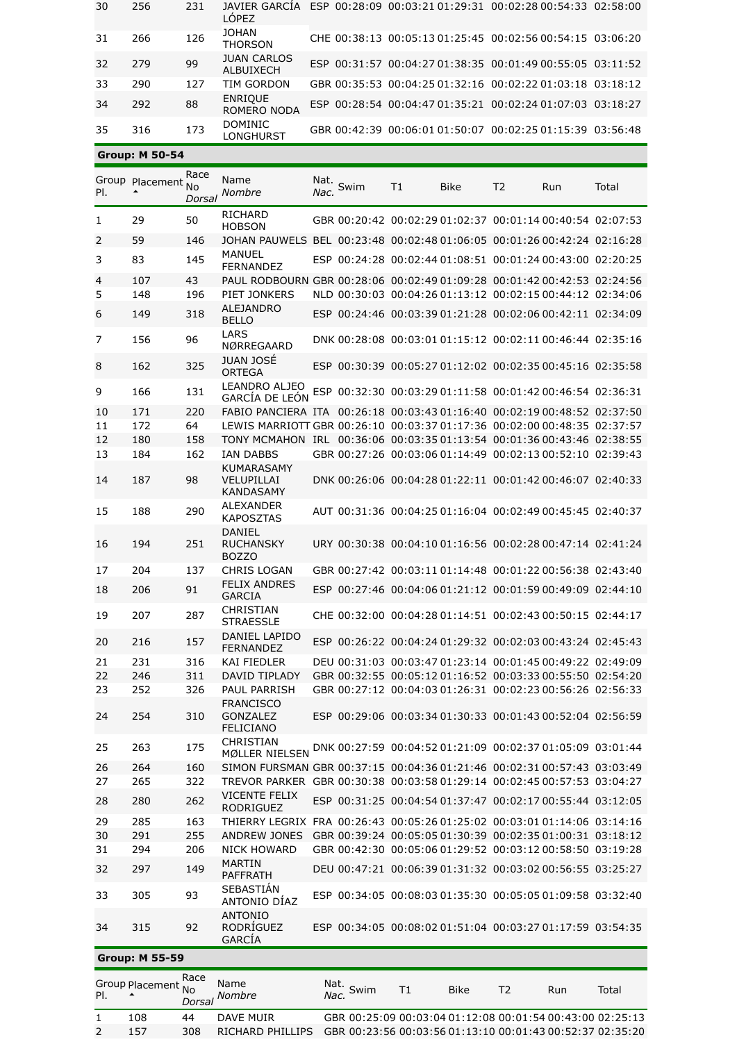| | | | | | | | | | | |
|---|---|---|---|---|---|---|---|---|---|---|
| 30 | 256 | 231 | JAVIER GARCÍA LÓPEZ | ESP | 00:28:09 | 00:03:21 | 01:29:31 | 00:02:28 | 00:54:33 | 02:58:00 |
| 31 | 266 | 126 | JOHAN THORSON | CHE | 00:38:13 | 00:05:13 | 01:25:45 | 00:02:56 | 00:54:15 | 03:06:20 |
| 32 | 279 | 99 | JUAN CARLOS ALBUIXECH | ESP | 00:31:57 | 00:04:27 | 01:38:35 | 00:01:49 | 00:55:05 | 03:11:52 |
| 33 | 290 | 127 | TIM GORDON | GBR | 00:35:53 | 00:04:25 | 01:32:16 | 00:02:22 | 01:03:18 | 03:18:12 |
| 34 | 292 | 88 | ENRIQUE ROMERO NODA | ESP | 00:28:54 | 00:04:47 | 01:35:21 | 00:02:24 | 01:07:03 | 03:18:27 |
| 35 | 316 | 173 | DOMINIC LONGHURST | GBR | 00:42:39 | 00:06:01 | 01:50:07 | 00:02:25 | 01:15:39 | 03:56:48 |

**Group: M 50-54**

| Group Pl. | Placement | Race No *Dorsal* | Name *Nombre* | Nat. *Nac.* | Swim | T1 | Bike | T2 | Run | Total |
|---|---|---|---|---|---|---|---|---|---|---|
| 1 | 29 | 50 | RICHARD HOBSON | GBR | 00:20:42 | 00:02:29 | 01:02:37 | 00:01:14 | 00:40:54 | 02:07:53 |
| 2 | 59 | 146 | JOHAN PAUWELS | BEL | 00:23:48 | 00:02:48 | 01:06:05 | 00:01:26 | 00:42:24 | 02:16:28 |
| 3 | 83 | 145 | MANUEL FERNANDEZ | ESP | 00:24:28 | 00:02:44 | 01:08:51 | 00:01:24 | 00:43:00 | 02:20:25 |
| 4 | 107 | 43 | PAUL RODBOURN | GBR | 00:28:06 | 00:02:49 | 01:09:28 | 00:01:42 | 00:42:53 | 02:24:56 |
| 5 | 148 | 196 | PIET JONKERS | NLD | 00:30:03 | 00:04:26 | 01:13:12 | 00:02:15 | 00:44:12 | 02:34:06 |
| 6 | 149 | 318 | ALEJANDRO BELLO | ESP | 00:24:46 | 00:03:39 | 01:21:28 | 00:02:06 | 00:42:11 | 02:34:09 |
| 7 | 156 | 96 | LARS NØRREGAARD | DNK | 00:28:08 | 00:03:01 | 01:15:12 | 00:02:11 | 00:46:44 | 02:35:16 |
| 8 | 162 | 325 | JUAN JOSÉ ORTEGA | ESP | 00:30:39 | 00:05:27 | 01:12:02 | 00:02:35 | 00:45:16 | 02:35:58 |
| 9 | 166 | 131 | LEANDRO ALJEO GARCÍA DE LEÓN | ESP | 00:32:30 | 00:03:29 | 01:11:58 | 00:01:42 | 00:46:54 | 02:36:31 |
| 10 | 171 | 220 | FABIO PANCIERA | ITA | 00:26:18 | 00:03:43 | 01:16:40 | 00:02:19 | 00:48:52 | 02:37:50 |
| 11 | 172 | 64 | LEWIS MARRIOTT | GBR | 00:26:10 | 00:03:37 | 01:17:36 | 00:02:00 | 00:48:35 | 02:37:57 |
| 12 | 180 | 158 | TONY MCMAHON | IRL | 00:36:06 | 00:03:35 | 01:13:54 | 00:01:36 | 00:43:46 | 02:38:55 |
| 13 | 184 | 162 | IAN DABBS | GBR | 00:27:26 | 00:03:06 | 01:14:49 | 00:02:13 | 00:52:10 | 02:39:43 |
| 14 | 187 | 98 | KUMARASAMY VELUPILLAI KANDASAMY | DNK | 00:26:06 | 00:04:28 | 01:22:11 | 00:01:42 | 00:46:07 | 02:40:33 |
| 15 | 188 | 290 | ALEXANDER KAPOSZTAS | AUT | 00:31:36 | 00:04:25 | 01:16:04 | 00:02:49 | 00:45:45 | 02:40:37 |
| 16 | 194 | 251 | DANIEL RUCHANSKY BOZZO | URY | 00:30:38 | 00:04:10 | 01:16:56 | 00:02:28 | 00:47:14 | 02:41:24 |
| 17 | 204 | 137 | CHRIS LOGAN | GBR | 00:27:42 | 00:03:11 | 01:14:48 | 00:01:22 | 00:56:38 | 02:43:40 |
| 18 | 206 | 91 | FELIX ANDRES GARCIA | ESP | 00:27:46 | 00:04:06 | 01:21:12 | 00:01:59 | 00:49:09 | 02:44:10 |
| 19 | 207 | 287 | CHRISTIAN STRAESSLE | CHE | 00:32:00 | 00:04:28 | 01:14:51 | 00:02:43 | 00:50:15 | 02:44:17 |
| 20 | 216 | 157 | DANIEL LAPIDO FERNANDEZ | ESP | 00:26:22 | 00:04:24 | 01:29:32 | 00:02:03 | 00:43:24 | 02:45:43 |
| 21 | 231 | 316 | KAI FIEDLER | DEU | 00:31:03 | 00:03:47 | 01:23:14 | 00:01:45 | 00:49:22 | 02:49:09 |
| 22 | 246 | 311 | DAVID TIPLADY | GBR | 00:32:55 | 00:05:12 | 01:16:52 | 00:03:33 | 00:55:50 | 02:54:20 |
| 23 | 252 | 326 | PAUL PARRISH | GBR | 00:27:12 | 00:04:03 | 01:26:31 | 00:02:23 | 00:56:26 | 02:56:33 |
| 24 | 254 | 310 | FRANCISCO GONZALEZ FELICIANO | ESP | 00:29:06 | 00:03:34 | 01:30:33 | 00:01:43 | 00:52:04 | 02:56:59 |
| 25 | 263 | 175 | CHRISTIAN MØLLER NIELSEN | DNK | 00:27:59 | 00:04:52 | 01:21:09 | 00:02:37 | 01:05:09 | 03:01:44 |
| 26 | 264 | 160 | SIMON FURSMAN | GBR | 00:37:15 | 00:04:36 | 01:21:46 | 00:02:31 | 00:57:43 | 03:03:49 |
| 27 | 265 | 322 | TREVOR PARKER | GBR | 00:30:38 | 00:03:58 | 01:29:14 | 00:02:45 | 00:57:53 | 03:04:27 |
| 28 | 280 | 262 | VICENTE FELIX RODRIGUEZ | ESP | 00:31:25 | 00:04:54 | 01:37:47 | 00:02:17 | 00:55:44 | 03:12:05 |
| 29 | 285 | 163 | THIERRY LEGRIX | FRA | 00:26:43 | 00:05:26 | 01:25:02 | 00:03:01 | 01:14:06 | 03:14:16 |
| 30 | 291 | 255 | ANDREW JONES | GBR | 00:39:24 | 00:05:05 | 01:30:39 | 00:02:35 | 01:00:31 | 03:18:12 |
| 31 | 294 | 206 | NICK HOWARD | GBR | 00:42:30 | 00:05:06 | 01:29:52 | 00:03:12 | 00:58:50 | 03:19:28 |
| 32 | 297 | 149 | MARTIN PAFFRATH | DEU | 00:47:21 | 00:06:39 | 01:31:32 | 00:03:02 | 00:56:55 | 03:25:27 |
| 33 | 305 | 93 | SEBASTIÁN ANTONIO DÍAZ | ESP | 00:34:05 | 00:08:03 | 01:35:30 | 00:05:05 | 01:09:58 | 03:32:40 |
| 34 | 315 | 92 | ANTONIO RODRÍGUEZ GARCÍA | ESP | 00:34:05 | 00:08:02 | 01:51:04 | 00:03:27 | 01:17:59 | 03:54:35 |

**Group: M 55-59**

| Group Pl. | Placement | Race No *Dorsal* | Name *Nombre* | Nat. *Nac.* | Swim | T1 | Bike | T2 | Run | Total |
|---|---|---|---|---|---|---|---|---|---|---|
| 1 | 108 | 44 | DAVE MUIR | GBR | 00:25:09 | 00:03:04 | 01:12:08 | 00:01:54 | 00:43:00 | 02:25:13 |
| 2 | 157 | 308 | RICHARD PHILLIPS | GBR | 00:23:56 | 00:03:56 | 01:13:10 | 00:01:43 | 00:52:37 | 02:35:20 |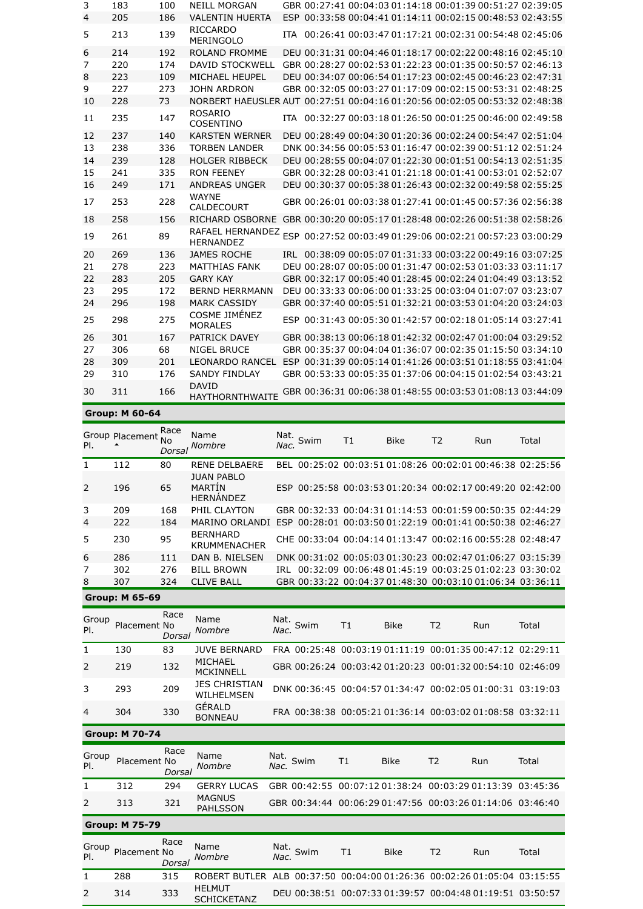| | | | | | | | | | | |
|---|---|---|---|---|---|---|---|---|---|---|
| 3 | 183 | 100 | NEILL MORGAN | GBR | 00:27:41 | 00:04:03 | 01:14:18 | 00:01:39 | 00:51:27 | 02:39:05 |
| 4 | 205 | 186 | VALENTIN HUERTA | ESP | 00:33:58 | 00:04:41 | 01:14:11 | 00:02:15 | 00:48:53 | 02:43:55 |
| 5 | 213 | 139 | RICCARDO MERINGOLO | ITA | 00:26:41 | 00:03:47 | 01:17:21 | 00:02:31 | 00:54:48 | 02:45:06 |
| 6 | 214 | 192 | ROLAND FROMME | DEU | 00:31:31 | 00:04:46 | 01:18:17 | 00:02:22 | 00:48:16 | 02:45:10 |
| 7 | 220 | 174 | DAVID STOCKWELL | GBR | 00:28:27 | 00:02:53 | 01:22:23 | 00:01:35 | 00:50:57 | 02:46:13 |
| 8 | 223 | 109 | MICHAEL HEUPEL | DEU | 00:34:07 | 00:06:54 | 01:17:23 | 00:02:45 | 00:46:23 | 02:47:31 |
| 9 | 227 | 273 | JOHN ARDRON | GBR | 00:32:05 | 00:03:27 | 01:17:09 | 00:02:15 | 00:53:31 | 02:48:25 |
| 10 | 228 | 73 | NORBERT HAEUSLER | AUT | 00:27:51 | 00:04:16 | 01:20:56 | 00:02:05 | 00:53:32 | 02:48:38 |
| 11 | 235 | 147 | ROSARIO COSENTINO | ITA | 00:32:27 | 00:03:18 | 01:26:50 | 00:01:25 | 00:46:00 | 02:49:58 |
| 12 | 237 | 140 | KARSTEN WERNER | DEU | 00:28:49 | 00:04:30 | 01:20:36 | 00:02:24 | 00:54:47 | 02:51:04 |
| 13 | 238 | 336 | TORBEN LANDER | DNK | 00:34:56 | 00:05:53 | 01:16:47 | 00:02:39 | 00:51:12 | 02:51:24 |
| 14 | 239 | 128 | HOLGER RIBBECK | DEU | 00:28:55 | 00:04:07 | 01:22:30 | 00:01:51 | 00:54:13 | 02:51:35 |
| 15 | 241 | 335 | RON FEENEY | GBR | 00:32:28 | 00:03:41 | 01:21:18 | 00:01:41 | 00:53:01 | 02:52:07 |
| 16 | 249 | 171 | ANDREAS UNGER | DEU | 00:30:37 | 00:05:38 | 01:26:43 | 00:02:32 | 00:49:58 | 02:55:25 |
| 17 | 253 | 228 | WAYNE CALDECOURT | GBR | 00:26:01 | 00:03:38 | 01:27:41 | 00:01:45 | 00:57:36 | 02:56:38 |
| 18 | 258 | 156 | RICHARD OSBORNE | GBR | 00:30:20 | 00:05:17 | 01:28:48 | 00:02:26 | 00:51:38 | 02:58:26 |
| 19 | 261 | 89 | RAFAEL HERNANDEZ HERNANDEZ | ESP | 00:27:52 | 00:03:49 | 01:29:06 | 00:02:21 | 00:57:23 | 03:00:29 |
| 20 | 269 | 136 | JAMES ROCHE | IRL | 00:38:09 | 00:05:07 | 01:31:33 | 00:03:22 | 00:49:16 | 03:07:25 |
| 21 | 278 | 223 | MATTHIAS FANK | DEU | 00:28:07 | 00:05:00 | 01:31:47 | 00:02:53 | 01:03:33 | 03:11:17 |
| 22 | 283 | 205 | GARY KAY | GBR | 00:32:17 | 00:05:40 | 01:28:45 | 00:02:24 | 01:04:49 | 03:13:52 |
| 23 | 295 | 172 | BERND HERRMANN | DEU | 00:33:33 | 00:06:00 | 01:33:25 | 00:03:04 | 01:07:07 | 03:23:07 |
| 24 | 296 | 198 | MARK CASSIDY | GBR | 00:37:40 | 00:05:51 | 01:32:21 | 00:03:53 | 01:04:20 | 03:24:03 |
| 25 | 298 | 275 | COSME JIMÉNEZ MORALES | ESP | 00:31:43 | 00:05:30 | 01:42:57 | 00:02:18 | 01:05:14 | 03:27:41 |
| 26 | 301 | 167 | PATRICK DAVEY | GBR | 00:38:13 | 00:06:18 | 01:42:32 | 00:02:47 | 01:00:04 | 03:29:52 |
| 27 | 306 | 68 | NIGEL BRUCE | GBR | 00:35:37 | 00:04:04 | 01:36:07 | 00:02:35 | 01:15:50 | 03:34:10 |
| 28 | 309 | 201 | LEONARDO RANCEL | ESP | 00:31:39 | 00:05:14 | 01:41:26 | 00:03:51 | 01:18:55 | 03:41:04 |
| 29 | 310 | 176 | SANDY FINDLAY | GBR | 00:53:33 | 00:05:35 | 01:37:06 | 00:04:15 | 01:02:54 | 03:43:21 |
| 30 | 311 | 166 | DAVID HAYTHORNTHWAITE | GBR | 00:36:31 | 00:06:38 | 01:48:55 | 00:03:53 | 01:08:13 | 03:44:09 |

**Group: M 60-64**

| Group Pl. | Placement | Race No *Dorsal* | Name *Nombre* | Nat. *Nac.* | Swim | T1 | Bike | T2 | Run | Total |
|---|---|---|---|---|---|---|---|---|---|---|
| 1 | 112 | 80 | RENE DELBAERE | BEL | 00:25:02 | 00:03:51 | 01:08:26 | 00:02:01 | 00:46:38 | 02:25:56 |
| 2 | 196 | 65 | JUAN PABLO MARTÍN HERNÁNDEZ | ESP | 00:25:58 | 00:03:53 | 01:20:34 | 00:02:17 | 00:49:20 | 02:42:00 |
| 3 | 209 | 168 | PHIL CLAYTON | GBR | 00:32:33 | 00:04:31 | 01:14:53 | 00:01:59 | 00:50:35 | 02:44:29 |
| 4 | 222 | 184 | MARINO ORLANDI | ESP | 00:28:01 | 00:03:50 | 01:22:19 | 00:01:41 | 00:50:38 | 02:46:27 |
| 5 | 230 | 95 | BERNHARD KRUMMENACHER | CHE | 00:33:04 | 00:04:14 | 01:13:47 | 00:02:16 | 00:55:28 | 02:48:47 |
| 6 | 286 | 111 | DAN B. NIELSEN | DNK | 00:31:02 | 00:05:03 | 01:30:23 | 00:02:47 | 01:06:27 | 03:15:39 |
| 7 | 302 | 276 | BILL BROWN | IRL | 00:32:09 | 00:06:48 | 01:45:19 | 00:03:25 | 01:02:23 | 03:30:02 |
| 8 | 307 | 324 | CLIVE BALL | GBR | 00:33:22 | 00:04:37 | 01:48:30 | 00:03:10 | 01:06:34 | 03:36:11 |

**Group: M 65-69**

| Group Pl. | Placement | Race No *Dorsal* | Name *Nombre* | Nat. *Nac.* | Swim | T1 | Bike | T2 | Run | Total |
|---|---|---|---|---|---|---|---|---|---|---|
| 1 | 130 | 83 | JUVE BERNARD | FRA | 00:25:48 | 00:03:19 | 01:11:19 | 00:01:35 | 00:47:12 | 02:29:11 |
| 2 | 219 | 132 | MICHAEL MCKINNELL | GBR | 00:26:24 | 00:03:42 | 01:20:23 | 00:01:32 | 00:54:10 | 02:46:09 |
| 3 | 293 | 209 | JES CHRISTIAN WILHELMSEN | DNK | 00:36:45 | 00:04:57 | 01:34:47 | 00:02:05 | 01:00:31 | 03:19:03 |
| 4 | 304 | 330 | GÉRALD BONNEAU | FRA | 00:38:38 | 00:05:21 | 01:36:14 | 00:03:02 | 01:08:58 | 03:32:11 |

**Group: M 70-74**

| Group Pl. | Placement | Race No *Dorsal* | Name *Nombre* | Nat. *Nac.* | Swim | T1 | Bike | T2 | Run | Total |
|---|---|---|---|---|---|---|---|---|---|---|
| 1 | 312 | 294 | GERRY LUCAS | GBR | 00:42:55 | 00:07:12 | 01:38:24 | 00:03:29 | 01:13:39 | 03:45:36 |
| 2 | 313 | 321 | MAGNUS PAHLSSON | GBR | 00:34:44 | 00:06:29 | 01:47:56 | 00:03:26 | 01:14:06 | 03:46:40 |

**Group: M 75-79**

| Group Pl. | Placement | Race No *Dorsal* | Name *Nombre* | Nat. *Nac.* | Swim | T1 | Bike | T2 | Run | Total |
|---|---|---|---|---|---|---|---|---|---|---|
| 1 | 288 | 315 | ROBERT BUTLER | ALB | 00:37:50 | 00:04:00 | 01:26:36 | 00:02:26 | 01:05:04 | 03:15:55 |
| 2 | 314 | 333 | HELMUT SCHICKETANZ | DEU | 00:38:51 | 00:07:33 | 01:39:57 | 00:04:48 | 01:19:51 | 03:50:57 |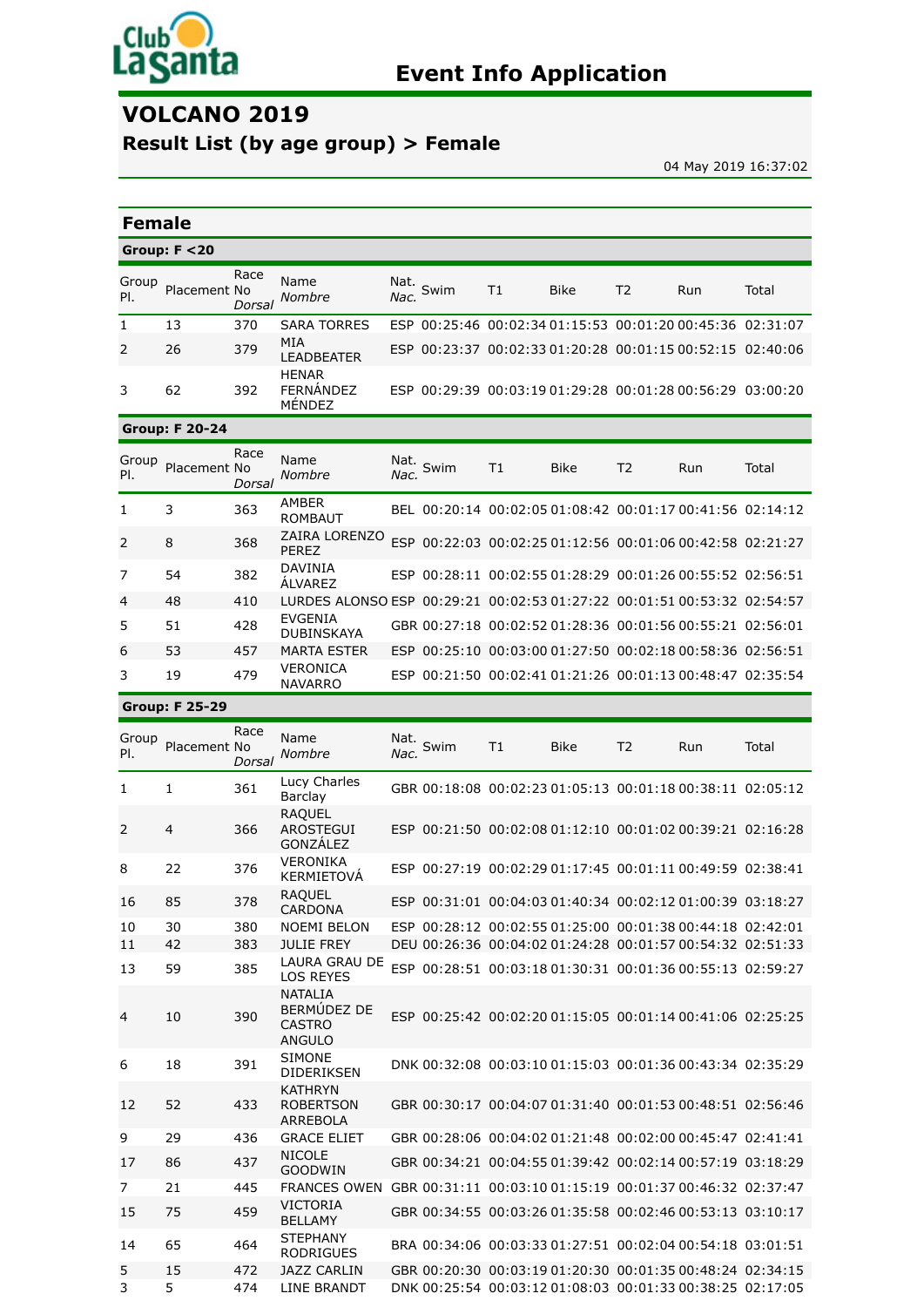# Event Info Application

## VOLCANO 2019

### Result List (by age group) > Female

04 May 2019 16:37:02

## Female

### Group: F <20

| Group Pl. | Placement | Race No *Dorsal* | Name *Nombre* | Nat. *Nac.* | Swim | T1 | Bike | T2 | Run | Total |
|---|---|---|---|---|---|---|---|---|---|---|
| 1 | 13 | 370 | SARA TORRES | ESP | 00:25:46 | 00:02:34 | 01:15:53 | 00:01:20 | 00:45:36 | 02:31:07 |
| 2 | 26 | 379 | MIA LEADBEATER | ESP | 00:23:37 | 00:02:33 | 01:20:28 | 00:01:15 | 00:52:15 | 02:40:06 |
| 3 | 62 | 392 | HENAR FERNÁNDEZ MÉNDEZ | ESP | 00:29:39 | 00:03:19 | 01:29:28 | 00:01:28 | 00:56:29 | 03:00:20 |

### Group: F 20-24

| Group Pl. | Placement | Race No *Dorsal* | Name *Nombre* | Nat. *Nac.* | Swim | T1 | Bike | T2 | Run | Total |
|---|---|---|---|---|---|---|---|---|---|---|
| 1 | 3 | 363 | AMBER ROMBAUT | BEL | 00:20:14 | 00:02:05 | 01:08:42 | 00:01:17 | 00:41:56 | 02:14:12 |
| 2 | 8 | 368 | ZAIRA LORENZO PEREZ | ESP | 00:22:03 | 00:02:25 | 01:12:56 | 00:01:06 | 00:42:58 | 02:21:27 |
| 7 | 54 | 382 | DAVINIA ÁLVAREZ | ESP | 00:28:11 | 00:02:55 | 01:28:29 | 00:01:26 | 00:55:52 | 02:56:51 |
| 4 | 48 | 410 | LURDES ALONSO | ESP | 00:29:21 | 00:02:53 | 01:27:22 | 00:01:51 | 00:53:32 | 02:54:57 |
| 5 | 51 | 428 | EVGENIA DUBINSKAYA | GBR | 00:27:18 | 00:02:52 | 01:28:36 | 00:01:56 | 00:55:21 | 02:56:01 |
| 6 | 53 | 457 | MARTA ESTER | ESP | 00:25:10 | 00:03:00 | 01:27:50 | 00:02:18 | 00:58:36 | 02:56:51 |
| 3 | 19 | 479 | VERONICA NAVARRO | ESP | 00:21:50 | 00:02:41 | 01:21:26 | 00:01:13 | 00:48:47 | 02:35:54 |

### Group: F 25-29

| Group Pl. | Placement | Race No *Dorsal* | Name *Nombre* | Nat. *Nac.* | Swim | T1 | Bike | T2 | Run | Total |
|---|---|---|---|---|---|---|---|---|---|---|
| 1 | 1 | 361 | Lucy Charles Barclay | GBR | 00:18:08 | 00:02:23 | 01:05:13 | 00:01:18 | 00:38:11 | 02:05:12 |
| 2 | 4 | 366 | RAQUEL AROSTEGUI GONZÁLEZ | ESP | 00:21:50 | 00:02:08 | 01:12:10 | 00:01:02 | 00:39:21 | 02:16:28 |
| 8 | 22 | 376 | VERONIKA KERMIETOVÁ | ESP | 00:27:19 | 00:02:29 | 01:17:45 | 00:01:11 | 00:49:59 | 02:38:41 |
| 16 | 85 | 378 | RAQUEL CARDONA | ESP | 00:31:01 | 00:04:03 | 01:40:34 | 00:02:12 | 01:00:39 | 03:18:27 |
| 10 | 30 | 380 | NOEMI BELON | ESP | 00:28:12 | 00:02:55 | 01:25:00 | 00:01:38 | 00:44:18 | 02:42:01 |
| 11 | 42 | 383 | JULIE FREY | DEU | 00:26:36 | 00:04:02 | 01:24:28 | 00:01:57 | 00:54:32 | 02:51:33 |
| 13 | 59 | 385 | LAURA GRAU DE LOS REYES | ESP | 00:28:51 | 00:03:18 | 01:30:31 | 00:01:36 | 00:55:13 | 02:59:27 |
| 4 | 10 | 390 | NATALIA BERMÚDEZ DE CASTRO ANGULO | ESP | 00:25:42 | 00:02:20 | 01:15:05 | 00:01:14 | 00:41:06 | 02:25:25 |
| 6 | 18 | 391 | SIMONE DIDERIKSEN | DNK | 00:32:08 | 00:03:10 | 01:15:03 | 00:01:36 | 00:43:34 | 02:35:29 |
| 12 | 52 | 433 | KATHRYN ROBERTSON ARREBOLA | GBR | 00:30:17 | 00:04:07 | 01:31:40 | 00:01:53 | 00:48:51 | 02:56:46 |
| 9 | 29 | 436 | GRACE ELIET | GBR | 00:28:06 | 00:04:02 | 01:21:48 | 00:02:00 | 00:45:47 | 02:41:41 |
| 17 | 86 | 437 | NICOLE GOODWIN | GBR | 00:34:21 | 00:04:55 | 01:39:42 | 00:02:14 | 00:57:19 | 03:18:29 |
| 7 | 21 | 445 | FRANCES OWEN | GBR | 00:31:11 | 00:03:10 | 01:15:19 | 00:01:37 | 00:46:32 | 02:37:47 |
| 15 | 75 | 459 | VICTORIA BELLAMY | GBR | 00:34:55 | 00:03:26 | 01:35:58 | 00:02:46 | 00:53:13 | 03:10:17 |
| 14 | 65 | 464 | STEPHANY RODRIGUES | BRA | 00:34:06 | 00:03:33 | 01:27:51 | 00:02:04 | 00:54:18 | 03:01:51 |
| 5 | 15 | 472 | JAZZ CARLIN | GBR | 00:20:30 | 00:03:19 | 01:20:30 | 00:01:35 | 00:48:24 | 02:34:15 |
| 3 | 5 | 474 | LINE BRANDT | DNK | 00:25:54 | 00:03:12 | 01:08:03 | 00:01:33 | 00:38:25 | 02:17:05 |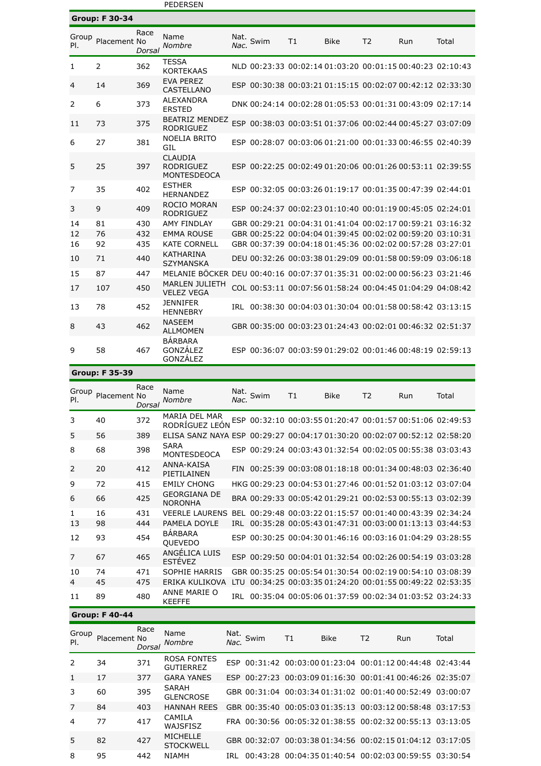PEDERSEN

## Group: F 30-34

| Group Pl. | Placement | Race No *Dorsal* | Name *Nombre* | Nat. *Nac.* | Swim | T1 | Bike | T2 | Run | Total |
|---|---|---|---|---|---|---|---|---|---|---|
| 1 | 2 | 362 | TESSA KORTEKAAS | NLD | 00:23:33 | 00:02:14 | 01:03:20 | 00:01:15 | 00:40:23 | 02:10:43 |
| 4 | 14 | 369 | EVA PEREZ CASTELLANO | ESP | 00:30:38 | 00:03:21 | 01:15:15 | 00:02:07 | 00:42:12 | 02:33:30 |
| 2 | 6 | 373 | ALEXANDRA ERSTED | DNK | 00:24:14 | 00:02:28 | 01:05:53 | 00:01:31 | 00:43:09 | 02:17:14 |
| 11 | 73 | 375 | BEATRIZ MENDEZ RODRIGUEZ | ESP | 00:38:03 | 00:03:51 | 01:37:06 | 00:02:44 | 00:45:27 | 03:07:09 |
| 6 | 27 | 381 | NOELIA BRITO GIL | ESP | 00:28:07 | 00:03:06 | 01:21:00 | 00:01:33 | 00:46:55 | 02:40:39 |
| 5 | 25 | 397 | CLAUDIA RODRIGUEZ MONTESDEOCA | ESP | 00:22:25 | 00:02:49 | 01:20:06 | 00:01:26 | 00:53:11 | 02:39:55 |
| 7 | 35 | 402 | ESTHER HERNANDEZ | ESP | 00:32:05 | 00:03:26 | 01:19:17 | 00:01:35 | 00:47:39 | 02:44:01 |
| 3 | 9 | 409 | ROCIO MORAN RODRIGUEZ | ESP | 00:24:37 | 00:02:23 | 01:10:40 | 00:01:19 | 00:45:05 | 02:24:01 |
| 14 | 81 | 430 | AMY FINDLAY | GBR | 00:29:21 | 00:04:31 | 01:41:04 | 00:02:17 | 00:59:21 | 03:16:32 |
| 12 | 76 | 432 | EMMA ROUSE | GBR | 00:25:22 | 00:04:04 | 01:39:45 | 00:02:02 | 00:59:20 | 03:10:31 |
| 16 | 92 | 435 | KATE CORNELL | GBR | 00:37:39 | 00:04:18 | 01:45:36 | 00:02:02 | 00:57:28 | 03:27:01 |
| 10 | 71 | 440 | KATHARINA SZYMANSKA | DEU | 00:32:26 | 00:03:38 | 01:29:09 | 00:01:58 | 00:59:09 | 03:06:18 |
| 15 | 87 | 447 | MELANIE BÖCKER | DEU | 00:40:16 | 00:07:37 | 01:35:31 | 00:02:00 | 00:56:23 | 03:21:46 |
| 17 | 107 | 450 | MARLEN JULIETH VELEZ VEGA | COL | 00:53:11 | 00:07:56 | 01:58:24 | 00:04:45 | 01:04:29 | 04:08:42 |
| 13 | 78 | 452 | JENNIFER HENNEBRY | IRL | 00:38:30 | 00:04:03 | 01:30:04 | 00:01:58 | 00:58:42 | 03:13:15 |
| 8 | 43 | 462 | NASEEM ALLMOMEN | GBR | 00:35:00 | 00:03:23 | 01:24:43 | 00:02:01 | 00:46:32 | 02:51:37 |
| 9 | 58 | 467 | BÁRBARA GONZÁLEZ GONZÁLEZ | ESP | 00:36:07 | 00:03:59 | 01:29:02 | 00:01:46 | 00:48:19 | 02:59:13 |

## Group: F 35-39

| Group Pl. | Placement | Race No *Dorsal* | Name *Nombre* | Nat. *Nac.* | Swim | T1 | Bike | T2 | Run | Total |
|---|---|---|---|---|---|---|---|---|---|---|
| 3 | 40 | 372 | MARIA DEL MAR RODRÍGUEZ LEÓN | ESP | 00:32:10 | 00:03:55 | 01:20:47 | 00:01:57 | 00:51:06 | 02:49:53 |
| 5 | 56 | 389 | ELISA SANZ NAYA | ESP | 00:29:27 | 00:04:17 | 01:30:20 | 00:02:07 | 00:52:12 | 02:58:20 |
| 8 | 68 | 398 | SARA MONTESDEOCA | ESP | 00:29:24 | 00:03:43 | 01:32:54 | 00:02:05 | 00:55:38 | 03:03:43 |
| 2 | 20 | 412 | ANNA-KAISA PIETILAINEN | FIN | 00:25:39 | 00:03:08 | 01:18:18 | 00:01:34 | 00:48:03 | 02:36:40 |
| 9 | 72 | 415 | EMILY CHONG | HKG | 00:29:23 | 00:04:53 | 01:27:46 | 00:01:52 | 01:03:12 | 03:07:04 |
| 6 | 66 | 425 | GEORGIANA DE NORONHA | BRA | 00:29:33 | 00:05:42 | 01:29:21 | 00:02:53 | 00:55:13 | 03:02:39 |
| 1 | 16 | 431 | VEERLE LAURENS | BEL | 00:29:48 | 00:03:22 | 01:15:57 | 00:01:40 | 00:43:39 | 02:34:24 |
| 13 | 98 | 444 | PAMELA DOYLE | IRL | 00:35:28 | 00:05:43 | 01:47:31 | 00:03:00 | 01:13:13 | 03:44:53 |
| 12 | 93 | 454 | BÁRBARA QUEVEDO | ESP | 00:30:25 | 00:04:30 | 01:46:16 | 00:03:16 | 01:04:29 | 03:28:55 |
| 7 | 67 | 465 | ANGÉLICA LUIS ESTÉVEZ | ESP | 00:29:50 | 00:04:01 | 01:32:54 | 00:02:26 | 00:54:19 | 03:03:28 |
| 10 | 74 | 471 | SOPHIE HARRIS | GBR | 00:35:25 | 00:05:54 | 01:30:54 | 00:02:19 | 00:54:10 | 03:08:39 |
| 4 | 45 | 475 | ERIKA KULIKOVA | LTU | 00:34:25 | 00:03:35 | 01:24:20 | 00:01:55 | 00:49:22 | 02:53:35 |
| 11 | 89 | 480 | ANNE MARIE O KEEFFE | IRL | 00:35:04 | 00:05:06 | 01:37:59 | 00:02:34 | 01:03:52 | 03:24:33 |

## Group: F 40-44

| Group Pl. | Placement | Race No *Dorsal* | Name *Nombre* | Nat. *Nac.* | Swim | T1 | Bike | T2 | Run | Total |
|---|---|---|---|---|---|---|---|---|---|---|
| 2 | 34 | 371 | ROSA FONTES GUTIERREZ | ESP | 00:31:42 | 00:03:00 | 01:23:04 | 00:01:12 | 00:44:48 | 02:43:44 |
| 1 | 17 | 377 | GARA YANES | ESP | 00:27:23 | 00:03:09 | 01:16:30 | 00:01:41 | 00:46:26 | 02:35:07 |
| 3 | 60 | 395 | SARAH GLENCROSE | GBR | 00:31:04 | 00:03:34 | 01:31:02 | 00:01:40 | 00:52:49 | 03:00:07 |
| 7 | 84 | 403 | HANNAH REES | GBR | 00:35:40 | 00:05:03 | 01:35:13 | 00:03:12 | 00:58:48 | 03:17:53 |
| 4 | 77 | 417 | CAMILA WAJSFISZ | FRA | 00:30:56 | 00:05:32 | 01:38:55 | 00:02:32 | 00:55:13 | 03:13:05 |
| 5 | 82 | 427 | MICHELLE STOCKWELL | GBR | 00:32:07 | 00:03:38 | 01:34:56 | 00:02:15 | 01:04:12 | 03:17:05 |
| 8 | 95 | 442 | NIAMH | IRL | 00:43:28 | 00:04:35 | 01:40:54 | 00:02:03 | 00:59:55 | 03:30:54 |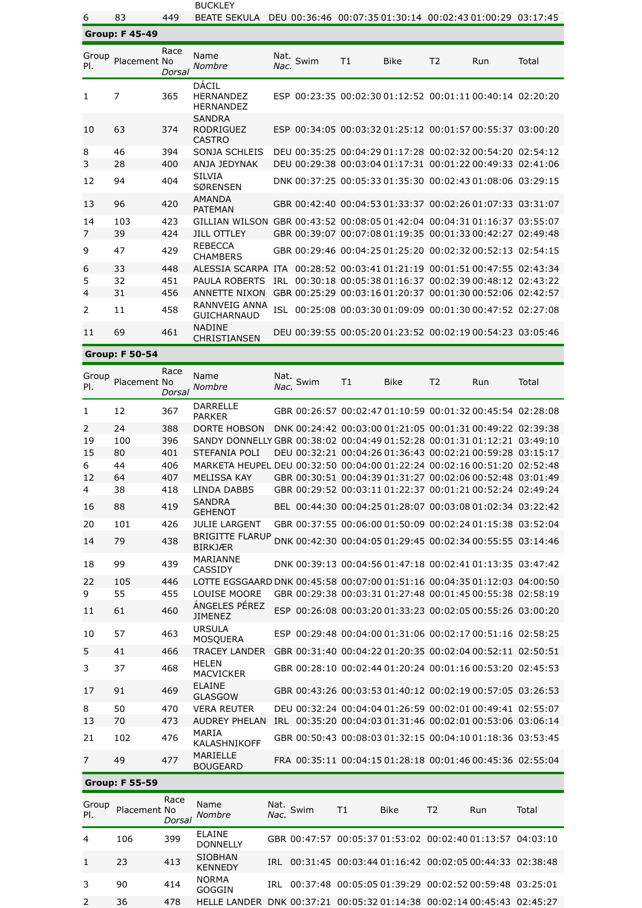| | | | BUCKLEY | | | | | | | |
|---|---|---|---|---|---|---|---|---|---|---|
| 6 | 83 | 449 | BEATE SEKULA | DEU | 00:36:46 | 00:07:35 | 01:30:14 | 00:02:43 | 01:00:29 | 03:17:45 |

**Group: F 45-49**

| Group Pl. | Placement | Race No *Dorsal* | Name *Nombre* | Nat. *Nac.* | Swim | T1 | Bike | T2 | Run | Total |
|---|---|---|---|---|---|---|---|---|---|---|
| 1 | 7 | 365 | DÁCIL HERNANDEZ HERNANDEZ | ESP | 00:23:35 | 00:02:30 | 01:12:52 | 00:01:11 | 00:40:14 | 02:20:20 |
| 10 | 63 | 374 | SANDRA RODRIGUEZ CASTRO | ESP | 00:34:05 | 00:03:32 | 01:25:12 | 00:01:57 | 00:55:37 | 03:00:20 |
| 8 | 46 | 394 | SONJA SCHLEIS | DEU | 00:35:25 | 00:04:29 | 01:17:28 | 00:02:32 | 00:54:20 | 02:54:12 |
| 3 | 28 | 400 | ANJA JEDYNAK | DEU | 00:29:38 | 00:03:04 | 01:17:31 | 00:01:22 | 00:49:33 | 02:41:06 |
| 12 | 94 | 404 | SILVIA SØRENSEN | DNK | 00:37:25 | 00:05:33 | 01:35:30 | 00:02:43 | 01:08:06 | 03:29:15 |
| 13 | 96 | 420 | AMANDA PATEMAN | GBR | 00:42:40 | 00:04:53 | 01:33:37 | 00:02:26 | 01:07:33 | 03:31:07 |
| 14 | 103 | 423 | GILLIAN WILSON | GBR | 00:43:52 | 00:08:05 | 01:42:04 | 00:04:31 | 01:16:37 | 03:55:07 |
| 7 | 39 | 424 | JILL OTTLEY | GBR | 00:39:07 | 00:07:08 | 01:19:35 | 00:01:33 | 00:42:27 | 02:49:48 |
| 9 | 47 | 429 | REBECCA CHAMBERS | GBR | 00:29:46 | 00:04:25 | 01:25:20 | 00:02:32 | 00:52:13 | 02:54:15 |
| 6 | 33 | 448 | ALESSIA SCARPA | ITA | 00:28:52 | 00:03:41 | 01:21:19 | 00:01:51 | 00:47:55 | 02:43:34 |
| 5 | 32 | 451 | PAULA ROBERTS | IRL | 00:30:18 | 00:05:38 | 01:16:37 | 00:02:39 | 00:48:12 | 02:43:22 |
| 4 | 31 | 456 | ANNETTE NIXON | GBR | 00:25:29 | 00:03:16 | 01:20:37 | 00:01:30 | 00:52:06 | 02:42:57 |
| 2 | 11 | 458 | RANNVEIG ANNA GUICHARNAUD | ISL | 00:25:08 | 00:03:30 | 01:09:09 | 00:01:30 | 00:47:52 | 02:27:08 |
| 11 | 69 | 461 | NADINE CHRISTIANSEN | DEU | 00:39:55 | 00:05:20 | 01:23:52 | 00:02:19 | 00:54:23 | 03:05:46 |

**Group: F 50-54**

| Group Pl. | Placement | Race No *Dorsal* | Name *Nombre* | Nat. *Nac.* | Swim | T1 | Bike | T2 | Run | Total |
|---|---|---|---|---|---|---|---|---|---|---|
| 1 | 12 | 367 | DARRELLE PARKER | GBR | 00:26:57 | 00:02:47 | 01:10:59 | 00:01:32 | 00:45:54 | 02:28:08 |
| 2 | 24 | 388 | DORTE HOBSON | DNK | 00:24:42 | 00:03:00 | 01:21:05 | 00:01:31 | 00:49:22 | 02:39:38 |
| 19 | 100 | 396 | SANDY DONNELLY | GBR | 00:38:02 | 00:04:49 | 01:52:28 | 00:01:31 | 01:12:21 | 03:49:10 |
| 15 | 80 | 401 | STEFANIA POLI | DEU | 00:32:21 | 00:04:26 | 01:36:43 | 00:02:21 | 00:59:28 | 03:15:17 |
| 6 | 44 | 406 | MARKETA HEUPEL | DEU | 00:32:50 | 00:04:00 | 01:22:24 | 00:02:16 | 00:51:20 | 02:52:48 |
| 12 | 64 | 407 | MELISSA KAY | GBR | 00:30:51 | 00:04:39 | 01:31:27 | 00:02:06 | 00:52:48 | 03:01:49 |
| 4 | 38 | 418 | LINDA DABBS | GBR | 00:29:52 | 00:03:11 | 01:22:37 | 00:01:21 | 00:52:24 | 02:49:24 |
| 16 | 88 | 419 | SANDRA GEHENOT | BEL | 00:44:30 | 00:04:25 | 01:28:07 | 00:03:08 | 01:02:34 | 03:22:42 |
| 20 | 101 | 426 | JULIE LARGENT | GBR | 00:37:55 | 00:06:00 | 01:50:09 | 00:02:24 | 01:15:38 | 03:52:04 |
| 14 | 79 | 438 | BRIGITTE FLARUP BIRKJÆR | DNK | 00:42:30 | 00:04:05 | 01:29:45 | 00:02:34 | 00:55:55 | 03:14:46 |
| 18 | 99 | 439 | MARIANNE CASSIDY | DNK | 00:39:13 | 00:04:56 | 01:47:18 | 00:02:41 | 01:13:35 | 03:47:42 |
| 22 | 105 | 446 | LOTTE EGSGAARD | DNK | 00:45:58 | 00:07:00 | 01:51:16 | 00:04:35 | 01:12:03 | 04:00:50 |
| 9 | 55 | 455 | LOUISE MOORE | GBR | 00:29:38 | 00:03:31 | 01:27:48 | 00:01:45 | 00:55:38 | 02:58:19 |
| 11 | 61 | 460 | ÁNGELES PÉREZ JIMENEZ | ESP | 00:26:08 | 00:03:20 | 01:33:23 | 00:02:05 | 00:55:26 | 03:00:20 |
| 10 | 57 | 463 | URSULA MOSQUERA | ESP | 00:29:48 | 00:04:00 | 01:31:06 | 00:02:17 | 00:51:16 | 02:58:25 |
| 5 | 41 | 466 | TRACEY LANDER | GBR | 00:31:40 | 00:04:22 | 01:20:35 | 00:02:04 | 00:52:11 | 02:50:51 |
| 3 | 37 | 468 | HELEN MACVICKER | GBR | 00:28:10 | 00:02:44 | 01:20:24 | 00:01:16 | 00:53:20 | 02:45:53 |
| 17 | 91 | 469 | ELAINE GLASGOW | GBR | 00:43:26 | 00:03:53 | 01:40:12 | 00:02:19 | 00:57:05 | 03:26:53 |
| 8 | 50 | 470 | VERA REUTER | DEU | 00:32:24 | 00:04:04 | 01:26:59 | 00:02:01 | 00:49:41 | 02:55:07 |
| 13 | 70 | 473 | AUDREY PHELAN | IRL | 00:35:20 | 00:04:03 | 01:31:46 | 00:02:01 | 00:53:06 | 03:06:14 |
| 21 | 102 | 476 | MARIA KALASHNIKOFF | GBR | 00:50:43 | 00:08:03 | 01:32:15 | 00:04:10 | 01:18:36 | 03:53:45 |
| 7 | 49 | 477 | MARIELLE BOUGEARD | FRA | 00:35:11 | 00:04:15 | 01:28:18 | 00:01:46 | 00:45:36 | 02:55:04 |

**Group: F 55-59**

| Group Pl. | Placement | Race No *Dorsal* | Name *Nombre* | Nat. *Nac.* | Swim | T1 | Bike | T2 | Run | Total |
|---|---|---|---|---|---|---|---|---|---|---|
| 4 | 106 | 399 | ELAINE DONNELLY | GBR | 00:47:57 | 00:05:37 | 01:53:02 | 00:02:40 | 01:13:57 | 04:03:10 |
| 1 | 23 | 413 | SIOBHAN KENNEDY | IRL | 00:31:45 | 00:03:44 | 01:16:42 | 00:02:05 | 00:44:33 | 02:38:48 |
| 3 | 90 | 414 | NORMA GOGGIN | IRL | 00:37:48 | 00:05:05 | 01:39:29 | 00:02:52 | 00:59:48 | 03:25:01 |
| 2 | 36 | 478 | HELLE LANDER | DNK | 00:37:21 | 00:05:32 | 01:14:38 | 00:02:14 | 00:45:43 | 02:45:27 |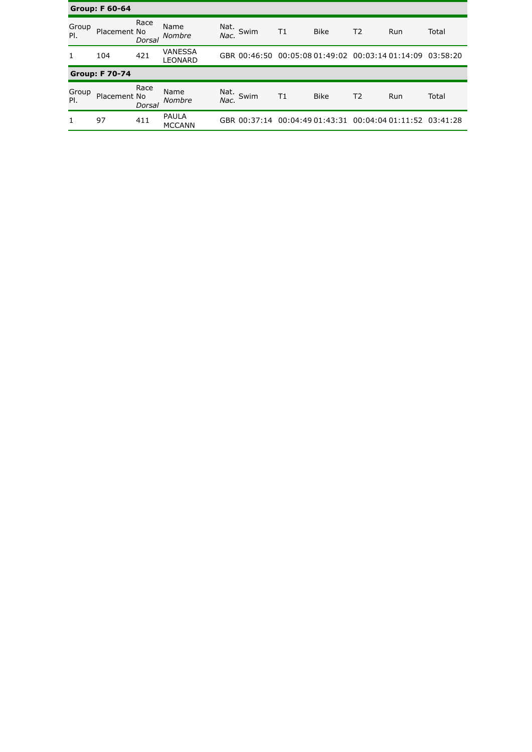**Group: F 60-64**

| Group Pl. | Placement | Race No *Dorsal* | Name *Nombre* | Nat. *Nac.* | Swim | T1 | Bike | T2 | Run | Total |
|---|---|---|---|---|---|---|---|---|---|---|
| 1 | 104 | 421 | VANESSA LEONARD | GBR | 00:46:50 | 00:05:08 | 01:49:02 | 00:03:14 | 01:14:09 | 03:58:20 |

**Group: F 70-74**

| Group Pl. | Placement | Race No *Dorsal* | Name *Nombre* | Nat. *Nac.* | Swim | T1 | Bike | T2 | Run | Total |
|---|---|---|---|---|---|---|---|---|---|---|
| 1 | 97 | 411 | PAULA MCCANN | GBR | 00:37:14 | 00:04:49 | 01:43:31 | 00:04:04 | 01:11:52 | 03:41:28 |